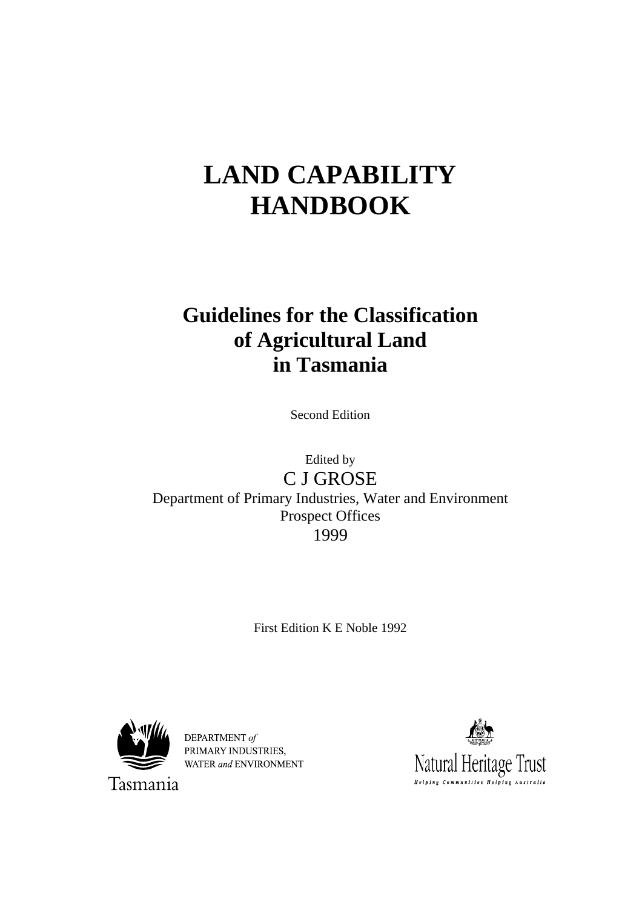# LAND CAPABILITY HANDBOOK

## Guidelines for the Classification of Agricultural Land in Tasmania

Second Edition

Edited by

C J GROSE

Department of Primary Industries, Water and Environment

Prospect Offices

1999

First Edition K E Noble 1992

DEPARTMENT *of* PRIMARY INDUSTRIES, WATER *and* ENVIRONMENT

Tasmania

Natural Heritage Trust

*Helping Communities Helping Australia*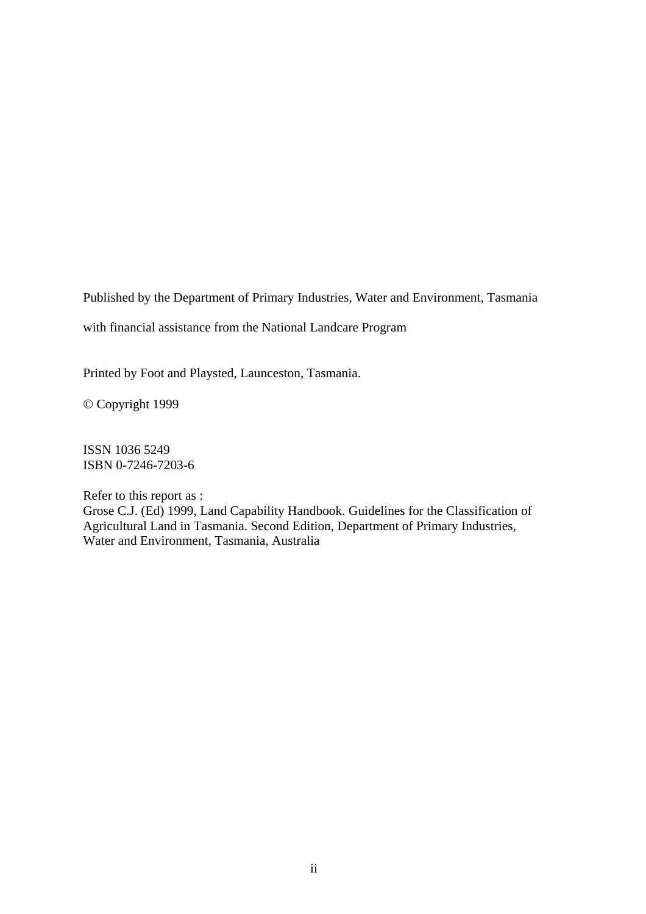Published by the Department of Primary Industries, Water and Environment, Tasmania

with financial assistance from the National Landcare Program

Printed by Foot and Playsted, Launceston, Tasmania.

© Copyright 1999

ISSN 1036 5249
ISBN 0-7246-7203-6

Refer to this report as :
Grose C.J. (Ed) 1999, Land Capability Handbook. Guidelines for the Classification of Agricultural Land in Tasmania. Second Edition, Department of Primary Industries, Water and Environment, Tasmania, Australia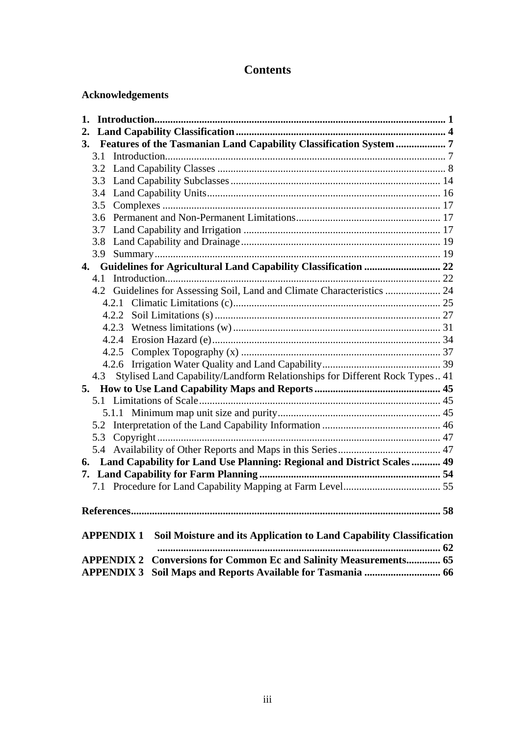# Contents

**Acknowledgements**

**1. Introduction** .......... **1**
**2. Land Capability Classification** .......... **4**
**3. Features of the Tasmanian Land Capability Classification System** .......... **7**
- 3.1 Introduction .......... 7
- 3.2 Land Capability Classes .......... 8
- 3.3 Land Capability Subclasses .......... 14
- 3.4 Land Capability Units .......... 16
- 3.5 Complexes .......... 17
- 3.6 Permanent and Non-Permanent Limitations .......... 17
- 3.7 Land Capability and Irrigation .......... 17
- 3.8 Land Capability and Drainage .......... 19
- 3.9 Summary .......... 19

**4. Guidelines for Agricultural Land Capability Classification** .......... **22**
- 4.1 Introduction .......... 22
- 4.2 Guidelines for Assessing Soil, Land and Climate Characteristics .......... 24
  - 4.2.1 Climatic Limitations (c) .......... 25
  - 4.2.2 Soil Limitations (s) .......... 27
  - 4.2.3 Wetness limitations (w) .......... 31
  - 4.2.4 Erosion Hazard (e) .......... 34
  - 4.2.5 Complex Topography (x) .......... 37
  - 4.2.6 Irrigation Water Quality and Land Capability .......... 39
- 4.3 Stylised Land Capability/Landform Relationships for Different Rock Types .......... 41

**5. How to Use Land Capability Maps and Reports** .......... **45**
- 5.1 Limitations of Scale .......... 45
  - 5.1.1 Minimum map unit size and purity .......... 45
- 5.2 Interpretation of the Land Capability Information .......... 46
- 5.3 Copyright .......... 47
- 5.4 Availability of Other Reports and Maps in this Series .......... 47

**6. Land Capability for Land Use Planning: Regional and District Scales** .......... **49**
**7. Land Capability for Farm Planning** .......... **54**
- 7.1 Procedure for Land Capability Mapping at Farm Level .......... 55

**References** .......... **58**

**APPENDIX 1 Soil Moisture and its Application to Land Capability Classification** .......... **62**
**APPENDIX 2 Conversions for Common Ec and Salinity Measurements** .......... **65**
**APPENDIX 3 Soil Maps and Reports Available for Tasmania** .......... **66**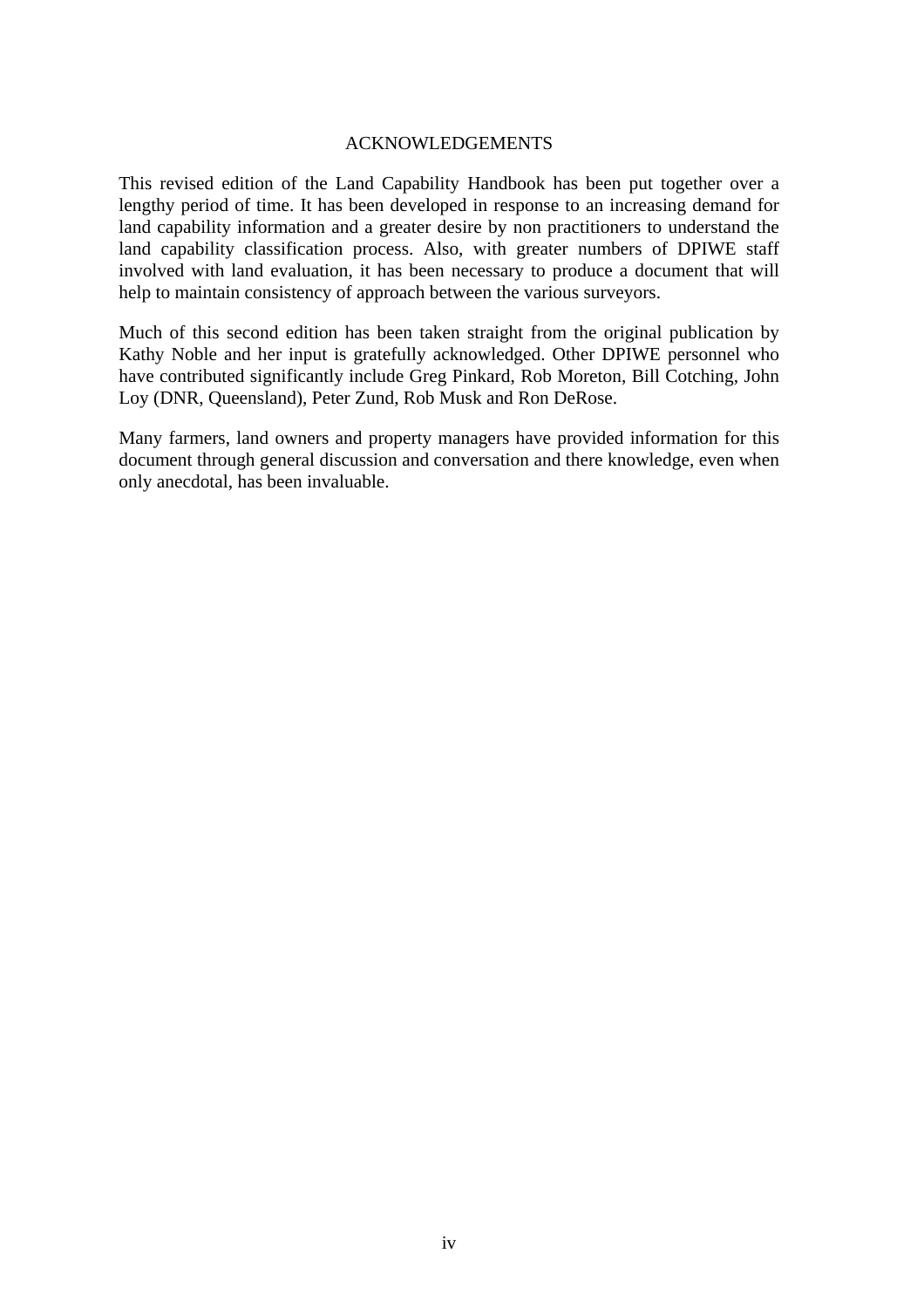# ACKNOWLEDGEMENTS

This revised edition of the Land Capability Handbook has been put together over a lengthy period of time. It has been developed in response to an increasing demand for land capability information and a greater desire by non practitioners to understand the land capability classification process. Also, with greater numbers of DPIWE staff involved with land evaluation, it has been necessary to produce a document that will help to maintain consistency of approach between the various surveyors.

Much of this second edition has been taken straight from the original publication by Kathy Noble and her input is gratefully acknowledged. Other DPIWE personnel who have contributed significantly include Greg Pinkard, Rob Moreton, Bill Cotching, John Loy (DNR, Queensland), Peter Zund, Rob Musk and Ron DeRose.

Many farmers, land owners and property managers have provided information for this document through general discussion and conversation and there knowledge, even when only anecdotal, has been invaluable.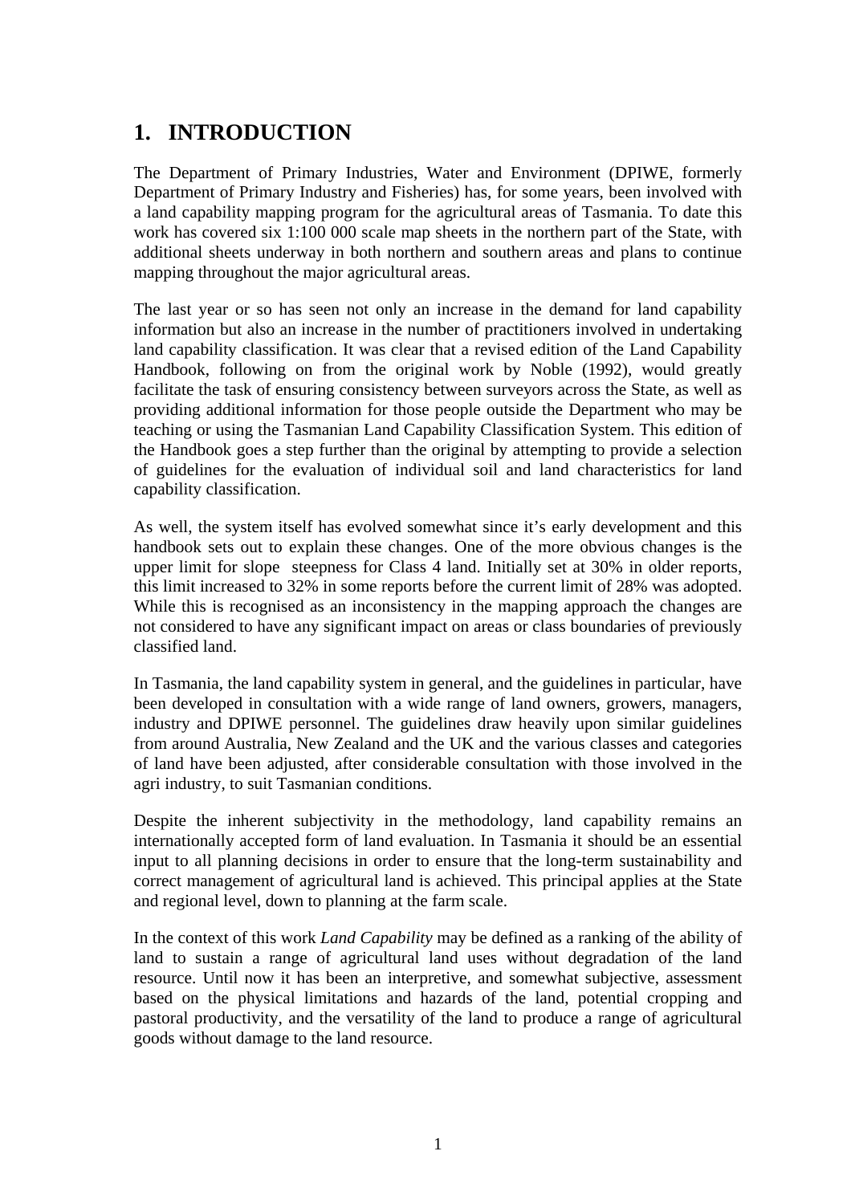# 1. INTRODUCTION

The Department of Primary Industries, Water and Environment (DPIWE, formerly Department of Primary Industry and Fisheries) has, for some years, been involved with a land capability mapping program for the agricultural areas of Tasmania. To date this work has covered six 1:100 000 scale map sheets in the northern part of the State, with additional sheets underway in both northern and southern areas and plans to continue mapping throughout the major agricultural areas.

The last year or so has seen not only an increase in the demand for land capability information but also an increase in the number of practitioners involved in undertaking land capability classification. It was clear that a revised edition of the Land Capability Handbook, following on from the original work by Noble (1992), would greatly facilitate the task of ensuring consistency between surveyors across the State, as well as providing additional information for those people outside the Department who may be teaching or using the Tasmanian Land Capability Classification System. This edition of the Handbook goes a step further than the original by attempting to provide a selection of guidelines for the evaluation of individual soil and land characteristics for land capability classification.

As well, the system itself has evolved somewhat since it's early development and this handbook sets out to explain these changes. One of the more obvious changes is the upper limit for slope steepness for Class 4 land. Initially set at 30% in older reports, this limit increased to 32% in some reports before the current limit of 28% was adopted. While this is recognised as an inconsistency in the mapping approach the changes are not considered to have any significant impact on areas or class boundaries of previously classified land.

In Tasmania, the land capability system in general, and the guidelines in particular, have been developed in consultation with a wide range of land owners, growers, managers, industry and DPIWE personnel. The guidelines draw heavily upon similar guidelines from around Australia, New Zealand and the UK and the various classes and categories of land have been adjusted, after considerable consultation with those involved in the agri industry, to suit Tasmanian conditions.

Despite the inherent subjectivity in the methodology, land capability remains an internationally accepted form of land evaluation. In Tasmania it should be an essential input to all planning decisions in order to ensure that the long-term sustainability and correct management of agricultural land is achieved. This principal applies at the State and regional level, down to planning at the farm scale.

In the context of this work *Land Capability* may be defined as a ranking of the ability of land to sustain a range of agricultural land uses without degradation of the land resource. Until now it has been an interpretive, and somewhat subjective, assessment based on the physical limitations and hazards of the land, potential cropping and pastoral productivity, and the versatility of the land to produce a range of agricultural goods without damage to the land resource.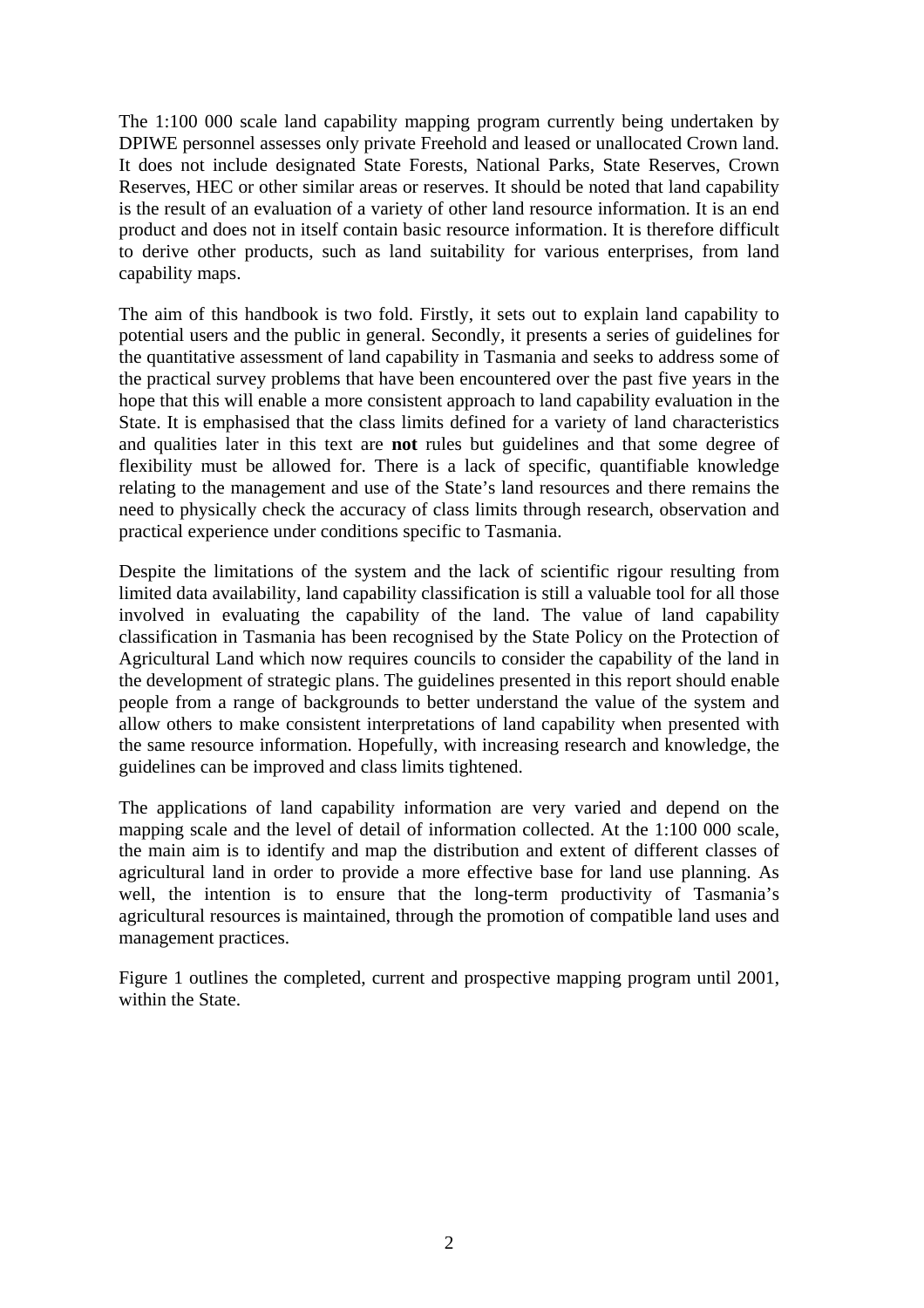The 1:100 000 scale land capability mapping program currently being undertaken by DPIWE personnel assesses only private Freehold and leased or unallocated Crown land. It does not include designated State Forests, National Parks, State Reserves, Crown Reserves, HEC or other similar areas or reserves. It should be noted that land capability is the result of an evaluation of a variety of other land resource information. It is an end product and does not in itself contain basic resource information. It is therefore difficult to derive other products, such as land suitability for various enterprises, from land capability maps.

The aim of this handbook is two fold. Firstly, it sets out to explain land capability to potential users and the public in general. Secondly, it presents a series of guidelines for the quantitative assessment of land capability in Tasmania and seeks to address some of the practical survey problems that have been encountered over the past five years in the hope that this will enable a more consistent approach to land capability evaluation in the State. It is emphasised that the class limits defined for a variety of land characteristics and qualities later in this text are **not** rules but guidelines and that some degree of flexibility must be allowed for. There is a lack of specific, quantifiable knowledge relating to the management and use of the State's land resources and there remains the need to physically check the accuracy of class limits through research, observation and practical experience under conditions specific to Tasmania.

Despite the limitations of the system and the lack of scientific rigour resulting from limited data availability, land capability classification is still a valuable tool for all those involved in evaluating the capability of the land. The value of land capability classification in Tasmania has been recognised by the State Policy on the Protection of Agricultural Land which now requires councils to consider the capability of the land in the development of strategic plans. The guidelines presented in this report should enable people from a range of backgrounds to better understand the value of the system and allow others to make consistent interpretations of land capability when presented with the same resource information. Hopefully, with increasing research and knowledge, the guidelines can be improved and class limits tightened.

The applications of land capability information are very varied and depend on the mapping scale and the level of detail of information collected. At the 1:100 000 scale, the main aim is to identify and map the distribution and extent of different classes of agricultural land in order to provide a more effective base for land use planning. As well, the intention is to ensure that the long-term productivity of Tasmania's agricultural resources is maintained, through the promotion of compatible land uses and management practices.

Figure 1 outlines the completed, current and prospective mapping program until 2001, within the State.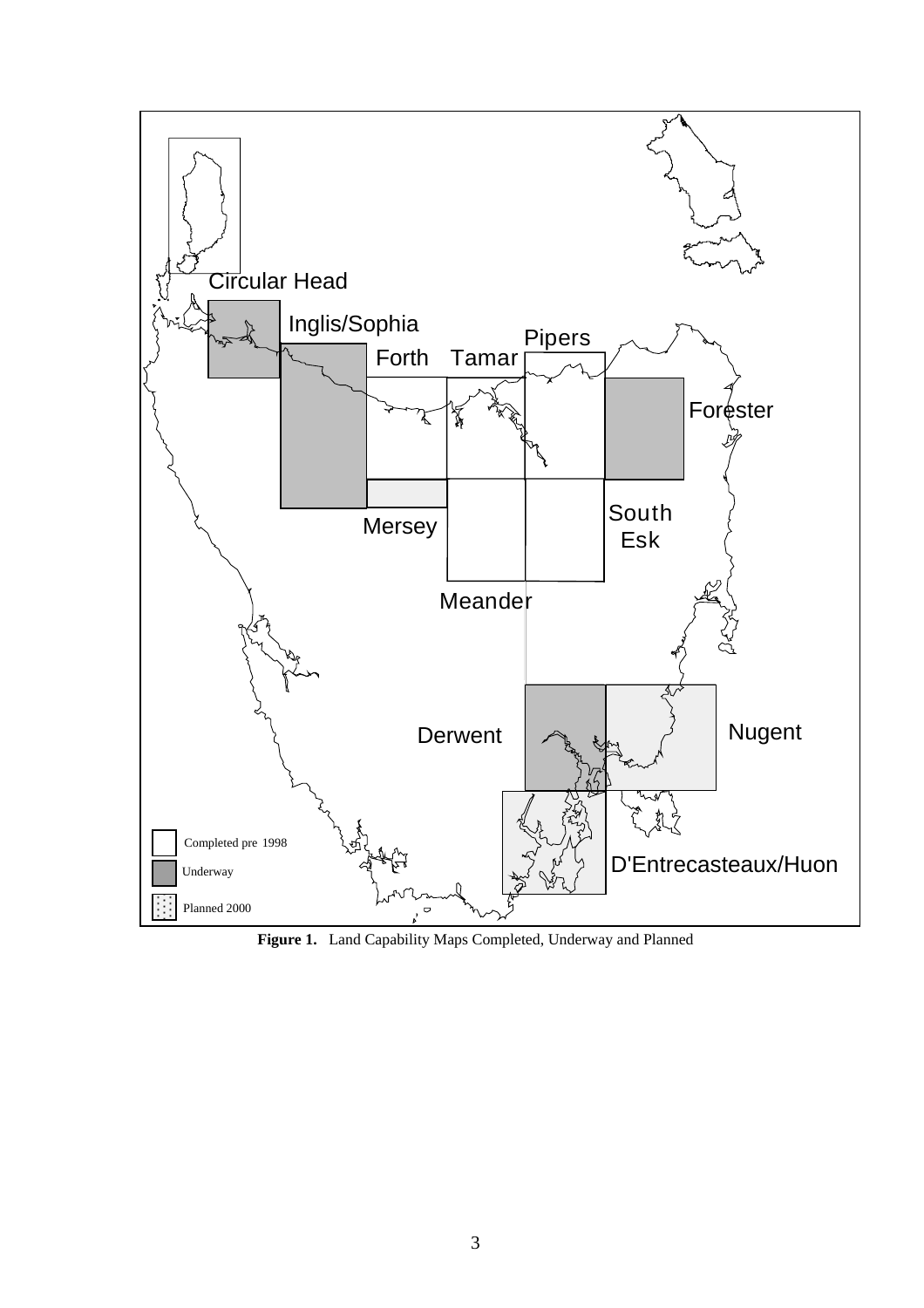**Figure 1.** Land Capability Maps Completed, Underway and Planned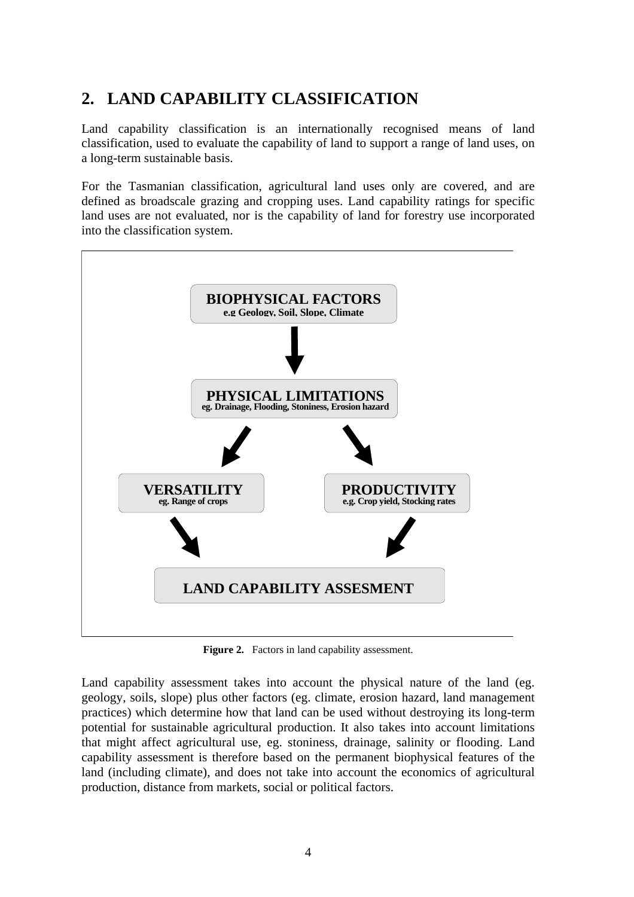## 2. LAND CAPABILITY CLASSIFICATION

Land capability classification is an internationally recognised means of land classification, used to evaluate the capability of land to support a range of land uses, on a long-term sustainable basis.

For the Tasmanian classification, agricultural land uses only are covered, and are defined as broadscale grazing and cropping uses. Land capability ratings for specific land uses are not evaluated, nor is the capability of land for forestry use incorporated into the classification system.

**BIOPHYSICAL FACTORS**
e.g Geology, Soil, Slope, Climate

↓

**PHYSICAL LIMITATIONS**
eg. Drainage, Flooding, Stoniness, Erosion hazard

↙ ↘

**VERSATILITY**
eg. Range of crops

**PRODUCTIVITY**
e.g. Crop yield, Stocking rates

↘ ↙

**LAND CAPABILITY ASSESMENT**

**Figure 2.** Factors in land capability assessment.

Land capability assessment takes into account the physical nature of the land (eg. geology, soils, slope) plus other factors (eg. climate, erosion hazard, land management practices) which determine how that land can be used without destroying its long-term potential for sustainable agricultural production. It also takes into account limitations that might affect agricultural use, eg. stoniness, drainage, salinity or flooding. Land capability assessment is therefore based on the permanent biophysical features of the land (including climate), and does not take into account the economics of agricultural production, distance from markets, social or political factors.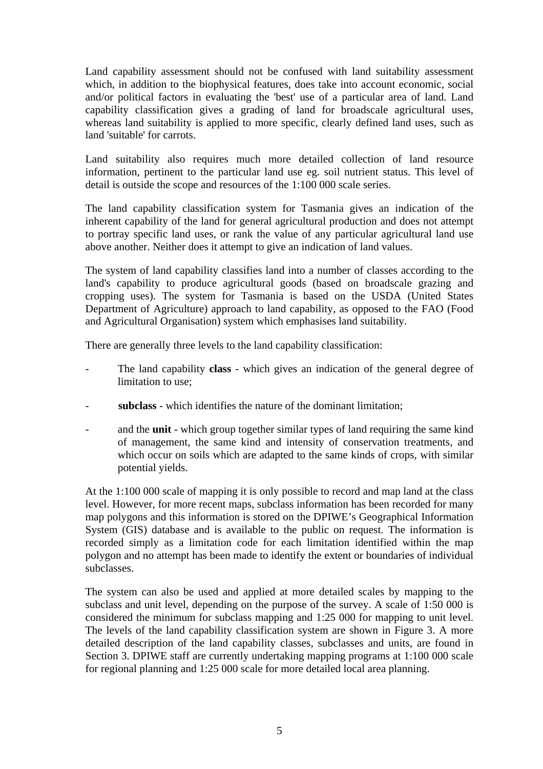Land capability assessment should not be confused with land suitability assessment which, in addition to the biophysical features, does take into account economic, social and/or political factors in evaluating the 'best' use of a particular area of land. Land capability classification gives a grading of land for broadscale agricultural uses, whereas land suitability is applied to more specific, clearly defined land uses, such as land 'suitable' for carrots.

Land suitability also requires much more detailed collection of land resource information, pertinent to the particular land use eg. soil nutrient status. This level of detail is outside the scope and resources of the 1:100 000 scale series.

The land capability classification system for Tasmania gives an indication of the inherent capability of the land for general agricultural production and does not attempt to portray specific land uses, or rank the value of any particular agricultural land use above another. Neither does it attempt to give an indication of land values.

The system of land capability classifies land into a number of classes according to the land's capability to produce agricultural goods (based on broadscale grazing and cropping uses). The system for Tasmania is based on the USDA (United States Department of Agriculture) approach to land capability, as opposed to the FAO (Food and Agricultural Organisation) system which emphasises land suitability.

There are generally three levels to the land capability classification:

- The land capability **class** - which gives an indication of the general degree of limitation to use;
- **subclass** - which identifies the nature of the dominant limitation;
- and the **unit** - which group together similar types of land requiring the same kind of management, the same kind and intensity of conservation treatments, and which occur on soils which are adapted to the same kinds of crops, with similar potential yields.

At the 1:100 000 scale of mapping it is only possible to record and map land at the class level. However, for more recent maps, subclass information has been recorded for many map polygons and this information is stored on the DPIWE's Geographical Information System (GIS) database and is available to the public on request. The information is recorded simply as a limitation code for each limitation identified within the map polygon and no attempt has been made to identify the extent or boundaries of individual subclasses.

The system can also be used and applied at more detailed scales by mapping to the subclass and unit level, depending on the purpose of the survey. A scale of 1:50 000 is considered the minimum for subclass mapping and 1:25 000 for mapping to unit level. The levels of the land capability classification system are shown in Figure 3. A more detailed description of the land capability classes, subclasses and units, are found in Section 3. DPIWE staff are currently undertaking mapping programs at 1:100 000 scale for regional planning and 1:25 000 scale for more detailed local area planning.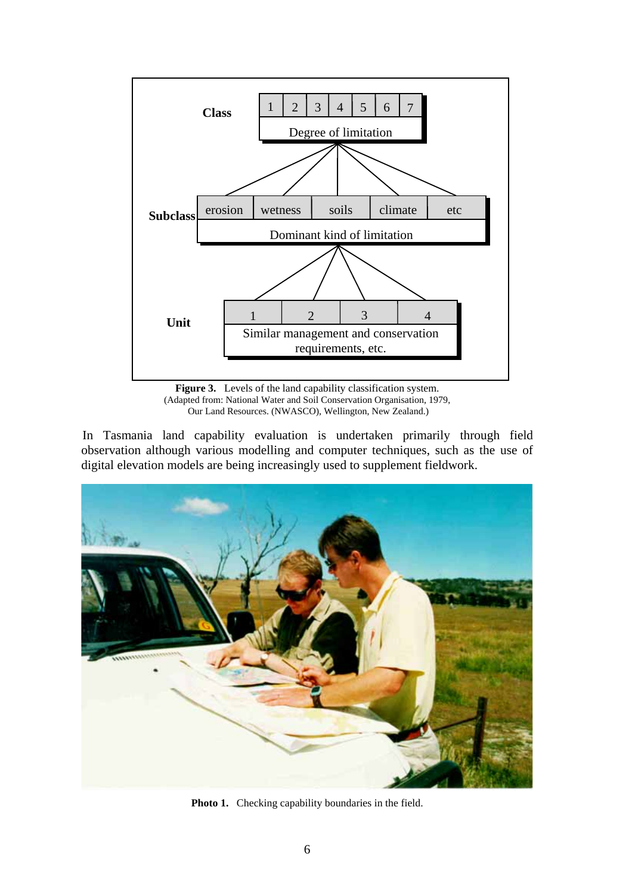| | |
|---|---|
| **Class** | 1 \| 2 \| 3 \| 4 \| 5 \| 6 \| 7 — Degree of limitation |
| **Subclass** | erosion \| wetness \| soils \| climate \| etc — Dominant kind of limitation |
| **Unit** | 1 \| 2 \| 3 \| 4 — Similar management and conservation requirements, etc. |

**Figure 3.** Levels of the land capability classification system.
(Adapted from: National Water and Soil Conservation Organisation, 1979, Our Land Resources. (NWASCO), Wellington, New Zealand.)

In Tasmania land capability evaluation is undertaken primarily through field observation although various modelling and computer techniques, such as the use of digital elevation models are being increasingly used to supplement fieldwork.

**Photo 1.** Checking capability boundaries in the field.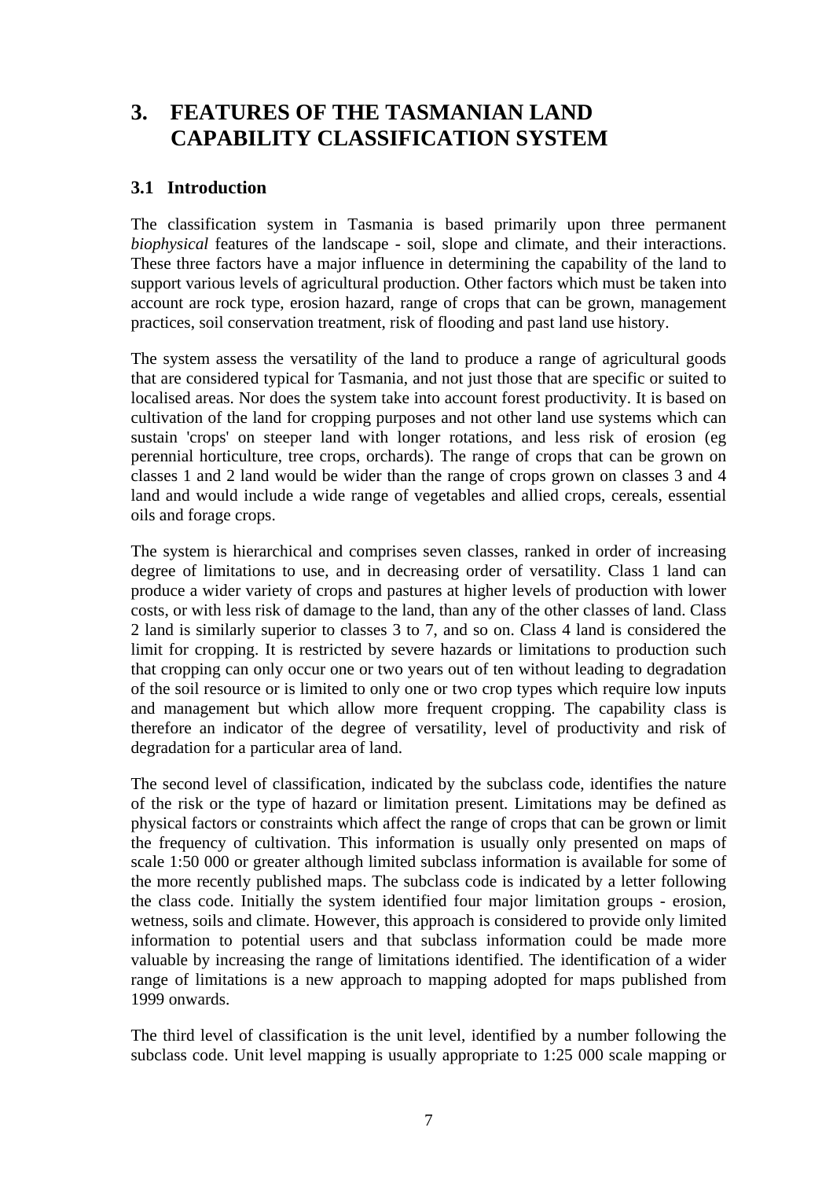# 3. FEATURES OF THE TASMANIAN LAND CAPABILITY CLASSIFICATION SYSTEM

## 3.1 Introduction

The classification system in Tasmania is based primarily upon three permanent *biophysical* features of the landscape - soil, slope and climate, and their interactions. These three factors have a major influence in determining the capability of the land to support various levels of agricultural production. Other factors which must be taken into account are rock type, erosion hazard, range of crops that can be grown, management practices, soil conservation treatment, risk of flooding and past land use history.

The system assess the versatility of the land to produce a range of agricultural goods that are considered typical for Tasmania, and not just those that are specific or suited to localised areas. Nor does the system take into account forest productivity. It is based on cultivation of the land for cropping purposes and not other land use systems which can sustain 'crops' on steeper land with longer rotations, and less risk of erosion (eg perennial horticulture, tree crops, orchards). The range of crops that can be grown on classes 1 and 2 land would be wider than the range of crops grown on classes 3 and 4 land and would include a wide range of vegetables and allied crops, cereals, essential oils and forage crops.

The system is hierarchical and comprises seven classes, ranked in order of increasing degree of limitations to use, and in decreasing order of versatility. Class 1 land can produce a wider variety of crops and pastures at higher levels of production with lower costs, or with less risk of damage to the land, than any of the other classes of land. Class 2 land is similarly superior to classes 3 to 7, and so on. Class 4 land is considered the limit for cropping. It is restricted by severe hazards or limitations to production such that cropping can only occur one or two years out of ten without leading to degradation of the soil resource or is limited to only one or two crop types which require low inputs and management but which allow more frequent cropping. The capability class is therefore an indicator of the degree of versatility, level of productivity and risk of degradation for a particular area of land.

The second level of classification, indicated by the subclass code, identifies the nature of the risk or the type of hazard or limitation present. Limitations may be defined as physical factors or constraints which affect the range of crops that can be grown or limit the frequency of cultivation. This information is usually only presented on maps of scale 1:50 000 or greater although limited subclass information is available for some of the more recently published maps. The subclass code is indicated by a letter following the class code. Initially the system identified four major limitation groups - erosion, wetness, soils and climate. However, this approach is considered to provide only limited information to potential users and that subclass information could be made more valuable by increasing the range of limitations identified. The identification of a wider range of limitations is a new approach to mapping adopted for maps published from 1999 onwards.

The third level of classification is the unit level, identified by a number following the subclass code. Unit level mapping is usually appropriate to 1:25 000 scale mapping or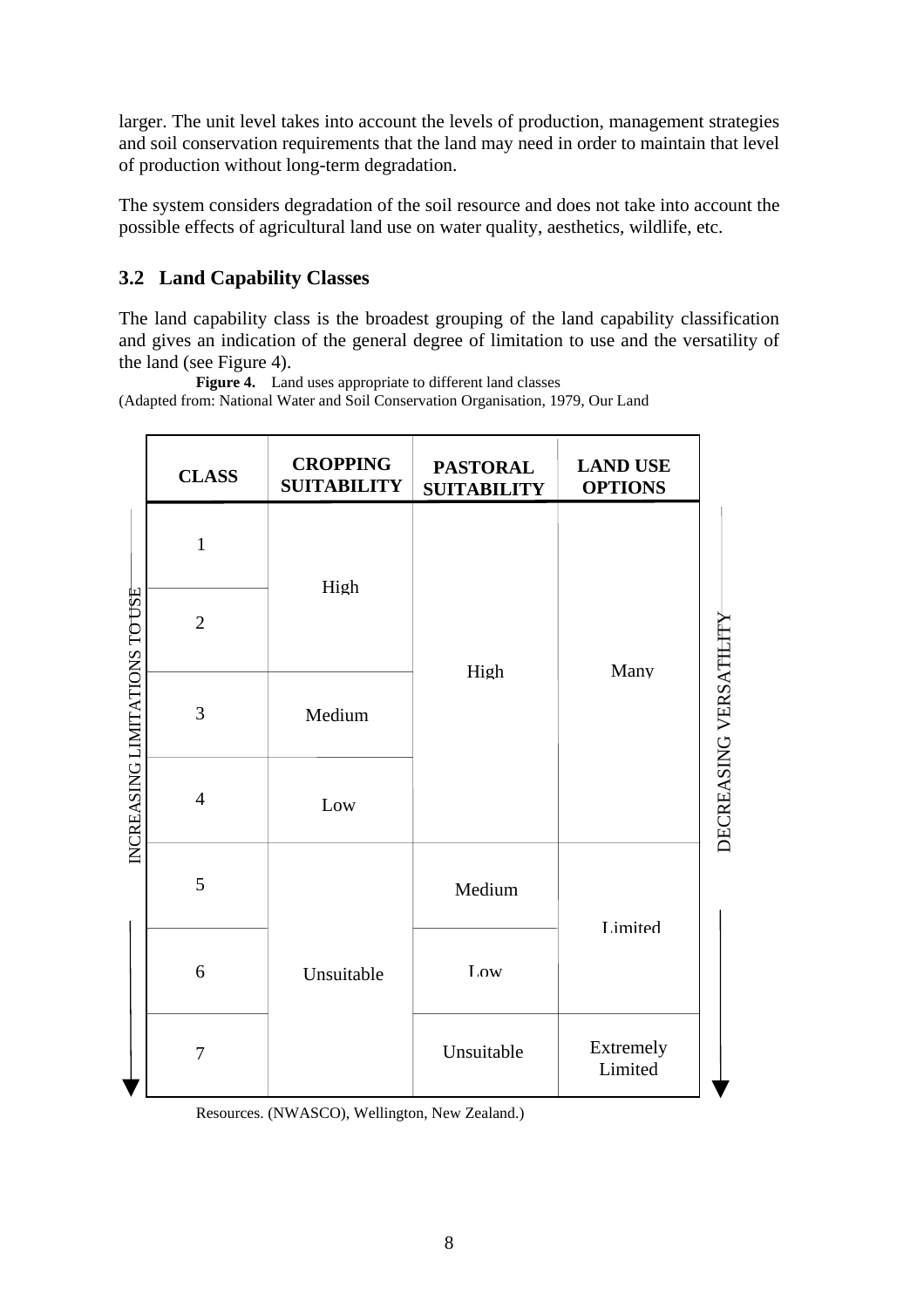larger. The unit level takes into account the levels of production, management strategies and soil conservation requirements that the land may need in order to maintain that level of production without long-term degradation.

The system considers degradation of the soil resource and does not take into account the possible effects of agricultural land use on water quality, aesthetics, wildlife, etc.

## 3.2 Land Capability Classes

The land capability class is the broadest grouping of the land capability classification and gives an indication of the general degree of limitation to use and the versatility of the land (see Figure 4).

**Figure 4.** Land uses appropriate to different land classes
(Adapted from: National Water and Soil Conservation Organisation, 1979, Our Land Resources. (NWASCO), Wellington, New Zealand.)

| CLASS | CROPPING SUITABILITY | PASTORAL SUITABILITY | LAND USE OPTIONS |
|---|---|---|---|
| 1 | High | High | Many |
| 2 | High | High | Many |
| 3 | Medium | High | Many |
| 4 | Low | High | Many |
| 5 | Unsuitable | Medium | Limited |
| 6 | Unsuitable | Low | Limited |
| 7 | Unsuitable | Unsuitable | Extremely Limited |

INCREASING LIMITATIONS TO USE ↓

DECREASING VERSATILITY ↓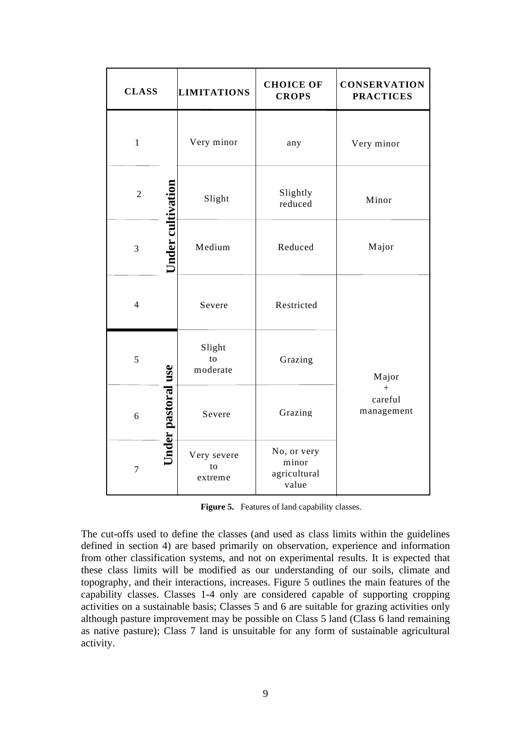| CLASS | | LIMITATIONS | CHOICE OF CROPS | CONSERVATION PRACTICES |
|---|---|---|---|---|
| 1 | Under cultivation | Very minor | any | Very minor |
| 2 | Under cultivation | Slight | Slightly reduced | Minor |
| 3 | Under cultivation | Medium | Reduced | Major |
| 4 | Under cultivation | Severe | Restricted | Major + careful management |
| 5 | Under pastoral use | Slight to moderate | Grazing | Major + careful management |
| 6 | Under pastoral use | Severe | Grazing | Major + careful management |
| 7 | Under pastoral use | Very severe to extreme | No, or very minor agricultural value | Major + careful management |

**Figure 5.** Features of land capability classes.

The cut-offs used to define the classes (and used as class limits within the guidelines defined in section 4) are based primarily on observation, experience and information from other classification systems, and not on experimental results. It is expected that these class limits will be modified as our understanding of our soils, climate and topography, and their interactions, increases. Figure 5 outlines the main features of the capability classes. Classes 1-4 only are considered capable of supporting cropping activities on a sustainable basis; Classes 5 and 6 are suitable for grazing activities only although pasture improvement may be possible on Class 5 land (Class 6 land remaining as native pasture); Class 7 land is unsuitable for any form of sustainable agricultural activity.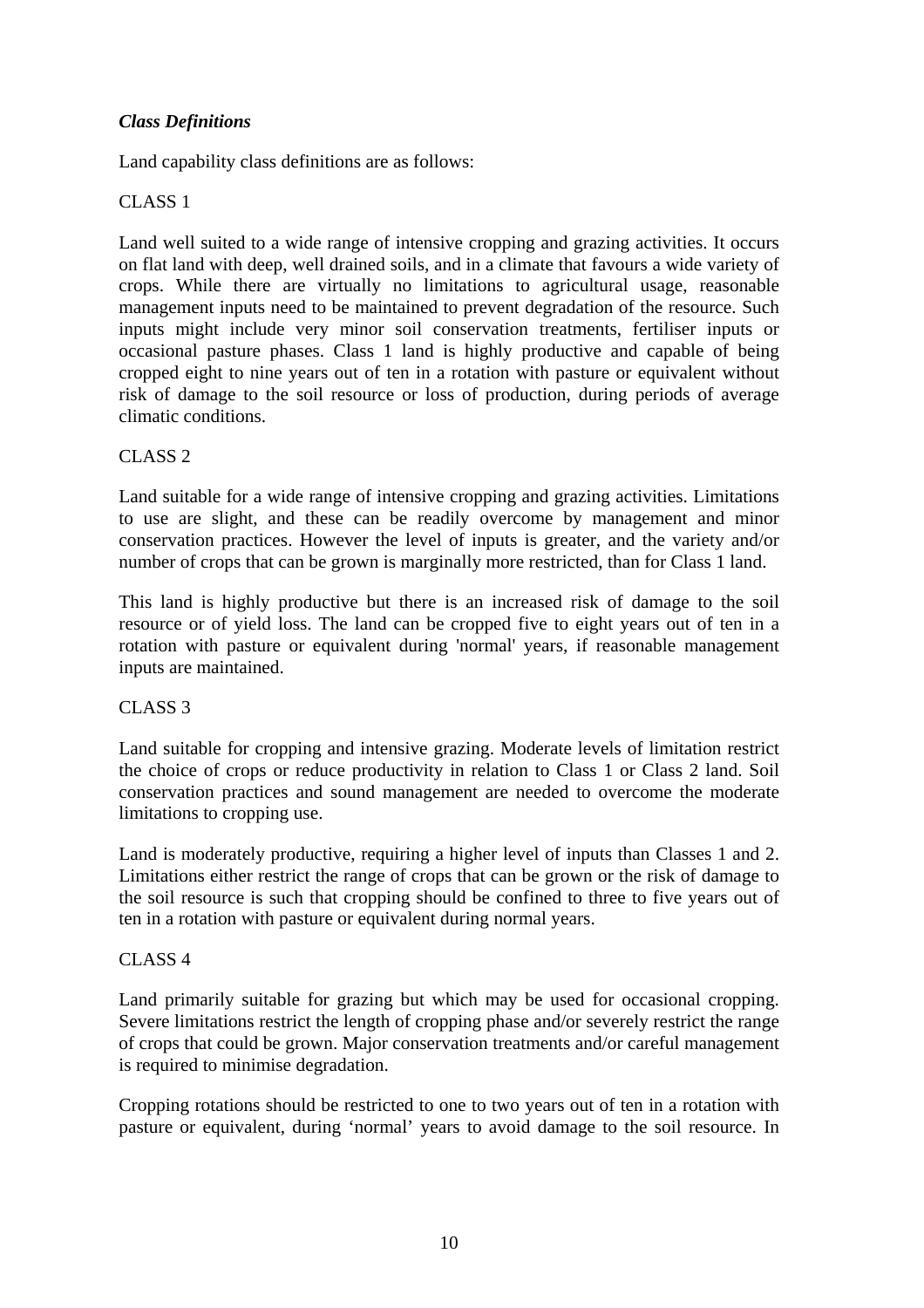### *Class Definitions*

Land capability class definitions are as follows:

CLASS 1

Land well suited to a wide range of intensive cropping and grazing activities. It occurs on flat land with deep, well drained soils, and in a climate that favours a wide variety of crops. While there are virtually no limitations to agricultural usage, reasonable management inputs need to be maintained to prevent degradation of the resource. Such inputs might include very minor soil conservation treatments, fertiliser inputs or occasional pasture phases. Class 1 land is highly productive and capable of being cropped eight to nine years out of ten in a rotation with pasture or equivalent without risk of damage to the soil resource or loss of production, during periods of average climatic conditions.

CLASS 2

Land suitable for a wide range of intensive cropping and grazing activities. Limitations to use are slight, and these can be readily overcome by management and minor conservation practices. However the level of inputs is greater, and the variety and/or number of crops that can be grown is marginally more restricted, than for Class 1 land.

This land is highly productive but there is an increased risk of damage to the soil resource or of yield loss. The land can be cropped five to eight years out of ten in a rotation with pasture or equivalent during 'normal' years, if reasonable management inputs are maintained.

CLASS 3

Land suitable for cropping and intensive grazing. Moderate levels of limitation restrict the choice of crops or reduce productivity in relation to Class 1 or Class 2 land. Soil conservation practices and sound management are needed to overcome the moderate limitations to cropping use.

Land is moderately productive, requiring a higher level of inputs than Classes 1 and 2. Limitations either restrict the range of crops that can be grown or the risk of damage to the soil resource is such that cropping should be confined to three to five years out of ten in a rotation with pasture or equivalent during normal years.

CLASS 4

Land primarily suitable for grazing but which may be used for occasional cropping. Severe limitations restrict the length of cropping phase and/or severely restrict the range of crops that could be grown. Major conservation treatments and/or careful management is required to minimise degradation.

Cropping rotations should be restricted to one to two years out of ten in a rotation with pasture or equivalent, during 'normal' years to avoid damage to the soil resource. In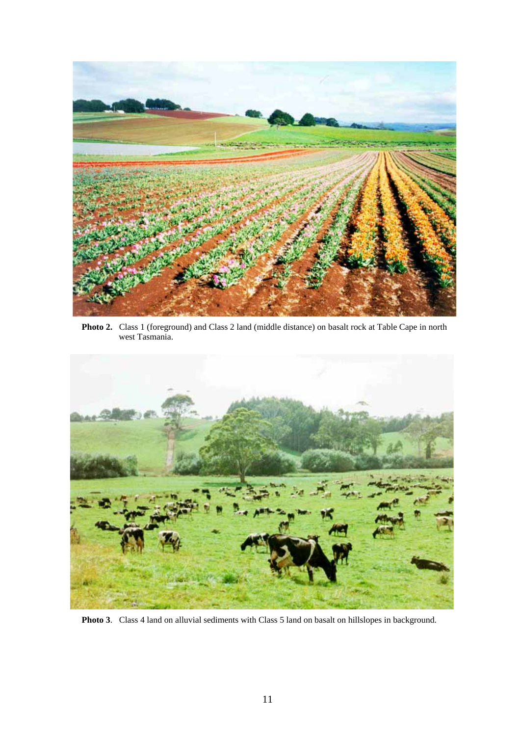**Photo 2.** Class 1 (foreground) and Class 2 land (middle distance) on basalt rock at Table Cape in north west Tasmania.

**Photo 3**. Class 4 land on alluvial sediments with Class 5 land on basalt on hillslopes in background.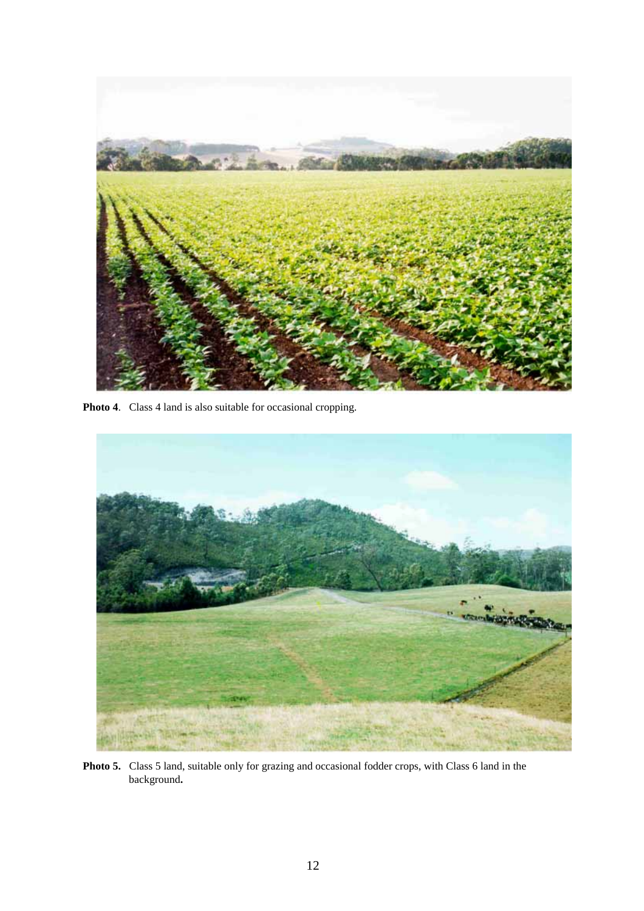**Photo 4**. Class 4 land is also suitable for occasional cropping.

**Photo 5.** Class 5 land, suitable only for grazing and occasional fodder crops, with Class 6 land in the background**.**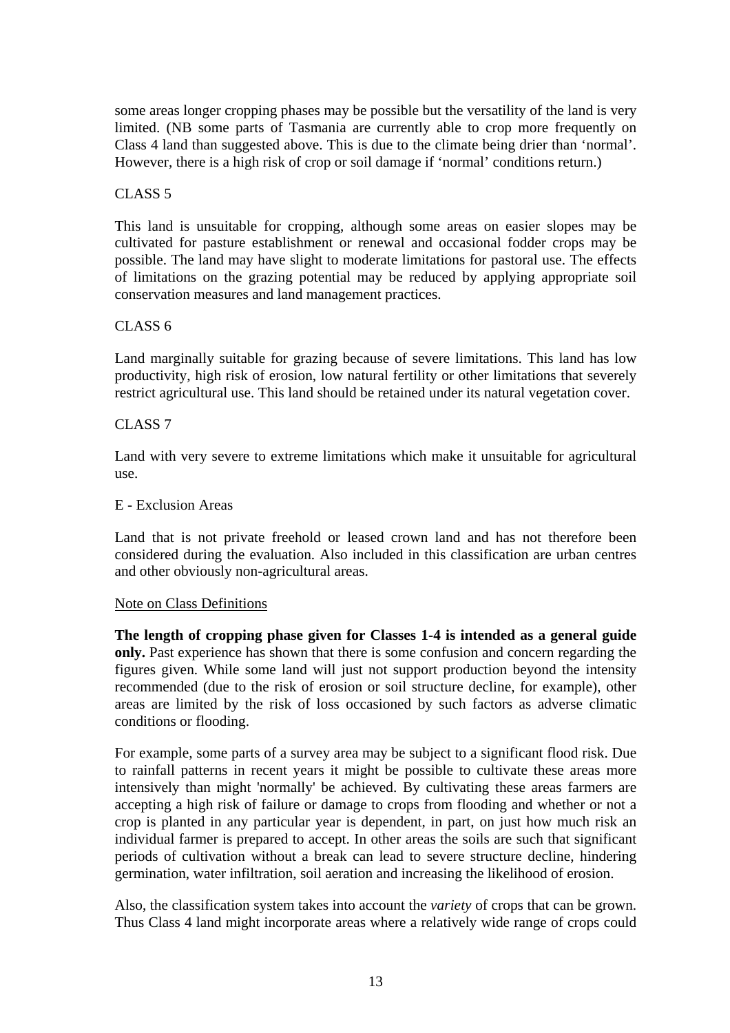some areas longer cropping phases may be possible but the versatility of the land is very limited. (NB some parts of Tasmania are currently able to crop more frequently on Class 4 land than suggested above. This is due to the climate being drier than 'normal'. However, there is a high risk of crop or soil damage if 'normal' conditions return.)

CLASS 5

This land is unsuitable for cropping, although some areas on easier slopes may be cultivated for pasture establishment or renewal and occasional fodder crops may be possible. The land may have slight to moderate limitations for pastoral use. The effects of limitations on the grazing potential may be reduced by applying appropriate soil conservation measures and land management practices.

CLASS 6

Land marginally suitable for grazing because of severe limitations. This land has low productivity, high risk of erosion, low natural fertility or other limitations that severely restrict agricultural use. This land should be retained under its natural vegetation cover.

CLASS 7

Land with very severe to extreme limitations which make it unsuitable for agricultural use.

E - Exclusion Areas

Land that is not private freehold or leased crown land and has not therefore been considered during the evaluation. Also included in this classification are urban centres and other obviously non-agricultural areas.

<u>Note on Class Definitions</u>

**The length of cropping phase given for Classes 1-4 is intended as a general guide only.** Past experience has shown that there is some confusion and concern regarding the figures given. While some land will just not support production beyond the intensity recommended (due to the risk of erosion or soil structure decline, for example), other areas are limited by the risk of loss occasioned by such factors as adverse climatic conditions or flooding.

For example, some parts of a survey area may be subject to a significant flood risk. Due to rainfall patterns in recent years it might be possible to cultivate these areas more intensively than might 'normally' be achieved. By cultivating these areas farmers are accepting a high risk of failure or damage to crops from flooding and whether or not a crop is planted in any particular year is dependent, in part, on just how much risk an individual farmer is prepared to accept. In other areas the soils are such that significant periods of cultivation without a break can lead to severe structure decline, hindering germination, water infiltration, soil aeration and increasing the likelihood of erosion.

Also, the classification system takes into account the *variety* of crops that can be grown. Thus Class 4 land might incorporate areas where a relatively wide range of crops could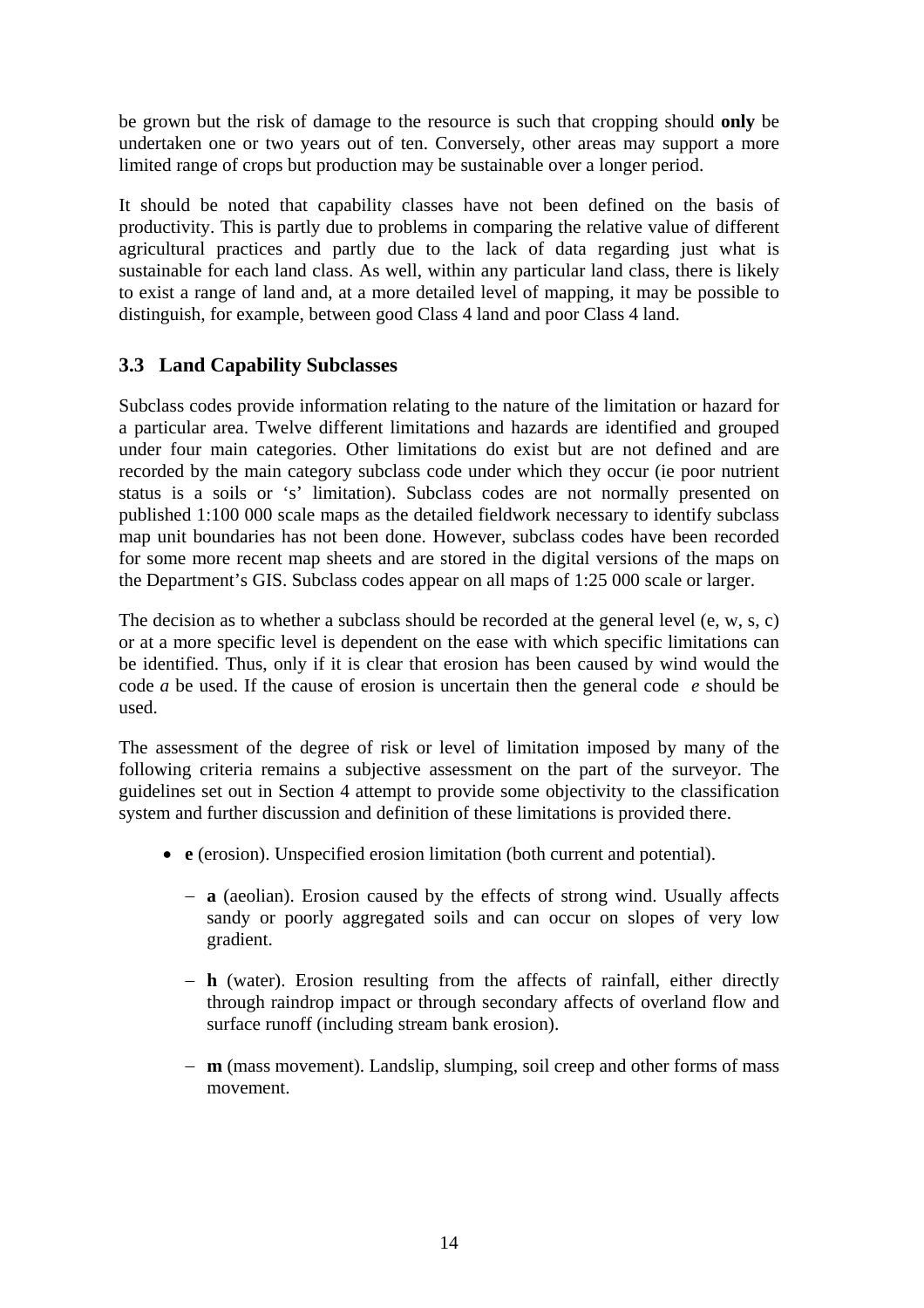be grown but the risk of damage to the resource is such that cropping should **only** be undertaken one or two years out of ten. Conversely, other areas may support a more limited range of crops but production may be sustainable over a longer period.

It should be noted that capability classes have not been defined on the basis of productivity. This is partly due to problems in comparing the relative value of different agricultural practices and partly due to the lack of data regarding just what is sustainable for each land class. As well, within any particular land class, there is likely to exist a range of land and, at a more detailed level of mapping, it may be possible to distinguish, for example, between good Class 4 land and poor Class 4 land.

### 3.3 Land Capability Subclasses

Subclass codes provide information relating to the nature of the limitation or hazard for a particular area. Twelve different limitations and hazards are identified and grouped under four main categories. Other limitations do exist but are not defined and are recorded by the main category subclass code under which they occur (ie poor nutrient status is a soils or 's' limitation). Subclass codes are not normally presented on published 1:100 000 scale maps as the detailed fieldwork necessary to identify subclass map unit boundaries has not been done. However, subclass codes have been recorded for some more recent map sheets and are stored in the digital versions of the maps on the Department's GIS. Subclass codes appear on all maps of 1:25 000 scale or larger.

The decision as to whether a subclass should be recorded at the general level (e, w, s, c) or at a more specific level is dependent on the ease with which specific limitations can be identified. Thus, only if it is clear that erosion has been caused by wind would the code *a* be used. If the cause of erosion is uncertain then the general code *e* should be used.

The assessment of the degree of risk or level of limitation imposed by many of the following criteria remains a subjective assessment on the part of the surveyor. The guidelines set out in Section 4 attempt to provide some objectivity to the classification system and further discussion and definition of these limitations is provided there.

- **e** (erosion). Unspecified erosion limitation (both current and potential).
  - **a** (aeolian). Erosion caused by the effects of strong wind. Usually affects sandy or poorly aggregated soils and can occur on slopes of very low gradient.
  - **h** (water). Erosion resulting from the affects of rainfall, either directly through raindrop impact or through secondary affects of overland flow and surface runoff (including stream bank erosion).
  - **m** (mass movement). Landslip, slumping, soil creep and other forms of mass movement.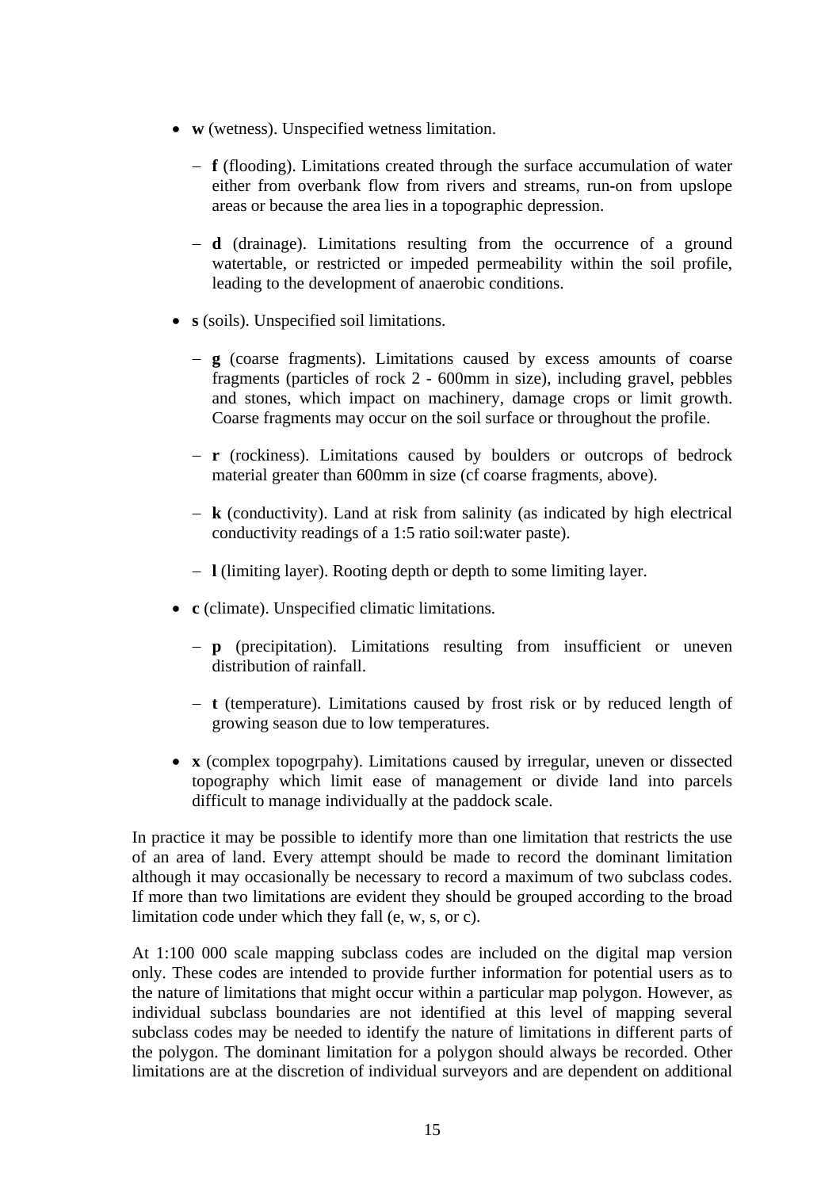- **w** (wetness). Unspecified wetness limitation.
  - **f** (flooding). Limitations created through the surface accumulation of water either from overbank flow from rivers and streams, run-on from upslope areas or because the area lies in a topographic depression.
  - **d** (drainage). Limitations resulting from the occurrence of a ground watertable, or restricted or impeded permeability within the soil profile, leading to the development of anaerobic conditions.
- **s** (soils). Unspecified soil limitations.
  - **g** (coarse fragments). Limitations caused by excess amounts of coarse fragments (particles of rock 2 - 600mm in size), including gravel, pebbles and stones, which impact on machinery, damage crops or limit growth. Coarse fragments may occur on the soil surface or throughout the profile.
  - **r** (rockiness). Limitations caused by boulders or outcrops of bedrock material greater than 600mm in size (cf coarse fragments, above).
  - **k** (conductivity). Land at risk from salinity (as indicated by high electrical conductivity readings of a 1:5 ratio soil:water paste).
  - **l** (limiting layer). Rooting depth or depth to some limiting layer.
- **c** (climate). Unspecified climatic limitations.
  - **p** (precipitation). Limitations resulting from insufficient or uneven distribution of rainfall.
  - **t** (temperature). Limitations caused by frost risk or by reduced length of growing season due to low temperatures.
- **x** (complex topogrpahy). Limitations caused by irregular, uneven or dissected topography which limit ease of management or divide land into parcels difficult to manage individually at the paddock scale.

In practice it may be possible to identify more than one limitation that restricts the use of an area of land. Every attempt should be made to record the dominant limitation although it may occasionally be necessary to record a maximum of two subclass codes. If more than two limitations are evident they should be grouped according to the broad limitation code under which they fall (e, w, s, or c).

At 1:100 000 scale mapping subclass codes are included on the digital map version only. These codes are intended to provide further information for potential users as to the nature of limitations that might occur within a particular map polygon. However, as individual subclass boundaries are not identified at this level of mapping several subclass codes may be needed to identify the nature of limitations in different parts of the polygon. The dominant limitation for a polygon should always be recorded. Other limitations are at the discretion of individual surveyors and are dependent on additional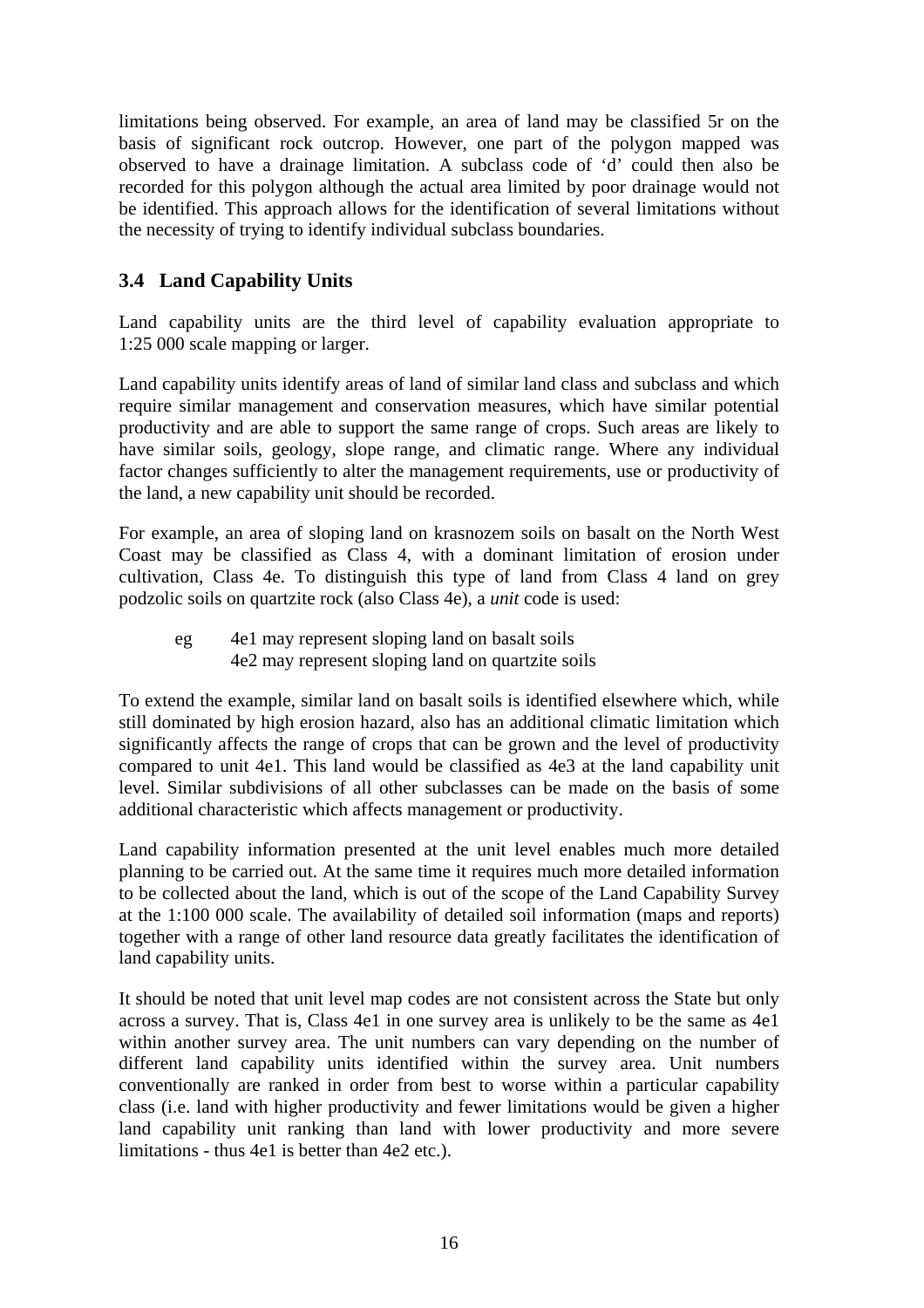limitations being observed. For example, an area of land may be classified 5r on the basis of significant rock outcrop. However, one part of the polygon mapped was observed to have a drainage limitation. A subclass code of 'd' could then also be recorded for this polygon although the actual area limited by poor drainage would not be identified. This approach allows for the identification of several limitations without the necessity of trying to identify individual subclass boundaries.

## 3.4 Land Capability Units

Land capability units are the third level of capability evaluation appropriate to 1:25 000 scale mapping or larger.

Land capability units identify areas of land of similar land class and subclass and which require similar management and conservation measures, which have similar potential productivity and are able to support the same range of crops. Such areas are likely to have similar soils, geology, slope range, and climatic range. Where any individual factor changes sufficiently to alter the management requirements, use or productivity of the land, a new capability unit should be recorded.

For example, an area of sloping land on krasnozem soils on basalt on the North West Coast may be classified as Class 4, with a dominant limitation of erosion under cultivation, Class 4e. To distinguish this type of land from Class 4 land on grey podzolic soils on quartzite rock (also Class 4e), a *unit* code is used:

eg 4e1 may represent sloping land on basalt soils
  4e2 may represent sloping land on quartzite soils

To extend the example, similar land on basalt soils is identified elsewhere which, while still dominated by high erosion hazard, also has an additional climatic limitation which significantly affects the range of crops that can be grown and the level of productivity compared to unit 4e1. This land would be classified as 4e3 at the land capability unit level. Similar subdivisions of all other subclasses can be made on the basis of some additional characteristic which affects management or productivity.

Land capability information presented at the unit level enables much more detailed planning to be carried out. At the same time it requires much more detailed information to be collected about the land, which is out of the scope of the Land Capability Survey at the 1:100 000 scale. The availability of detailed soil information (maps and reports) together with a range of other land resource data greatly facilitates the identification of land capability units.

It should be noted that unit level map codes are not consistent across the State but only across a survey. That is, Class 4e1 in one survey area is unlikely to be the same as 4e1 within another survey area. The unit numbers can vary depending on the number of different land capability units identified within the survey area. Unit numbers conventionally are ranked in order from best to worse within a particular capability class (i.e. land with higher productivity and fewer limitations would be given a higher land capability unit ranking than land with lower productivity and more severe limitations - thus 4e1 is better than 4e2 etc.).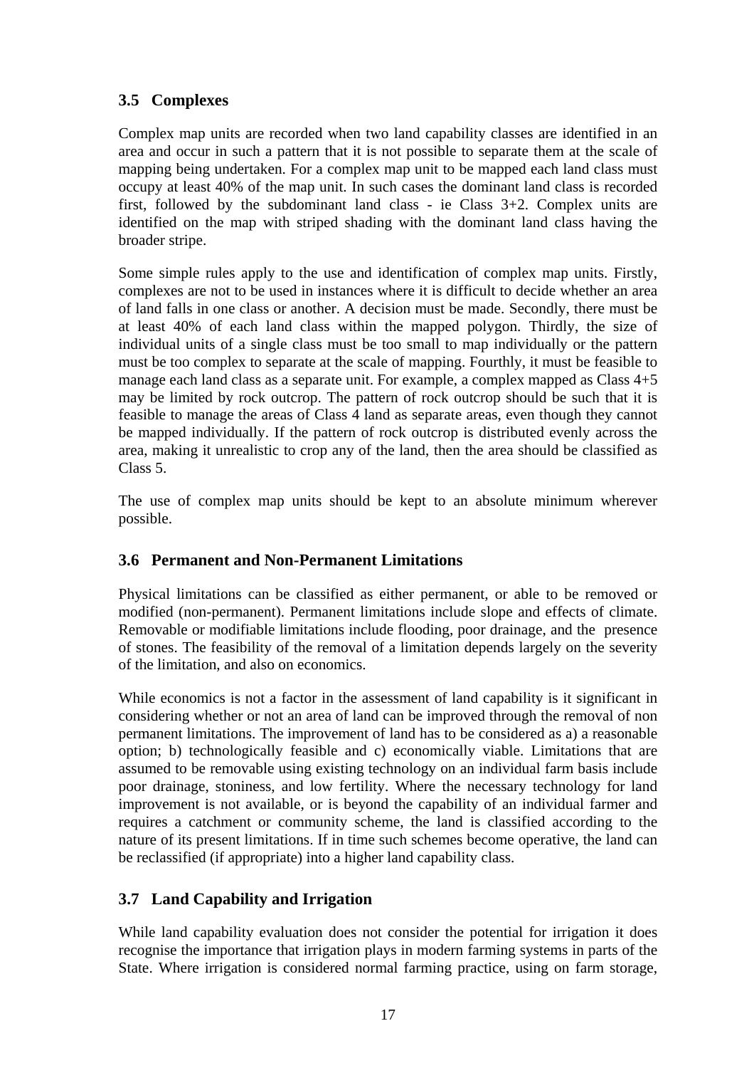## 3.5 Complexes

Complex map units are recorded when two land capability classes are identified in an area and occur in such a pattern that it is not possible to separate them at the scale of mapping being undertaken. For a complex map unit to be mapped each land class must occupy at least 40% of the map unit. In such cases the dominant land class is recorded first, followed by the subdominant land class - ie Class 3+2. Complex units are identified on the map with striped shading with the dominant land class having the broader stripe.

Some simple rules apply to the use and identification of complex map units. Firstly, complexes are not to be used in instances where it is difficult to decide whether an area of land falls in one class or another. A decision must be made. Secondly, there must be at least 40% of each land class within the mapped polygon. Thirdly, the size of individual units of a single class must be too small to map individually or the pattern must be too complex to separate at the scale of mapping. Fourthly, it must be feasible to manage each land class as a separate unit. For example, a complex mapped as Class 4+5 may be limited by rock outcrop. The pattern of rock outcrop should be such that it is feasible to manage the areas of Class 4 land as separate areas, even though they cannot be mapped individually. If the pattern of rock outcrop is distributed evenly across the area, making it unrealistic to crop any of the land, then the area should be classified as Class 5.

The use of complex map units should be kept to an absolute minimum wherever possible.

## 3.6 Permanent and Non-Permanent Limitations

Physical limitations can be classified as either permanent, or able to be removed or modified (non-permanent). Permanent limitations include slope and effects of climate. Removable or modifiable limitations include flooding, poor drainage, and the presence of stones. The feasibility of the removal of a limitation depends largely on the severity of the limitation, and also on economics.

While economics is not a factor in the assessment of land capability is it significant in considering whether or not an area of land can be improved through the removal of non permanent limitations. The improvement of land has to be considered as a) a reasonable option; b) technologically feasible and c) economically viable. Limitations that are assumed to be removable using existing technology on an individual farm basis include poor drainage, stoniness, and low fertility. Where the necessary technology for land improvement is not available, or is beyond the capability of an individual farmer and requires a catchment or community scheme, the land is classified according to the nature of its present limitations. If in time such schemes become operative, the land can be reclassified (if appropriate) into a higher land capability class.

## 3.7 Land Capability and Irrigation

While land capability evaluation does not consider the potential for irrigation it does recognise the importance that irrigation plays in modern farming systems in parts of the State. Where irrigation is considered normal farming practice, using on farm storage,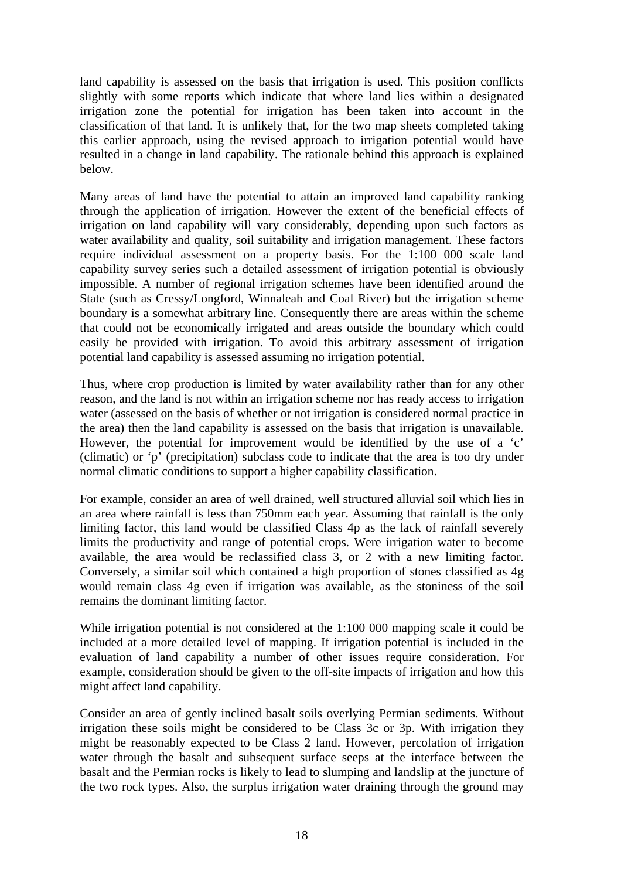land capability is assessed on the basis that irrigation is used. This position conflicts slightly with some reports which indicate that where land lies within a designated irrigation zone the potential for irrigation has been taken into account in the classification of that land. It is unlikely that, for the two map sheets completed taking this earlier approach, using the revised approach to irrigation potential would have resulted in a change in land capability. The rationale behind this approach is explained below.

Many areas of land have the potential to attain an improved land capability ranking through the application of irrigation. However the extent of the beneficial effects of irrigation on land capability will vary considerably, depending upon such factors as water availability and quality, soil suitability and irrigation management. These factors require individual assessment on a property basis. For the 1:100 000 scale land capability survey series such a detailed assessment of irrigation potential is obviously impossible. A number of regional irrigation schemes have been identified around the State (such as Cressy/Longford, Winnaleah and Coal River) but the irrigation scheme boundary is a somewhat arbitrary line. Consequently there are areas within the scheme that could not be economically irrigated and areas outside the boundary which could easily be provided with irrigation. To avoid this arbitrary assessment of irrigation potential land capability is assessed assuming no irrigation potential.

Thus, where crop production is limited by water availability rather than for any other reason, and the land is not within an irrigation scheme nor has ready access to irrigation water (assessed on the basis of whether or not irrigation is considered normal practice in the area) then the land capability is assessed on the basis that irrigation is unavailable. However, the potential for improvement would be identified by the use of a 'c' (climatic) or 'p' (precipitation) subclass code to indicate that the area is too dry under normal climatic conditions to support a higher capability classification.

For example, consider an area of well drained, well structured alluvial soil which lies in an area where rainfall is less than 750mm each year. Assuming that rainfall is the only limiting factor, this land would be classified Class 4p as the lack of rainfall severely limits the productivity and range of potential crops. Were irrigation water to become available, the area would be reclassified class 3, or 2 with a new limiting factor. Conversely, a similar soil which contained a high proportion of stones classified as 4g would remain class 4g even if irrigation was available, as the stoniness of the soil remains the dominant limiting factor.

While irrigation potential is not considered at the 1:100 000 mapping scale it could be included at a more detailed level of mapping. If irrigation potential is included in the evaluation of land capability a number of other issues require consideration. For example, consideration should be given to the off-site impacts of irrigation and how this might affect land capability.

Consider an area of gently inclined basalt soils overlying Permian sediments. Without irrigation these soils might be considered to be Class 3c or 3p. With irrigation they might be reasonably expected to be Class 2 land. However, percolation of irrigation water through the basalt and subsequent surface seeps at the interface between the basalt and the Permian rocks is likely to lead to slumping and landslip at the juncture of the two rock types. Also, the surplus irrigation water draining through the ground may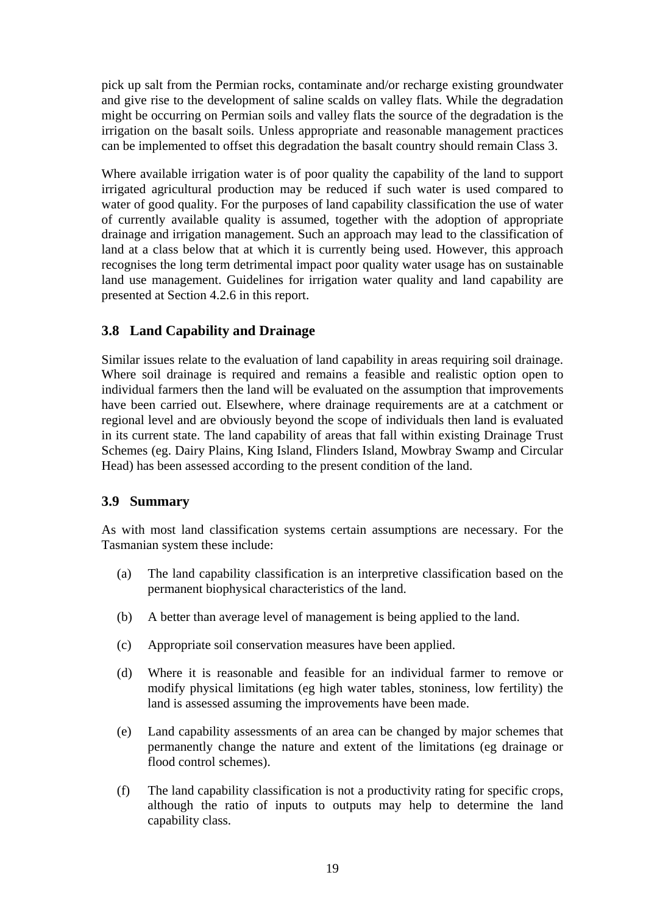pick up salt from the Permian rocks, contaminate and/or recharge existing groundwater and give rise to the development of saline scalds on valley flats. While the degradation might be occurring on Permian soils and valley flats the source of the degradation is the irrigation on the basalt soils. Unless appropriate and reasonable management practices can be implemented to offset this degradation the basalt country should remain Class 3.

Where available irrigation water is of poor quality the capability of the land to support irrigated agricultural production may be reduced if such water is used compared to water of good quality. For the purposes of land capability classification the use of water of currently available quality is assumed, together with the adoption of appropriate drainage and irrigation management. Such an approach may lead to the classification of land at a class below that at which it is currently being used. However, this approach recognises the long term detrimental impact poor quality water usage has on sustainable land use management. Guidelines for irrigation water quality and land capability are presented at Section 4.2.6 in this report.

## 3.8 Land Capability and Drainage

Similar issues relate to the evaluation of land capability in areas requiring soil drainage. Where soil drainage is required and remains a feasible and realistic option open to individual farmers then the land will be evaluated on the assumption that improvements have been carried out. Elsewhere, where drainage requirements are at a catchment or regional level and are obviously beyond the scope of individuals then land is evaluated in its current state. The land capability of areas that fall within existing Drainage Trust Schemes (eg. Dairy Plains, King Island, Flinders Island, Mowbray Swamp and Circular Head) has been assessed according to the present condition of the land.

## 3.9 Summary

As with most land classification systems certain assumptions are necessary. For the Tasmanian system these include:

(a) The land capability classification is an interpretive classification based on the permanent biophysical characteristics of the land.

(b) A better than average level of management is being applied to the land.

(c) Appropriate soil conservation measures have been applied.

(d) Where it is reasonable and feasible for an individual farmer to remove or modify physical limitations (eg high water tables, stoniness, low fertility) the land is assessed assuming the improvements have been made.

(e) Land capability assessments of an area can be changed by major schemes that permanently change the nature and extent of the limitations (eg drainage or flood control schemes).

(f) The land capability classification is not a productivity rating for specific crops, although the ratio of inputs to outputs may help to determine the land capability class.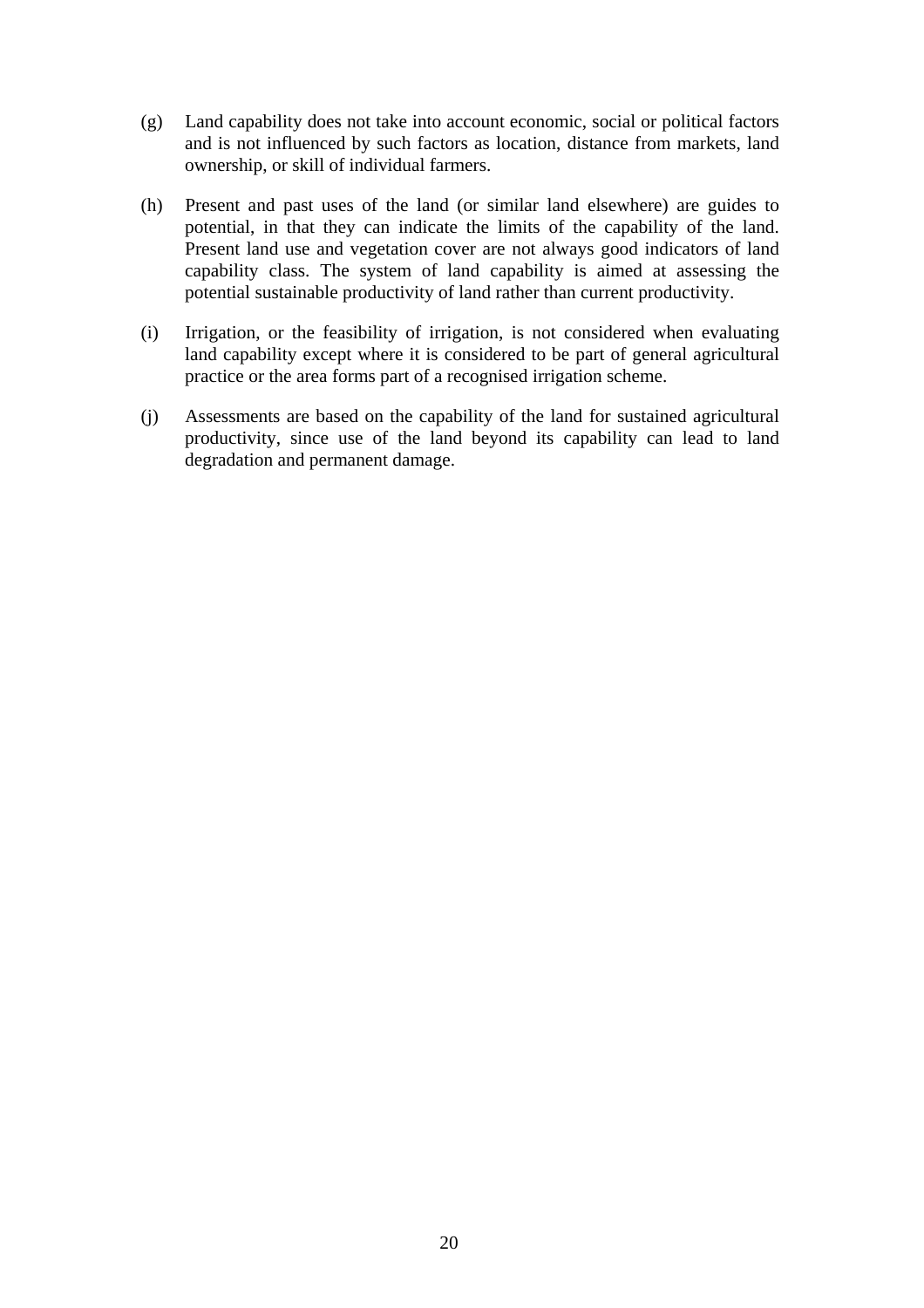(g) Land capability does not take into account economic, social or political factors and is not influenced by such factors as location, distance from markets, land ownership, or skill of individual farmers.

(h) Present and past uses of the land (or similar land elsewhere) are guides to potential, in that they can indicate the limits of the capability of the land. Present land use and vegetation cover are not always good indicators of land capability class. The system of land capability is aimed at assessing the potential sustainable productivity of land rather than current productivity.

(i) Irrigation, or the feasibility of irrigation, is not considered when evaluating land capability except where it is considered to be part of general agricultural practice or the area forms part of a recognised irrigation scheme.

(j) Assessments are based on the capability of the land for sustained agricultural productivity, since use of the land beyond its capability can lead to land degradation and permanent damage.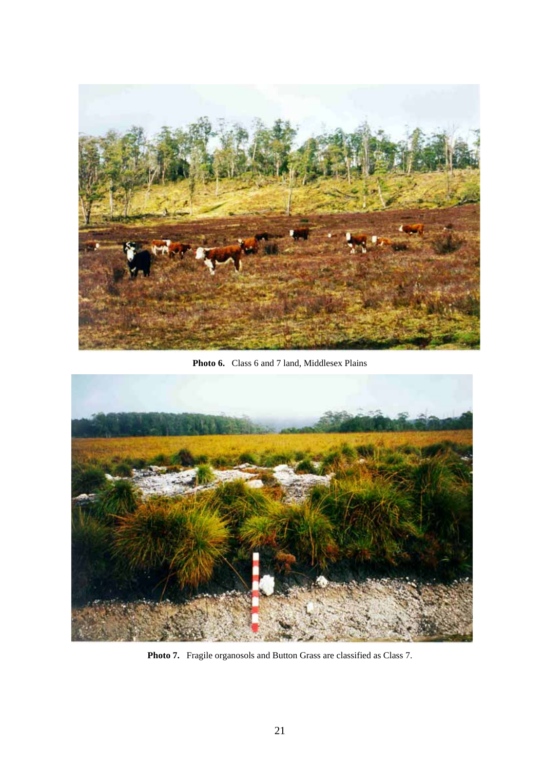**Photo 6.** Class 6 and 7 land, Middlesex Plains

**Photo 7.** Fragile organosols and Button Grass are classified as Class 7.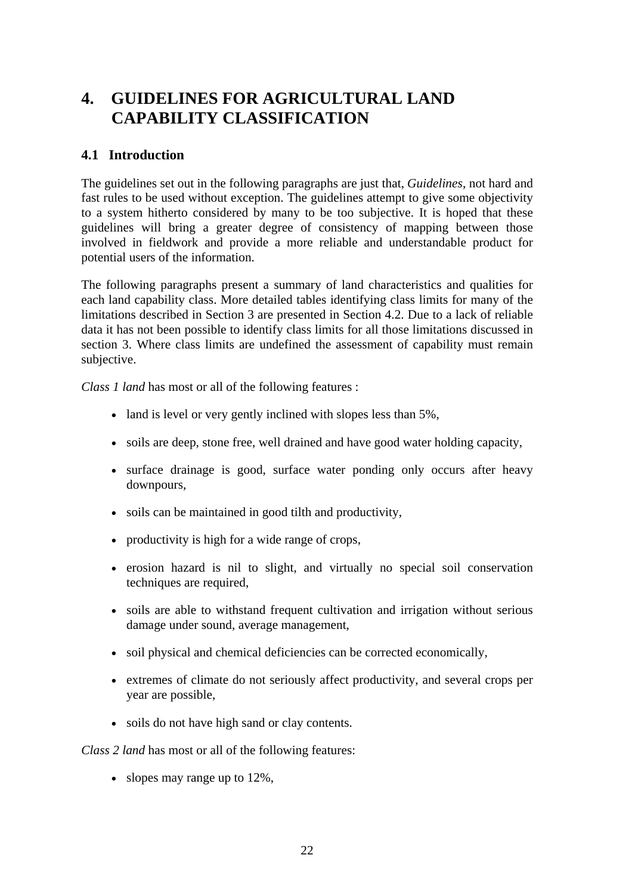# 4. GUIDELINES FOR AGRICULTURAL LAND CAPABILITY CLASSIFICATION

## 4.1 Introduction

The guidelines set out in the following paragraphs are just that, *Guidelines*, not hard and fast rules to be used without exception. The guidelines attempt to give some objectivity to a system hitherto considered by many to be too subjective. It is hoped that these guidelines will bring a greater degree of consistency of mapping between those involved in fieldwork and provide a more reliable and understandable product for potential users of the information.

The following paragraphs present a summary of land characteristics and qualities for each land capability class. More detailed tables identifying class limits for many of the limitations described in Section 3 are presented in Section 4.2. Due to a lack of reliable data it has not been possible to identify class limits for all those limitations discussed in section 3. Where class limits are undefined the assessment of capability must remain subjective.

*Class 1 land* has most or all of the following features :

- land is level or very gently inclined with slopes less than 5%,
- soils are deep, stone free, well drained and have good water holding capacity,
- surface drainage is good, surface water ponding only occurs after heavy downpours,
- soils can be maintained in good tilth and productivity,
- productivity is high for a wide range of crops,
- erosion hazard is nil to slight, and virtually no special soil conservation techniques are required,
- soils are able to withstand frequent cultivation and irrigation without serious damage under sound, average management,
- soil physical and chemical deficiencies can be corrected economically,
- extremes of climate do not seriously affect productivity, and several crops per year are possible,
- soils do not have high sand or clay contents.

*Class 2 land* has most or all of the following features:

- slopes may range up to 12%,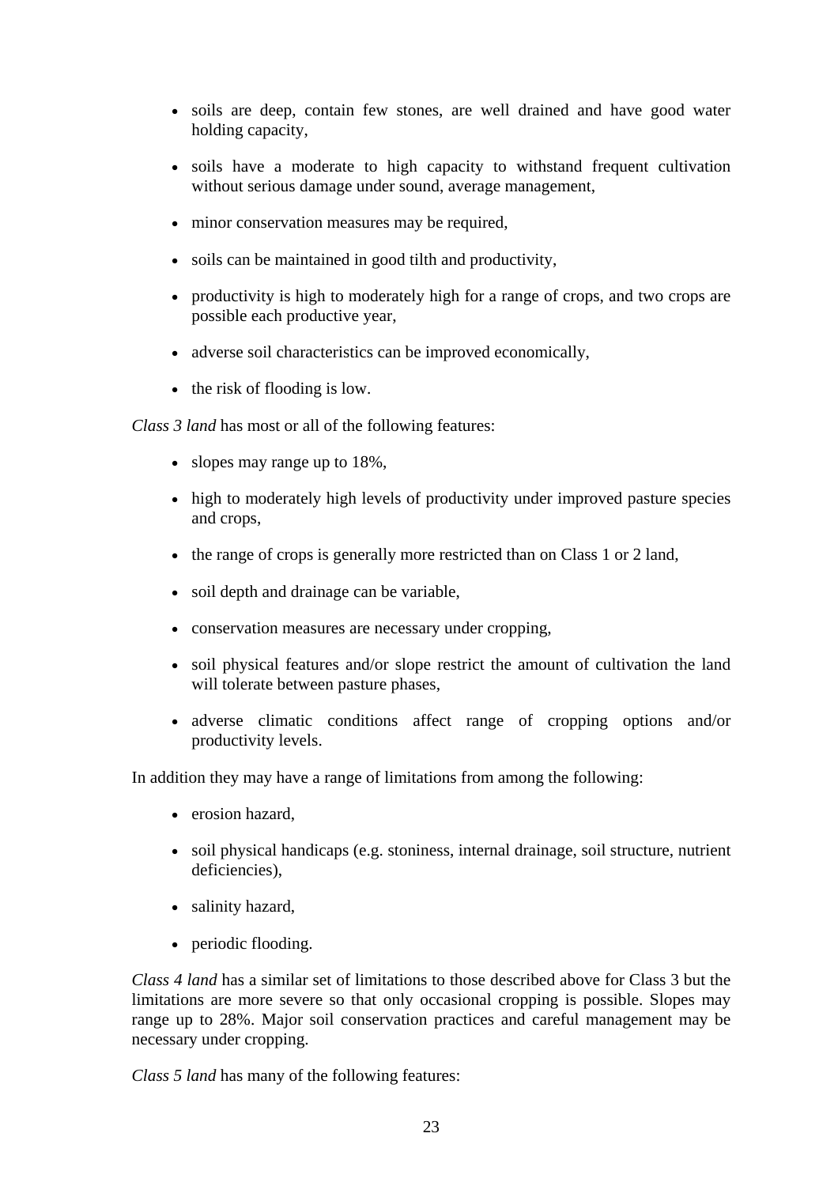- soils are deep, contain few stones, are well drained and have good water holding capacity,
- soils have a moderate to high capacity to withstand frequent cultivation without serious damage under sound, average management,
- minor conservation measures may be required,
- soils can be maintained in good tilth and productivity,
- productivity is high to moderately high for a range of crops, and two crops are possible each productive year,
- adverse soil characteristics can be improved economically,
- the risk of flooding is low.

*Class 3 land* has most or all of the following features:

- slopes may range up to 18%,
- high to moderately high levels of productivity under improved pasture species and crops,
- the range of crops is generally more restricted than on Class 1 or 2 land,
- soil depth and drainage can be variable,
- conservation measures are necessary under cropping,
- soil physical features and/or slope restrict the amount of cultivation the land will tolerate between pasture phases,
- adverse climatic conditions affect range of cropping options and/or productivity levels.

In addition they may have a range of limitations from among the following:

- erosion hazard,
- soil physical handicaps (e.g. stoniness, internal drainage, soil structure, nutrient deficiencies),
- salinity hazard,
- periodic flooding.

*Class 4 land* has a similar set of limitations to those described above for Class 3 but the limitations are more severe so that only occasional cropping is possible. Slopes may range up to 28%. Major soil conservation practices and careful management may be necessary under cropping.

*Class 5 land* has many of the following features: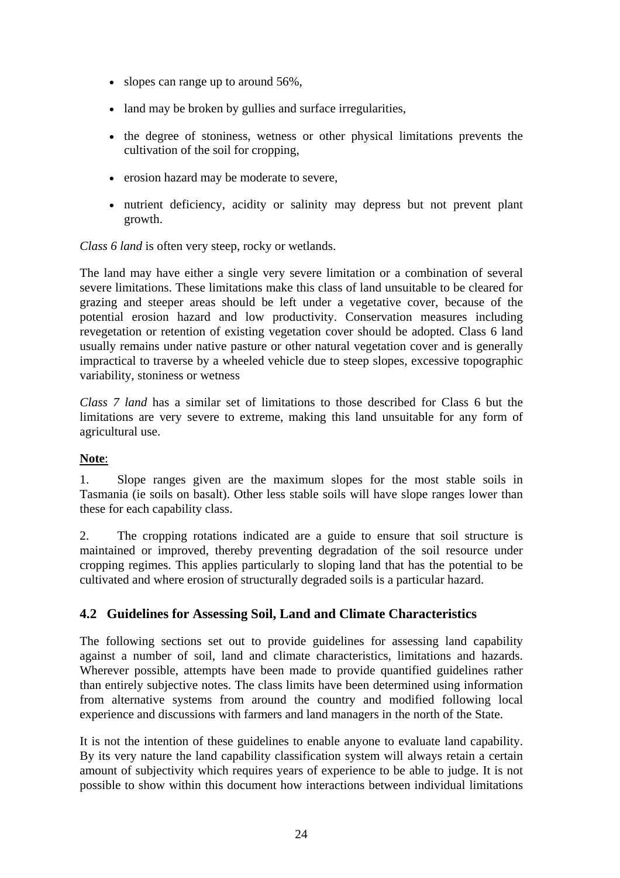- slopes can range up to around 56%,
- land may be broken by gullies and surface irregularities,
- the degree of stoniness, wetness or other physical limitations prevents the cultivation of the soil for cropping,
- erosion hazard may be moderate to severe,
- nutrient deficiency, acidity or salinity may depress but not prevent plant growth.

*Class 6 land* is often very steep, rocky or wetlands.

The land may have either a single very severe limitation or a combination of several severe limitations. These limitations make this class of land unsuitable to be cleared for grazing and steeper areas should be left under a vegetative cover, because of the potential erosion hazard and low productivity. Conservation measures including revegetation or retention of existing vegetation cover should be adopted. Class 6 land usually remains under native pasture or other natural vegetation cover and is generally impractical to traverse by a wheeled vehicle due to steep slopes, excessive topographic variability, stoniness or wetness

*Class 7 land* has a similar set of limitations to those described for Class 6 but the limitations are very severe to extreme, making this land unsuitable for any form of agricultural use.

**Note**:

1. Slope ranges given are the maximum slopes for the most stable soils in Tasmania (ie soils on basalt). Other less stable soils will have slope ranges lower than these for each capability class.

2. The cropping rotations indicated are a guide to ensure that soil structure is maintained or improved, thereby preventing degradation of the soil resource under cropping regimes. This applies particularly to sloping land that has the potential to be cultivated and where erosion of structurally degraded soils is a particular hazard.

## 4.2 Guidelines for Assessing Soil, Land and Climate Characteristics

The following sections set out to provide guidelines for assessing land capability against a number of soil, land and climate characteristics, limitations and hazards. Wherever possible, attempts have been made to provide quantified guidelines rather than entirely subjective notes. The class limits have been determined using information from alternative systems from around the country and modified following local experience and discussions with farmers and land managers in the north of the State.

It is not the intention of these guidelines to enable anyone to evaluate land capability. By its very nature the land capability classification system will always retain a certain amount of subjectivity which requires years of experience to be able to judge. It is not possible to show within this document how interactions between individual limitations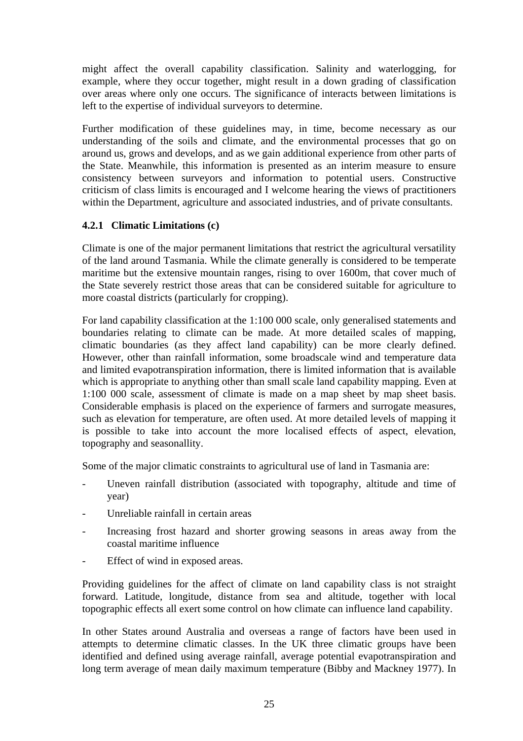might affect the overall capability classification. Salinity and waterlogging, for example, where they occur together, might result in a down grading of classification over areas where only one occurs. The significance of interacts between limitations is left to the expertise of individual surveyors to determine.

Further modification of these guidelines may, in time, become necessary as our understanding of the soils and climate, and the environmental processes that go on around us, grows and develops, and as we gain additional experience from other parts of the State. Meanwhile, this information is presented as an interim measure to ensure consistency between surveyors and information to potential users. Constructive criticism of class limits is encouraged and I welcome hearing the views of practitioners within the Department, agriculture and associated industries, and of private consultants.

### 4.2.1 Climatic Limitations (c)

Climate is one of the major permanent limitations that restrict the agricultural versatility of the land around Tasmania. While the climate generally is considered to be temperate maritime but the extensive mountain ranges, rising to over 1600m, that cover much of the State severely restrict those areas that can be considered suitable for agriculture to more coastal districts (particularly for cropping).

For land capability classification at the 1:100 000 scale, only generalised statements and boundaries relating to climate can be made. At more detailed scales of mapping, climatic boundaries (as they affect land capability) can be more clearly defined. However, other than rainfall information, some broadscale wind and temperature data and limited evapotranspiration information, there is limited information that is available which is appropriate to anything other than small scale land capability mapping. Even at 1:100 000 scale, assessment of climate is made on a map sheet by map sheet basis. Considerable emphasis is placed on the experience of farmers and surrogate measures, such as elevation for temperature, are often used. At more detailed levels of mapping it is possible to take into account the more localised effects of aspect, elevation, topography and seasonallity.

Some of the major climatic constraints to agricultural use of land in Tasmania are:

- Uneven rainfall distribution (associated with topography, altitude and time of year)
- Unreliable rainfall in certain areas
- Increasing frost hazard and shorter growing seasons in areas away from the coastal maritime influence
- Effect of wind in exposed areas.

Providing guidelines for the affect of climate on land capability class is not straight forward. Latitude, longitude, distance from sea and altitude, together with local topographic effects all exert some control on how climate can influence land capability.

In other States around Australia and overseas a range of factors have been used in attempts to determine climatic classes. In the UK three climatic groups have been identified and defined using average rainfall, average potential evapotranspiration and long term average of mean daily maximum temperature (Bibby and Mackney 1977). In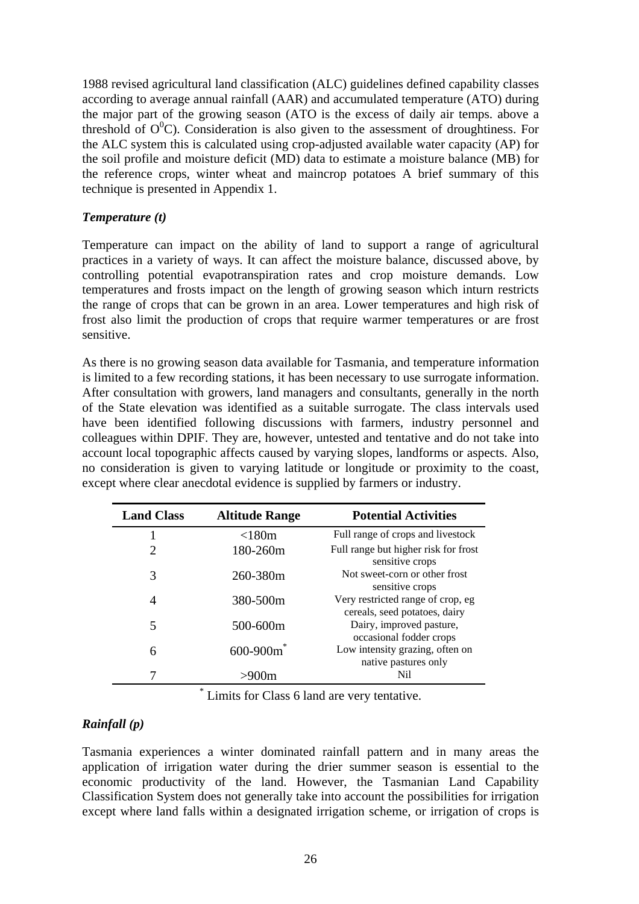1988 revised agricultural land classification (ALC) guidelines defined capability classes according to average annual rainfall (AAR) and accumulated temperature (ATO) during the major part of the growing season (ATO is the excess of daily air temps. above a threshold of $O^0C$). Consideration is also given to the assessment of droughtiness. For the ALC system this is calculated using crop-adjusted available water capacity (AP) for the soil profile and moisture deficit (MD) data to estimate a moisture balance (MB) for the reference crops, winter wheat and maincrop potatoes A brief summary of this technique is presented in Appendix 1.

### *Temperature (t)*

Temperature can impact on the ability of land to support a range of agricultural practices in a variety of ways. It can affect the moisture balance, discussed above, by controlling potential evapotranspiration rates and crop moisture demands. Low temperatures and frosts impact on the length of growing season which inturn restricts the range of crops that can be grown in an area. Lower temperatures and high risk of frost also limit the production of crops that require warmer temperatures or are frost sensitive.

As there is no growing season data available for Tasmania, and temperature information is limited to a few recording stations, it has been necessary to use surrogate information. After consultation with growers, land managers and consultants, generally in the north of the State elevation was identified as a suitable surrogate. The class intervals used have been identified following discussions with farmers, industry personnel and colleagues within DPIF. They are, however, untested and tentative and do not take into account local topographic affects caused by varying slopes, landforms or aspects. Also, no consideration is given to varying latitude or longitude or proximity to the coast, except where clear anecdotal evidence is supplied by farmers or industry.

| Land Class | Altitude Range | Potential Activities |
|---|---|---|
| 1 | <180m | Full range of crops and livestock |
| 2 | 180-260m | Full range but higher risk for frost sensitive crops |
| 3 | 260-380m | Not sweet-corn or other frost sensitive crops |
| 4 | 380-500m | Very restricted range of crop, eg cereals, seed potatoes, dairy |
| 5 | 500-600m | Dairy, improved pasture, occasional fodder crops |
| 6 | 600-900m* | Low intensity grazing, often on native pastures only |
| 7 | >900m | Nil |

\* Limits for Class 6 land are very tentative.

### *Rainfall (p)*

Tasmania experiences a winter dominated rainfall pattern and in many areas the application of irrigation water during the drier summer season is essential to the economic productivity of the land. However, the Tasmanian Land Capability Classification System does not generally take into account the possibilities for irrigation except where land falls within a designated irrigation scheme, or irrigation of crops is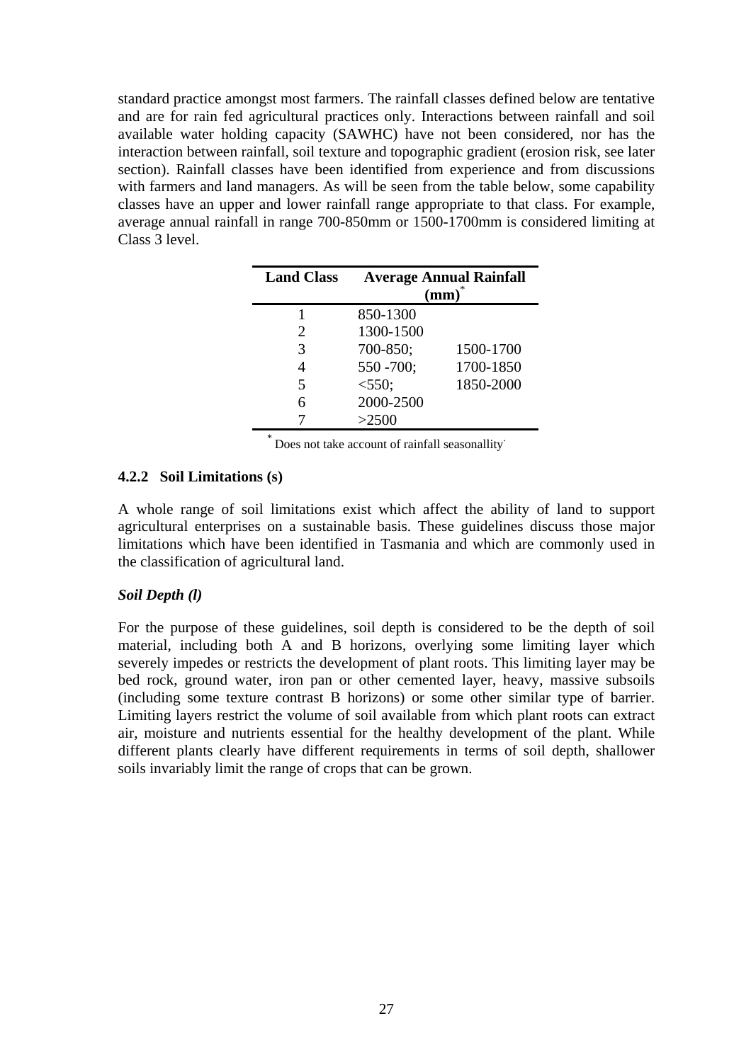standard practice amongst most farmers. The rainfall classes defined below are tentative and are for rain fed agricultural practices only. Interactions between rainfall and soil available water holding capacity (SAWHC) have not been considered, nor has the interaction between rainfall, soil texture and topographic gradient (erosion risk, see later section). Rainfall classes have been identified from experience and from discussions with farmers and land managers. As will be seen from the table below, some capability classes have an upper and lower rainfall range appropriate to that class. For example, average annual rainfall in range 700-850mm or 1500-1700mm is considered limiting at Class 3 level.

| Land Class | Average Annual Rainfall (mm)* | |
|---|---|---|
| 1 | 850-1300 | |
| 2 | 1300-1500 | |
| 3 | 700-850; | 1500-1700 |
| 4 | 550 -700; | 1700-1850 |
| 5 | <550; | 1850-2000 |
| 6 | 2000-2500 | |
| 7 | >2500 | |

* Does not take account of rainfall seasonallity.

### 4.2.2 Soil Limitations (s)

A whole range of soil limitations exist which affect the ability of land to support agricultural enterprises on a sustainable basis. These guidelines discuss those major limitations which have been identified in Tasmania and which are commonly used in the classification of agricultural land.

***Soil Depth (l)***

For the purpose of these guidelines, soil depth is considered to be the depth of soil material, including both A and B horizons, overlying some limiting layer which severely impedes or restricts the development of plant roots. This limiting layer may be bed rock, ground water, iron pan or other cemented layer, heavy, massive subsoils (including some texture contrast B horizons) or some other similar type of barrier. Limiting layers restrict the volume of soil available from which plant roots can extract air, moisture and nutrients essential for the healthy development of the plant. While different plants clearly have different requirements in terms of soil depth, shallower soils invariably limit the range of crops that can be grown.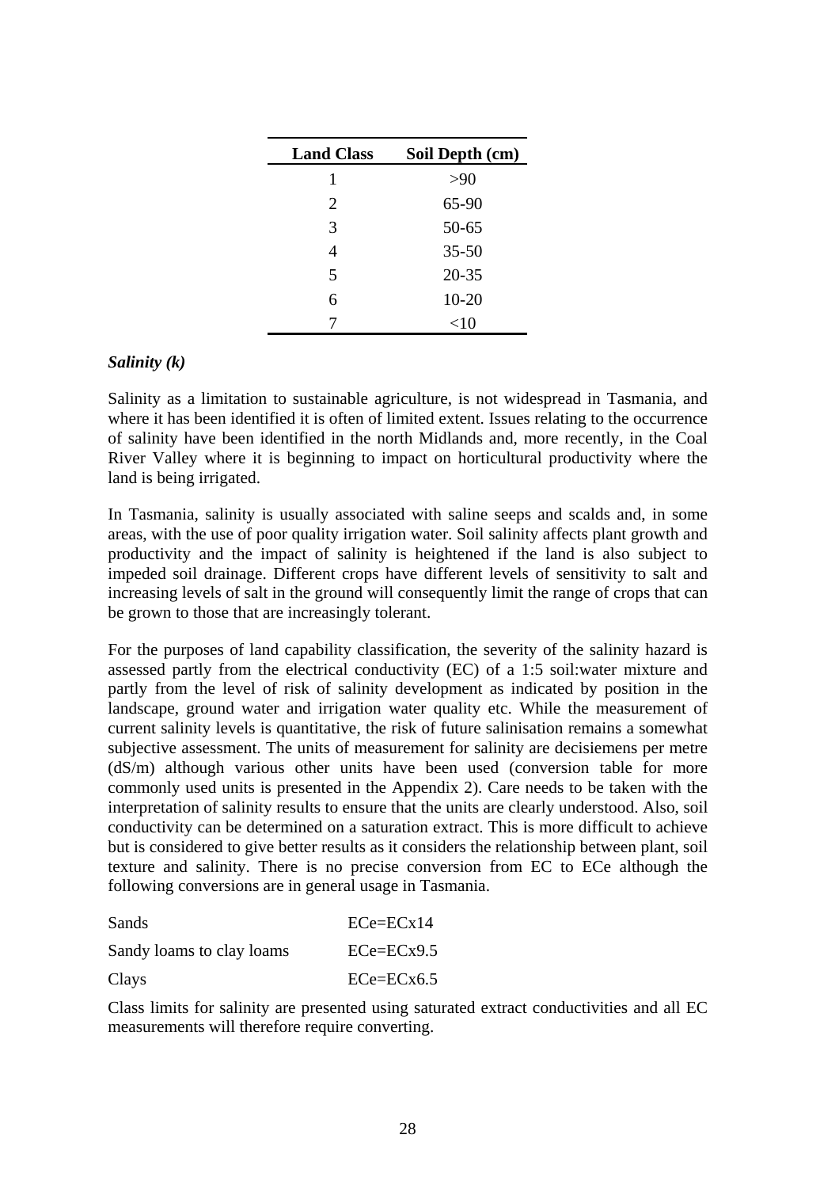| Land Class | Soil Depth (cm) |
|---|---|
| 1 | >90 |
| 2 | 65-90 |
| 3 | 50-65 |
| 4 | 35-50 |
| 5 | 20-35 |
| 6 | 10-20 |
| 7 | <10 |

***Salinity (k)***

Salinity as a limitation to sustainable agriculture, is not widespread in Tasmania, and where it has been identified it is often of limited extent. Issues relating to the occurrence of salinity have been identified in the north Midlands and, more recently, in the Coal River Valley where it is beginning to impact on horticultural productivity where the land is being irrigated.

In Tasmania, salinity is usually associated with saline seeps and scalds and, in some areas, with the use of poor quality irrigation water. Soil salinity affects plant growth and productivity and the impact of salinity is heightened if the land is also subject to impeded soil drainage. Different crops have different levels of sensitivity to salt and increasing levels of salt in the ground will consequently limit the range of crops that can be grown to those that are increasingly tolerant.

For the purposes of land capability classification, the severity of the salinity hazard is assessed partly from the electrical conductivity (EC) of a 1:5 soil:water mixture and partly from the level of risk of salinity development as indicated by position in the landscape, ground water and irrigation water quality etc. While the measurement of current salinity levels is quantitative, the risk of future salinisation remains a somewhat subjective assessment. The units of measurement for salinity are decisiemens per metre (dS/m) although various other units have been used (conversion table for more commonly used units is presented in the Appendix 2). Care needs to be taken with the interpretation of salinity results to ensure that the units are clearly understood. Also, soil conductivity can be determined on a saturation extract. This is more difficult to achieve but is considered to give better results as it considers the relationship between plant, soil texture and salinity. There is no precise conversion from EC to ECe although the following conversions are in general usage in Tasmania.

| | |
|---|---|
| Sands | ECe=ECx14 |
| Sandy loams to clay loams | ECe=ECx9.5 |
| Clays | ECe=ECx6.5 |

Class limits for salinity are presented using saturated extract conductivities and all EC measurements will therefore require converting.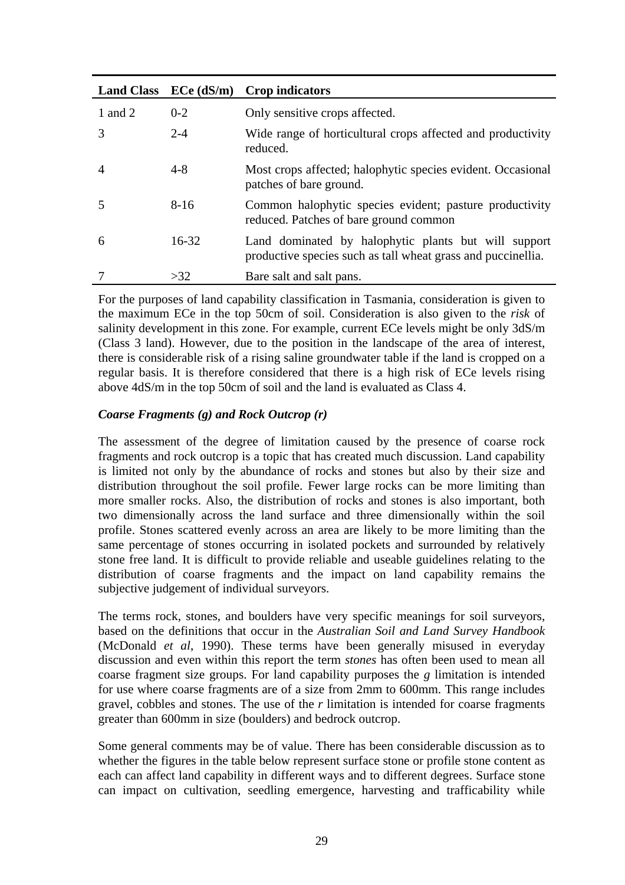| Land Class | ECe (dS/m) | Crop indicators |
|---|---|---|
| 1 and 2 | 0-2 | Only sensitive crops affected. |
| 3 | 2-4 | Wide range of horticultural crops affected and productivity reduced. |
| 4 | 4-8 | Most crops affected; halophytic species evident. Occasional patches of bare ground. |
| 5 | 8-16 | Common halophytic species evident; pasture productivity reduced. Patches of bare ground common |
| 6 | 16-32 | Land dominated by halophytic plants but will support productive species such as tall wheat grass and puccinellia. |
| 7 | >32 | Bare salt and salt pans. |

For the purposes of land capability classification in Tasmania, consideration is given to the maximum ECe in the top 50cm of soil. Consideration is also given to the *risk* of salinity development in this zone. For example, current ECe levels might be only 3dS/m (Class 3 land). However, due to the position in the landscape of the area of interest, there is considerable risk of a rising saline groundwater table if the land is cropped on a regular basis. It is therefore considered that there is a high risk of ECe levels rising above 4dS/m in the top 50cm of soil and the land is evaluated as Class 4.

### *Coarse Fragments (g) and Rock Outcrop (r)*

The assessment of the degree of limitation caused by the presence of coarse rock fragments and rock outcrop is a topic that has created much discussion. Land capability is limited not only by the abundance of rocks and stones but also by their size and distribution throughout the soil profile. Fewer large rocks can be more limiting than more smaller rocks. Also, the distribution of rocks and stones is also important, both two dimensionally across the land surface and three dimensionally within the soil profile. Stones scattered evenly across an area are likely to be more limiting than the same percentage of stones occurring in isolated pockets and surrounded by relatively stone free land. It is difficult to provide reliable and useable guidelines relating to the distribution of coarse fragments and the impact on land capability remains the subjective judgement of individual surveyors.

The terms rock, stones, and boulders have very specific meanings for soil surveyors, based on the definitions that occur in the *Australian Soil and Land Survey Handbook* (McDonald *et al*, 1990). These terms have been generally misused in everyday discussion and even within this report the term *stones* has often been used to mean all coarse fragment size groups. For land capability purposes the *g* limitation is intended for use where coarse fragments are of a size from 2mm to 600mm. This range includes gravel, cobbles and stones. The use of the *r* limitation is intended for coarse fragments greater than 600mm in size (boulders) and bedrock outcrop.

Some general comments may be of value. There has been considerable discussion as to whether the figures in the table below represent surface stone or profile stone content as each can affect land capability in different ways and to different degrees. Surface stone can impact on cultivation, seedling emergence, harvesting and trafficability while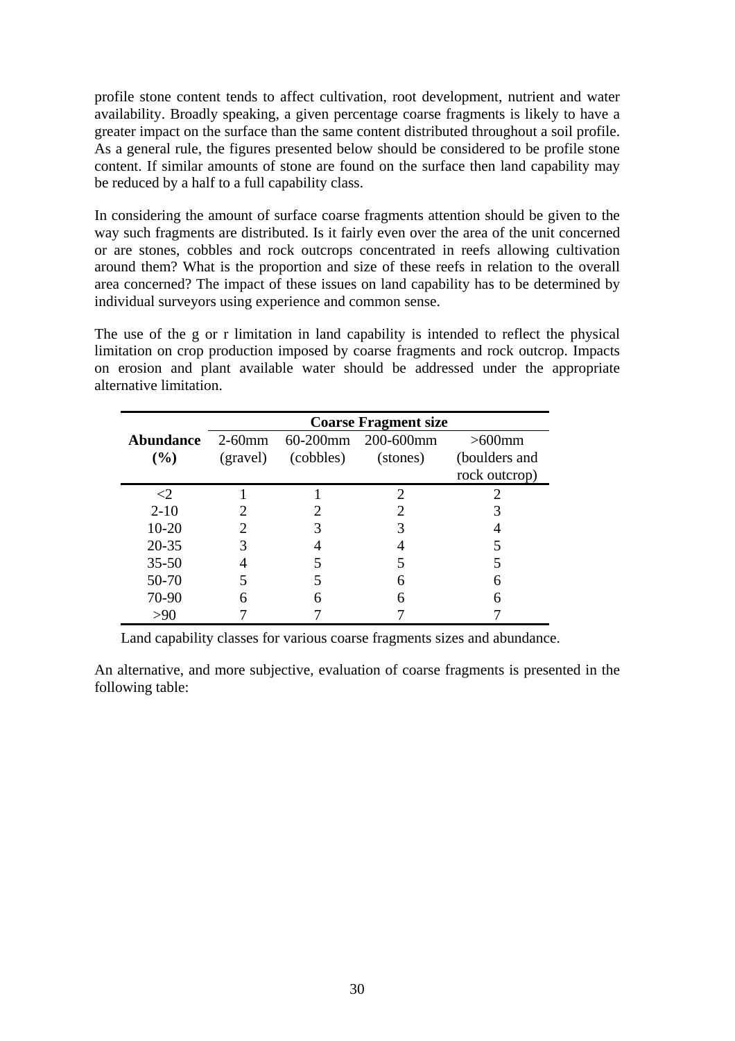profile stone content tends to affect cultivation, root development, nutrient and water availability. Broadly speaking, a given percentage coarse fragments is likely to have a greater impact on the surface than the same content distributed throughout a soil profile. As a general rule, the figures presented below should be considered to be profile stone content. If similar amounts of stone are found on the surface then land capability may be reduced by a half to a full capability class.

In considering the amount of surface coarse fragments attention should be given to the way such fragments are distributed. Is it fairly even over the area of the unit concerned or are stones, cobbles and rock outcrops concentrated in reefs allowing cultivation around them? What is the proportion and size of these reefs in relation to the overall area concerned? The impact of these issues on land capability has to be determined by individual surveyors using experience and common sense.

The use of the g or r limitation in land capability is intended to reflect the physical limitation on crop production imposed by coarse fragments and rock outcrop. Impacts on erosion and plant available water should be addressed under the appropriate alternative limitation.

| | **Coarse Fragment size** | | | |
|---|---|---|---|---|
| **Abundance (%)** | 2-60mm (gravel) | 60-200mm (cobbles) | 200-600mm (stones) | >600mm (boulders and rock outcrop) |
| <2 | 1 | 1 | 2 | 2 |
| 2-10 | 2 | 2 | 2 | 3 |
| 10-20 | 2 | 3 | 3 | 4 |
| 20-35 | 3 | 4 | 4 | 5 |
| 35-50 | 4 | 5 | 5 | 5 |
| 50-70 | 5 | 5 | 6 | 6 |
| 70-90 | 6 | 6 | 6 | 6 |
| >90 | 7 | 7 | 7 | 7 |

Land capability classes for various coarse fragments sizes and abundance.

An alternative, and more subjective, evaluation of coarse fragments is presented in the following table: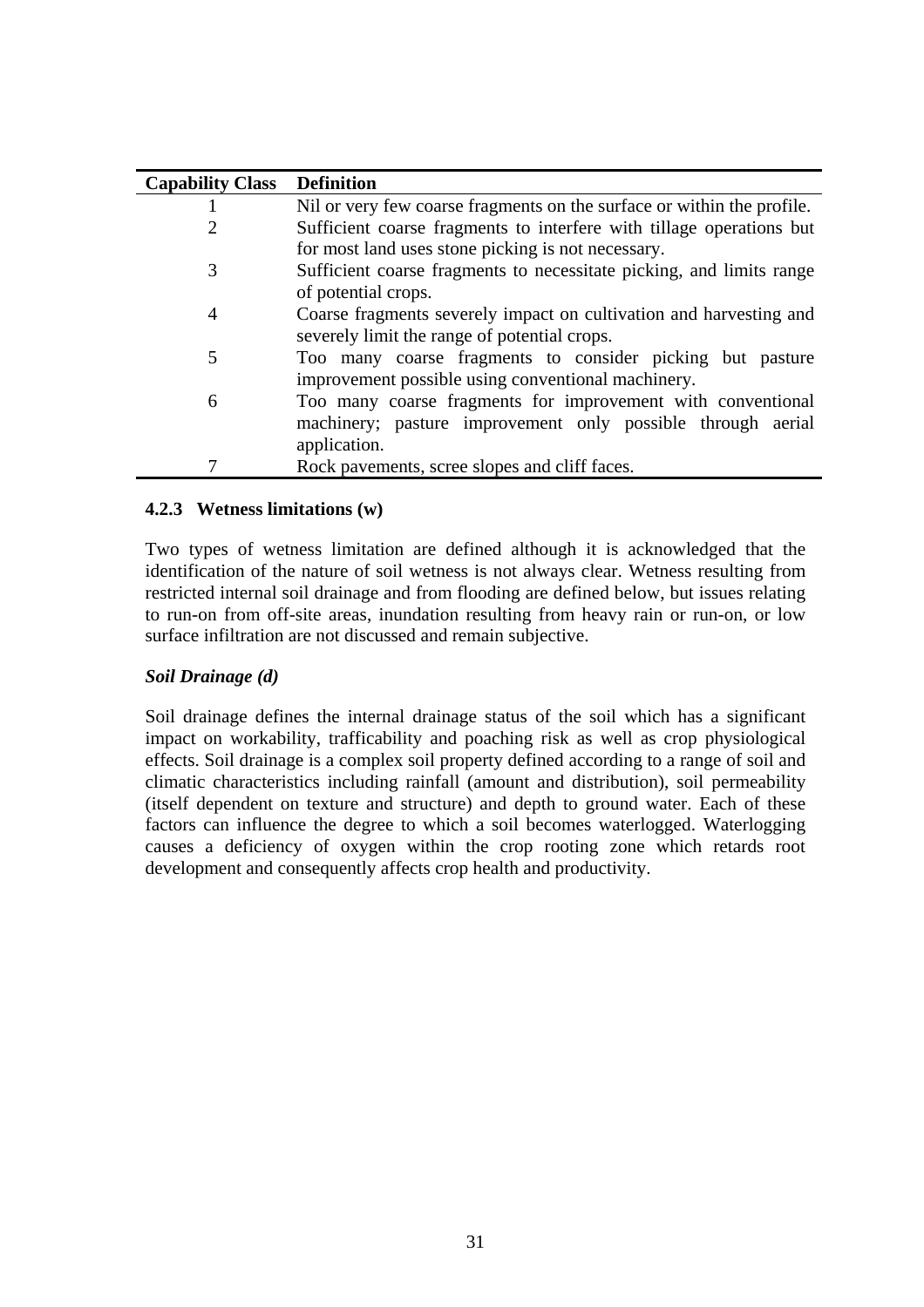| Capability Class | Definition |
| --- | --- |
| 1 | Nil or very few coarse fragments on the surface or within the profile. |
| 2 | Sufficient coarse fragments to interfere with tillage operations but for most land uses stone picking is not necessary. |
| 3 | Sufficient coarse fragments to necessitate picking, and limits range of potential crops. |
| 4 | Coarse fragments severely impact on cultivation and harvesting and severely limit the range of potential crops. |
| 5 | Too many coarse fragments to consider picking but pasture improvement possible using conventional machinery. |
| 6 | Too many coarse fragments for improvement with conventional machinery; pasture improvement only possible through aerial application. |
| 7 | Rock pavements, scree slopes and cliff faces. |

### 4.2.3 Wetness limitations (w)

Two types of wetness limitation are defined although it is acknowledged that the identification of the nature of soil wetness is not always clear. Wetness resulting from restricted internal soil drainage and from flooding are defined below, but issues relating to run-on from off-site areas, inundation resulting from heavy rain or run-on, or low surface infiltration are not discussed and remain subjective.

***Soil Drainage (d)***

Soil drainage defines the internal drainage status of the soil which has a significant impact on workability, trafficability and poaching risk as well as crop physiological effects. Soil drainage is a complex soil property defined according to a range of soil and climatic characteristics including rainfall (amount and distribution), soil permeability (itself dependent on texture and structure) and depth to ground water. Each of these factors can influence the degree to which a soil becomes waterlogged. Waterlogging causes a deficiency of oxygen within the crop rooting zone which retards root development and consequently affects crop health and productivity.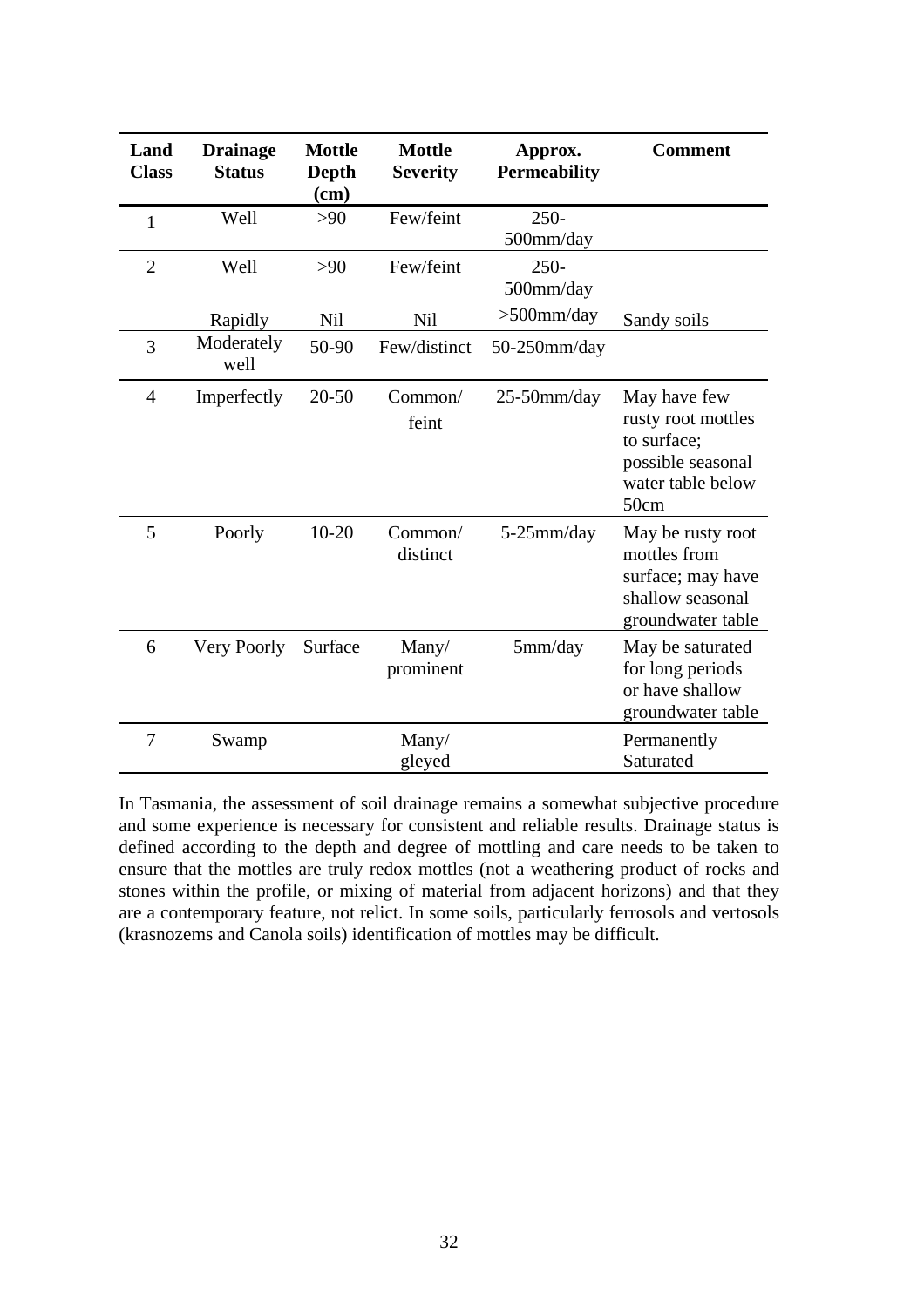| Land Class | Drainage Status | Mottle Depth (cm) | Mottle Severity | Approx. Permeability | Comment |
|---|---|---|---|---|---|
| 1 | Well | >90 | Few/feint | 250-500mm/day | |
| 2 | Well | >90 | Few/feint | 250-500mm/day | |
| | Rapidly | Nil | Nil | >500mm/day | Sandy soils |
| 3 | Moderately well | 50-90 | Few/distinct | 50-250mm/day | |
| 4 | Imperfectly | 20-50 | Common/ feint | 25-50mm/day | May have few rusty root mottles to surface; possible seasonal water table below 50cm |
| 5 | Poorly | 10-20 | Common/ distinct | 5-25mm/day | May be rusty root mottles from surface; may have shallow seasonal groundwater table |
| 6 | Very Poorly | Surface | Many/ prominent | 5mm/day | May be saturated for long periods or have shallow groundwater table |
| 7 | Swamp | | Many/ gleyed | | Permanently Saturated |

In Tasmania, the assessment of soil drainage remains a somewhat subjective procedure and some experience is necessary for consistent and reliable results. Drainage status is defined according to the depth and degree of mottling and care needs to be taken to ensure that the mottles are truly redox mottles (not a weathering product of rocks and stones within the profile, or mixing of material from adjacent horizons) and that they are a contemporary feature, not relict. In some soils, particularly ferrosols and vertosols (krasnozems and Canola soils) identification of mottles may be difficult.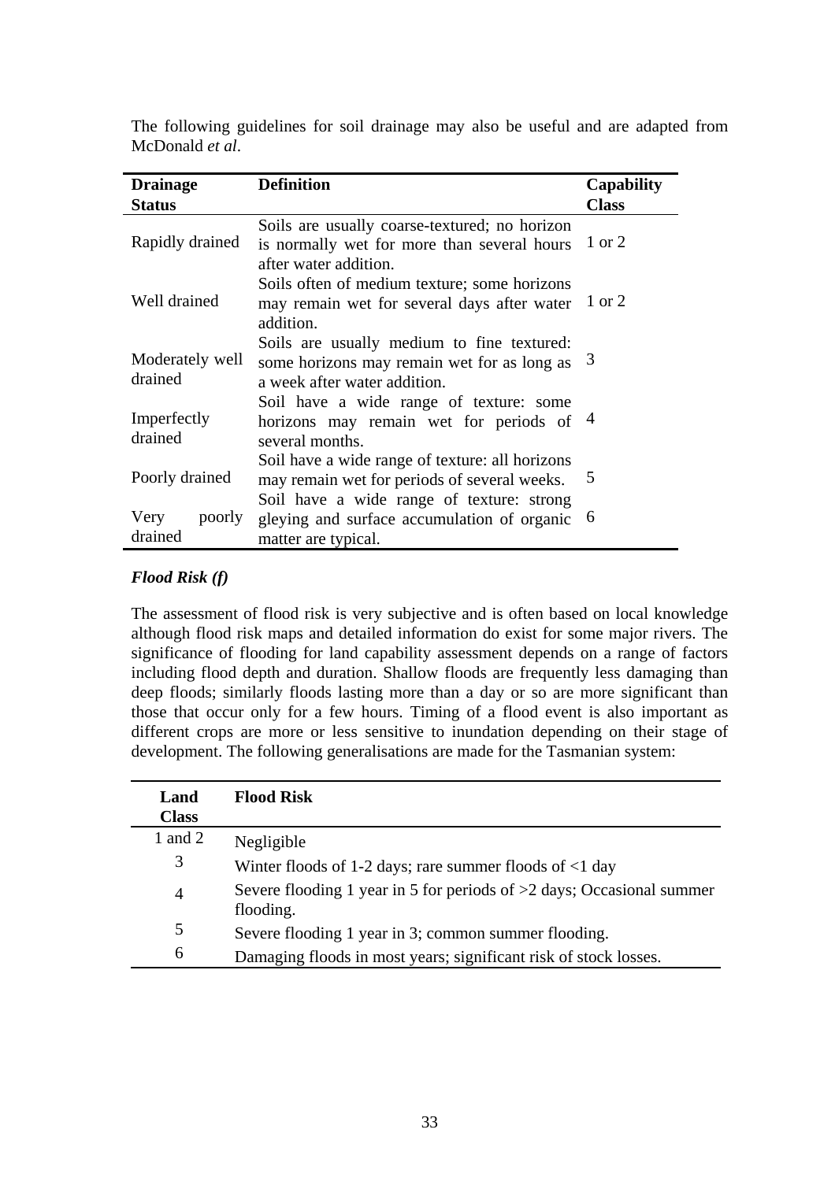The following guidelines for soil drainage may also be useful and are adapted from McDonald *et al*.

| Drainage Status | Definition | Capability Class |
|---|---|---|
| Rapidly drained | Soils are usually coarse-textured; no horizon is normally wet for more than several hours after water addition. | 1 or 2 |
| Well drained | Soils often of medium texture; some horizons may remain wet for several days after water addition. | 1 or 2 |
| Moderately well drained | Soils are usually medium to fine textured: some horizons may remain wet for as long as a week after water addition. | 3 |
| Imperfectly drained | Soil have a wide range of texture: some horizons may remain wet for periods of several months. | 4 |
| Poorly drained | Soil have a wide range of texture: all horizons may remain wet for periods of several weeks. | 5 |
| Very poorly drained | Soil have a wide range of texture: strong gleying and surface accumulation of organic matter are typical. | 6 |

### *Flood Risk (f)*

The assessment of flood risk is very subjective and is often based on local knowledge although flood risk maps and detailed information do exist for some major rivers. The significance of flooding for land capability assessment depends on a range of factors including flood depth and duration. Shallow floods are frequently less damaging than deep floods; similarly floods lasting more than a day or so are more significant than those that occur only for a few hours. Timing of a flood event is also important as different crops are more or less sensitive to inundation depending on their stage of development. The following generalisations are made for the Tasmanian system:

| Land Class | Flood Risk |
|---|---|
| 1 and 2 | Negligible |
| 3 | Winter floods of 1-2 days; rare summer floods of <1 day |
| 4 | Severe flooding 1 year in 5 for periods of >2 days; Occasional summer flooding. |
| 5 | Severe flooding 1 year in 3; common summer flooding. |
| 6 | Damaging floods in most years; significant risk of stock losses. |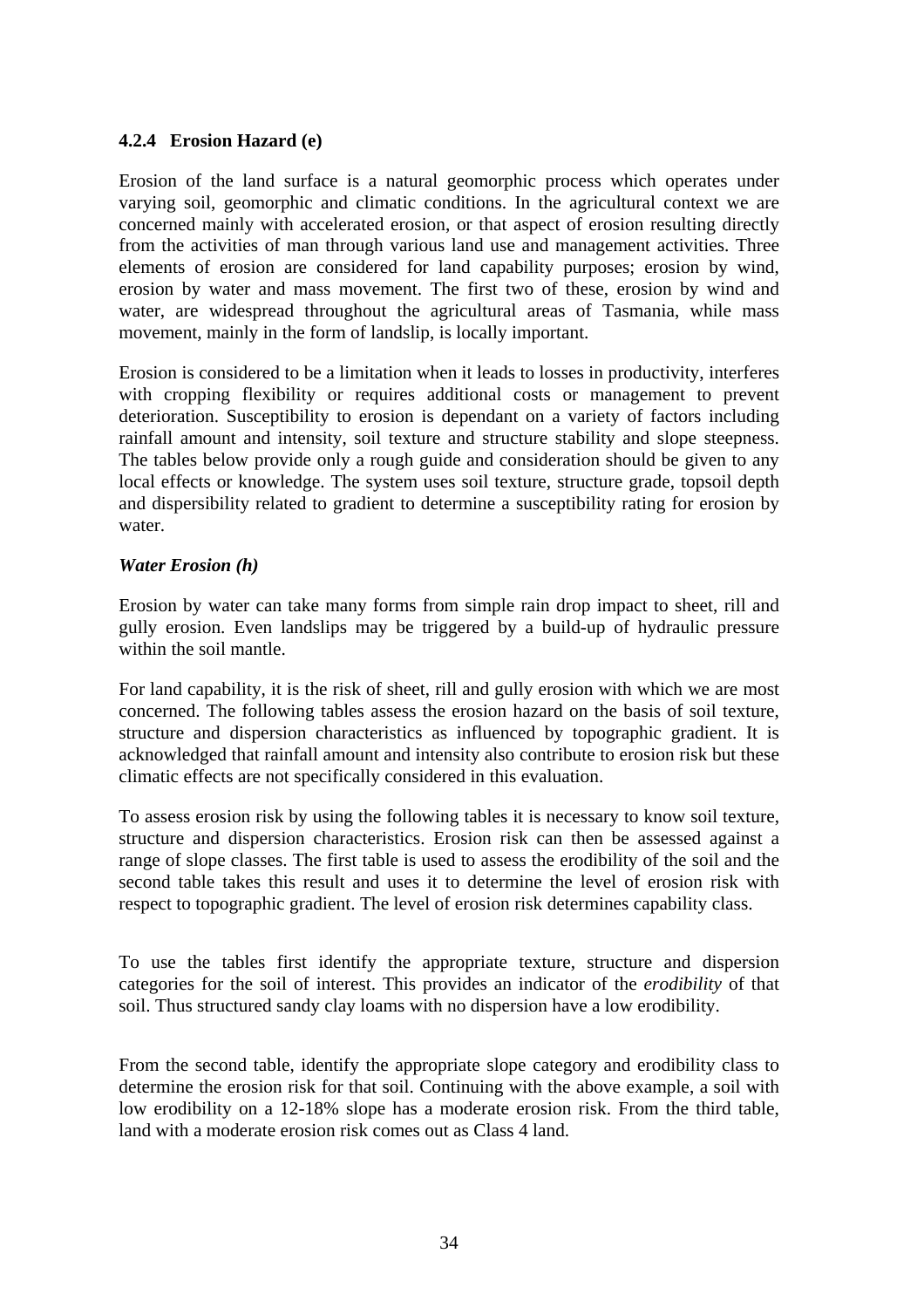### 4.2.4 Erosion Hazard (e)

Erosion of the land surface is a natural geomorphic process which operates under varying soil, geomorphic and climatic conditions. In the agricultural context we are concerned mainly with accelerated erosion, or that aspect of erosion resulting directly from the activities of man through various land use and management activities. Three elements of erosion are considered for land capability purposes; erosion by wind, erosion by water and mass movement. The first two of these, erosion by wind and water, are widespread throughout the agricultural areas of Tasmania, while mass movement, mainly in the form of landslip, is locally important.

Erosion is considered to be a limitation when it leads to losses in productivity, interferes with cropping flexibility or requires additional costs or management to prevent deterioration. Susceptibility to erosion is dependant on a variety of factors including rainfall amount and intensity, soil texture and structure stability and slope steepness. The tables below provide only a rough guide and consideration should be given to any local effects or knowledge. The system uses soil texture, structure grade, topsoil depth and dispersibility related to gradient to determine a susceptibility rating for erosion by water.

***Water Erosion (h)***

Erosion by water can take many forms from simple rain drop impact to sheet, rill and gully erosion. Even landslips may be triggered by a build-up of hydraulic pressure within the soil mantle.

For land capability, it is the risk of sheet, rill and gully erosion with which we are most concerned. The following tables assess the erosion hazard on the basis of soil texture, structure and dispersion characteristics as influenced by topographic gradient. It is acknowledged that rainfall amount and intensity also contribute to erosion risk but these climatic effects are not specifically considered in this evaluation.

To assess erosion risk by using the following tables it is necessary to know soil texture, structure and dispersion characteristics. Erosion risk can then be assessed against a range of slope classes. The first table is used to assess the erodibility of the soil and the second table takes this result and uses it to determine the level of erosion risk with respect to topographic gradient. The level of erosion risk determines capability class.

To use the tables first identify the appropriate texture, structure and dispersion categories for the soil of interest. This provides an indicator of the *erodibility* of that soil. Thus structured sandy clay loams with no dispersion have a low erodibility.

From the second table, identify the appropriate slope category and erodibility class to determine the erosion risk for that soil. Continuing with the above example, a soil with low erodibility on a 12-18% slope has a moderate erosion risk. From the third table, land with a moderate erosion risk comes out as Class 4 land.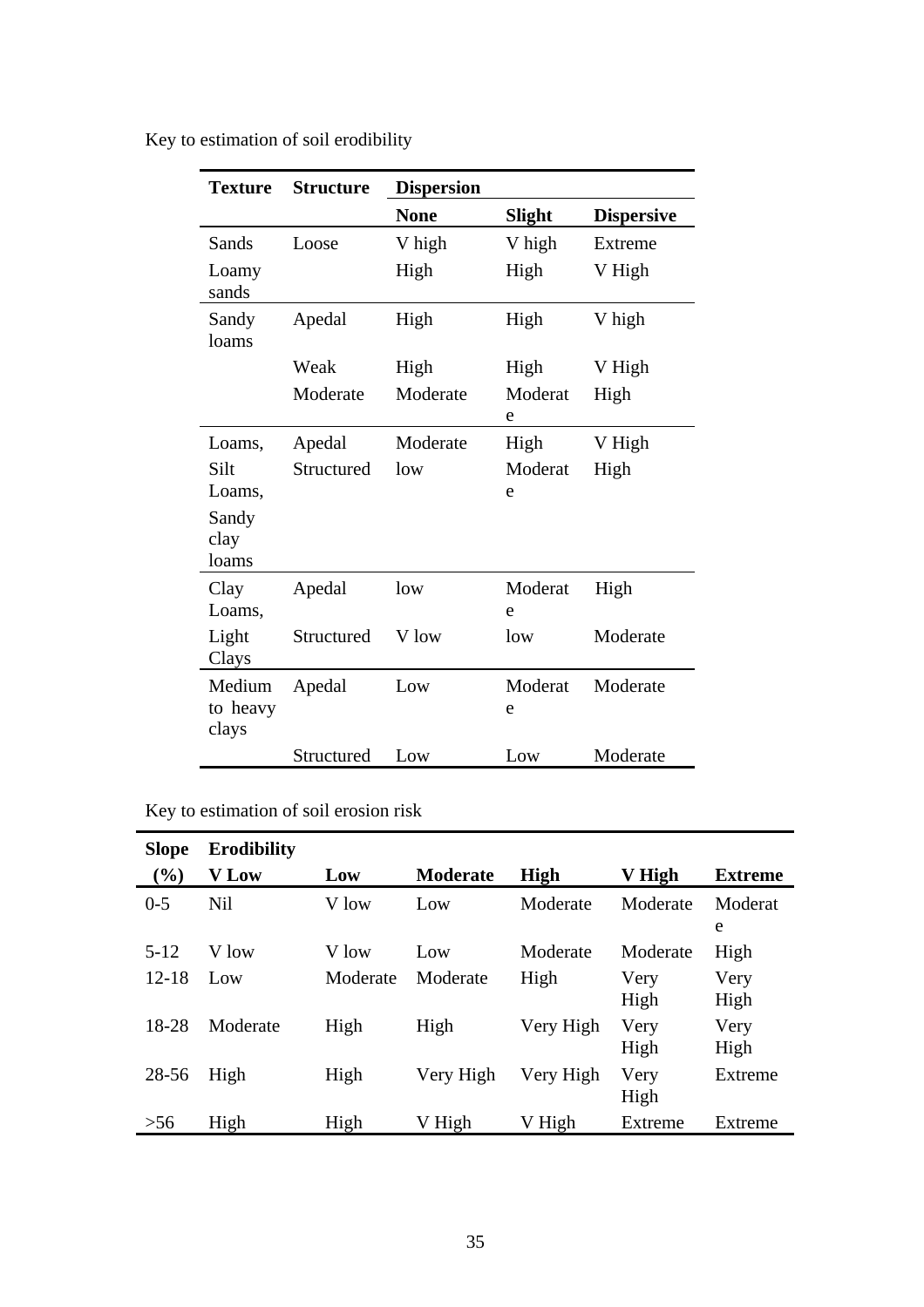Key to estimation of soil erodibility

| Texture | Structure | Dispersion | | |
|---|---|---|---|---|
| | | **None** | **Slight** | **Dispersive** |
| Sands | Loose | V high | V high | Extreme |
| Loamy sands | | High | High | V High |
| Sandy loams | Apedal | High | High | V high |
| | Weak | High | High | V High |
| | Moderate | Moderate | Moderate | High |
| Loams, | Apedal | Moderate | High | V High |
| Silt Loams, | Structured | low | Moderate | High |
| Sandy clay loams | | | | |
| Clay Loams, | Apedal | low | Moderate | High |
| Light Clays | Structured | V low | low | Moderate |
| Medium to heavy clays | Apedal | Low | Moderate | Moderate |
| | Structured | Low | Low | Moderate |

Key to estimation of soil erosion risk

| Slope (%) | Erodibility | | | | | |
|---|---|---|---|---|---|---|
| | **V Low** | **Low** | **Moderate** | **High** | **V High** | **Extreme** |
| 0-5 | Nil | V low | Low | Moderate | Moderate | Moderate |
| 5-12 | V low | V low | Low | Moderate | Moderate | High |
| 12-18 | Low | Moderate | Moderate | High | Very High | Very High |
| 18-28 | Moderate | High | High | Very High | Very High | Very High |
| 28-56 | High | High | Very High | Very High | Very High | Extreme |
| >56 | High | High | V High | V High | Extreme | Extreme |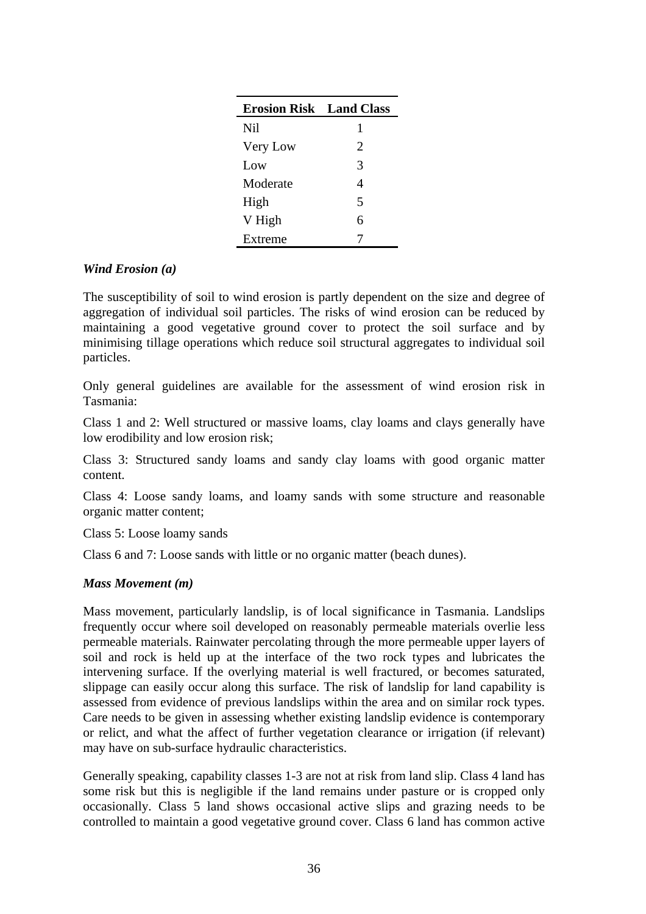| Erosion Risk | Land Class |
|---|---|
| Nil | 1 |
| Very Low | 2 |
| Low | 3 |
| Moderate | 4 |
| High | 5 |
| V High | 6 |
| Extreme | 7 |

***Wind Erosion (a)***

The susceptibility of soil to wind erosion is partly dependent on the size and degree of aggregation of individual soil particles. The risks of wind erosion can be reduced by maintaining a good vegetative ground cover to protect the soil surface and by minimising tillage operations which reduce soil structural aggregates to individual soil particles.

Only general guidelines are available for the assessment of wind erosion risk in Tasmania:

Class 1 and 2: Well structured or massive loams, clay loams and clays generally have low erodibility and low erosion risk;

Class 3: Structured sandy loams and sandy clay loams with good organic matter content.

Class 4: Loose sandy loams, and loamy sands with some structure and reasonable organic matter content;

Class 5: Loose loamy sands

Class 6 and 7: Loose sands with little or no organic matter (beach dunes).

***Mass Movement (m)***

Mass movement, particularly landslip, is of local significance in Tasmania. Landslips frequently occur where soil developed on reasonably permeable materials overlie less permeable materials. Rainwater percolating through the more permeable upper layers of soil and rock is held up at the interface of the two rock types and lubricates the intervening surface. If the overlying material is well fractured, or becomes saturated, slippage can easily occur along this surface. The risk of landslip for land capability is assessed from evidence of previous landslips within the area and on similar rock types. Care needs to be given in assessing whether existing landslip evidence is contemporary or relict, and what the affect of further vegetation clearance or irrigation (if relevant) may have on sub-surface hydraulic characteristics.

Generally speaking, capability classes 1-3 are not at risk from land slip. Class 4 land has some risk but this is negligible if the land remains under pasture or is cropped only occasionally. Class 5 land shows occasional active slips and grazing needs to be controlled to maintain a good vegetative ground cover. Class 6 land has common active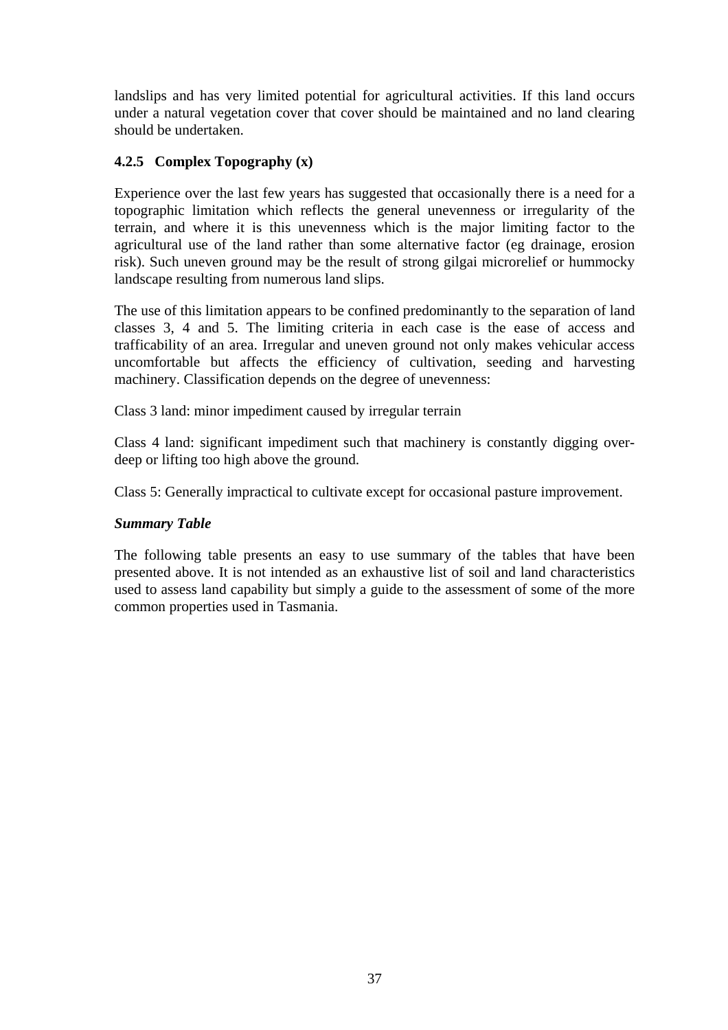landslips and has very limited potential for agricultural activities. If this land occurs under a natural vegetation cover that cover should be maintained and no land clearing should be undertaken.

### 4.2.5 Complex Topography (x)

Experience over the last few years has suggested that occasionally there is a need for a topographic limitation which reflects the general unevenness or irregularity of the terrain, and where it is this unevenness which is the major limiting factor to the agricultural use of the land rather than some alternative factor (eg drainage, erosion risk). Such uneven ground may be the result of strong gilgai microrelief or hummocky landscape resulting from numerous land slips.

The use of this limitation appears to be confined predominantly to the separation of land classes 3, 4 and 5. The limiting criteria in each case is the ease of access and trafficability of an area. Irregular and uneven ground not only makes vehicular access uncomfortable but affects the efficiency of cultivation, seeding and harvesting machinery. Classification depends on the degree of unevenness:

Class 3 land: minor impediment caused by irregular terrain

Class 4 land: significant impediment such that machinery is constantly digging over-deep or lifting too high above the ground.

Class 5: Generally impractical to cultivate except for occasional pasture improvement.

***Summary Table***

The following table presents an easy to use summary of the tables that have been presented above. It is not intended as an exhaustive list of soil and land characteristics used to assess land capability but simply a guide to the assessment of some of the more common properties used in Tasmania.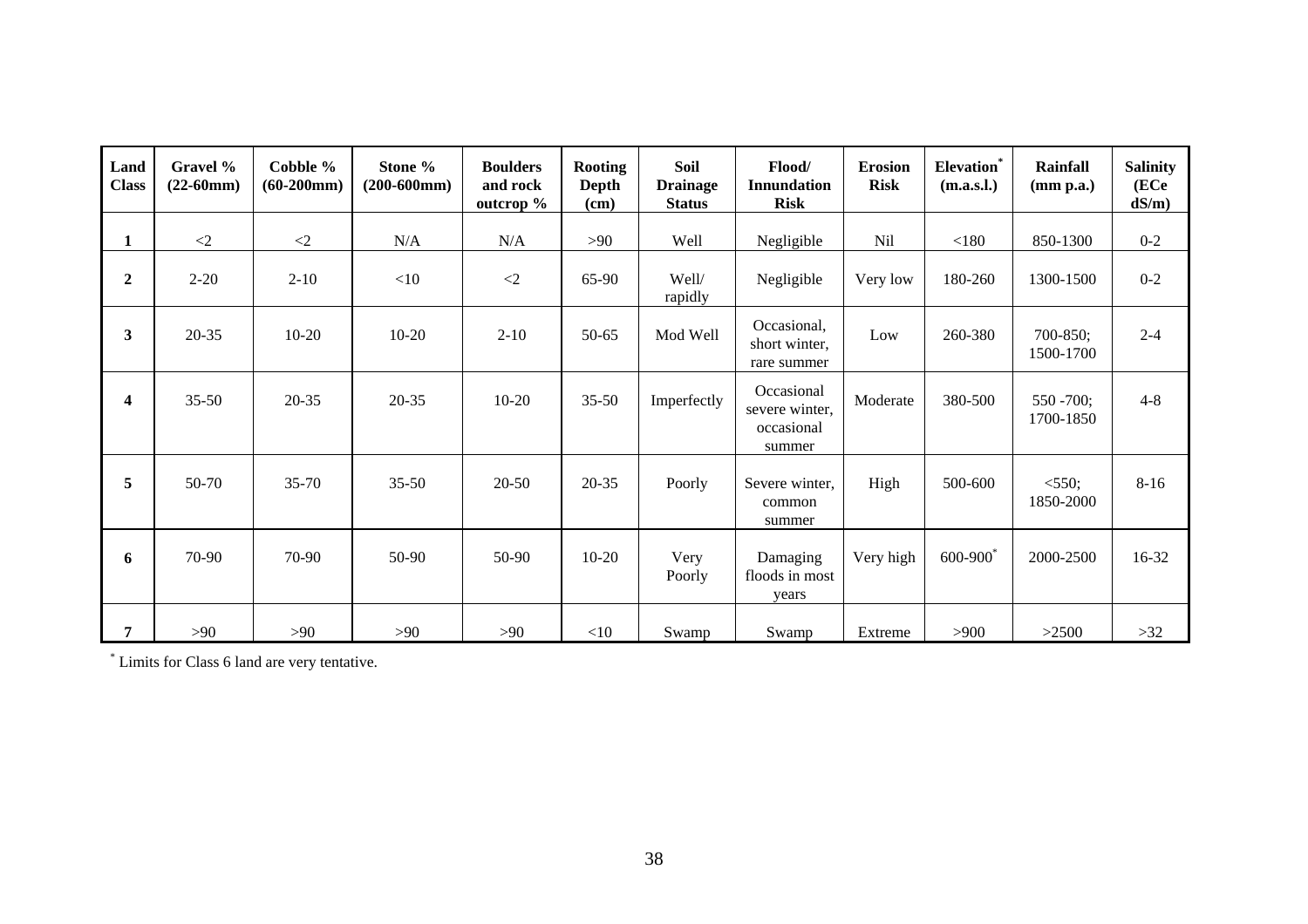| Land Class | Gravel % (22-60mm) | Cobble % (60-200mm) | Stone % (200-600mm) | Boulders and rock outcrop % | Rooting Depth (cm) | Soil Drainage Status | Flood/ Innundation Risk | Erosion Risk | Elevation* (m.a.s.l.) | Rainfall (mm p.a.) | Salinity (ECe dS/m) |
|---|---|---|---|---|---|---|---|---|---|---|---|
| **1** | <2 | <2 | N/A | N/A | >90 | Well | Negligible | Nil | <180 | 850-1300 | 0-2 |
| **2** | 2-20 | 2-10 | <10 | <2 | 65-90 | Well/ rapidly | Negligible | Very low | 180-260 | 1300-1500 | 0-2 |
| **3** | 20-35 | 10-20 | 10-20 | 2-10 | 50-65 | Mod Well | Occasional, short winter, rare summer | Low | 260-380 | 700-850; 1500-1700 | 2-4 |
| **4** | 35-50 | 20-35 | 20-35 | 10-20 | 35-50 | Imperfectly | Occasional severe winter, occasional summer | Moderate | 380-500 | 550 -700; 1700-1850 | 4-8 |
| **5** | 50-70 | 35-70 | 35-50 | 20-50 | 20-35 | Poorly | Severe winter, common summer | High | 500-600 | <550; 1850-2000 | 8-16 |
| **6** | 70-90 | 70-90 | 50-90 | 50-90 | 10-20 | Very Poorly | Damaging floods in most years | Very high | 600-900* | 2000-2500 | 16-32 |
| **7** | >90 | >90 | >90 | >90 | <10 | Swamp | Swamp | Extreme | >900 | >2500 | >32 |

\* Limits for Class 6 land are very tentative.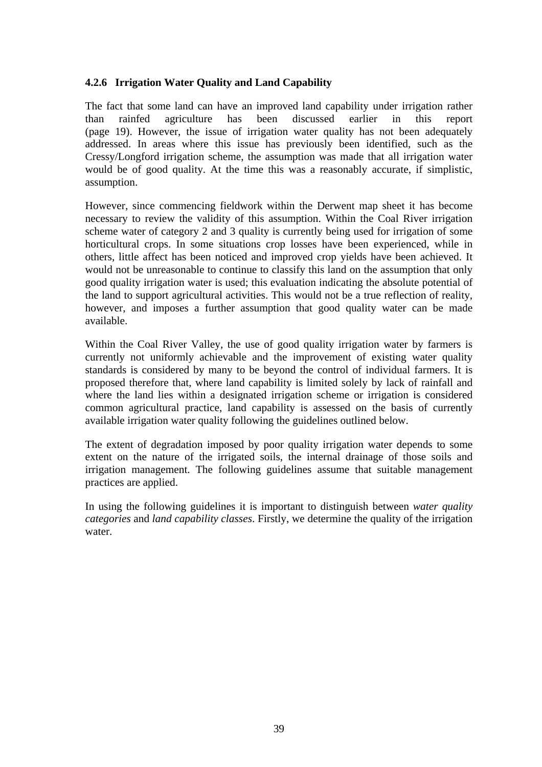#### 4.2.6 Irrigation Water Quality and Land Capability

The fact that some land can have an improved land capability under irrigation rather than rainfed agriculture has been discussed earlier in this report (page 19). However, the issue of irrigation water quality has not been adequately addressed. In areas where this issue has previously been identified, such as the Cressy/Longford irrigation scheme, the assumption was made that all irrigation water would be of good quality. At the time this was a reasonably accurate, if simplistic, assumption.

However, since commencing fieldwork within the Derwent map sheet it has become necessary to review the validity of this assumption. Within the Coal River irrigation scheme water of category 2 and 3 quality is currently being used for irrigation of some horticultural crops. In some situations crop losses have been experienced, while in others, little affect has been noticed and improved crop yields have been achieved. It would not be unreasonable to continue to classify this land on the assumption that only good quality irrigation water is used; this evaluation indicating the absolute potential of the land to support agricultural activities. This would not be a true reflection of reality, however, and imposes a further assumption that good quality water can be made available.

Within the Coal River Valley, the use of good quality irrigation water by farmers is currently not uniformly achievable and the improvement of existing water quality standards is considered by many to be beyond the control of individual farmers. It is proposed therefore that, where land capability is limited solely by lack of rainfall and where the land lies within a designated irrigation scheme or irrigation is considered common agricultural practice, land capability is assessed on the basis of currently available irrigation water quality following the guidelines outlined below.

The extent of degradation imposed by poor quality irrigation water depends to some extent on the nature of the irrigated soils, the internal drainage of those soils and irrigation management. The following guidelines assume that suitable management practices are applied.

In using the following guidelines it is important to distinguish between *water quality categories* and *land capability classes*. Firstly, we determine the quality of the irrigation water.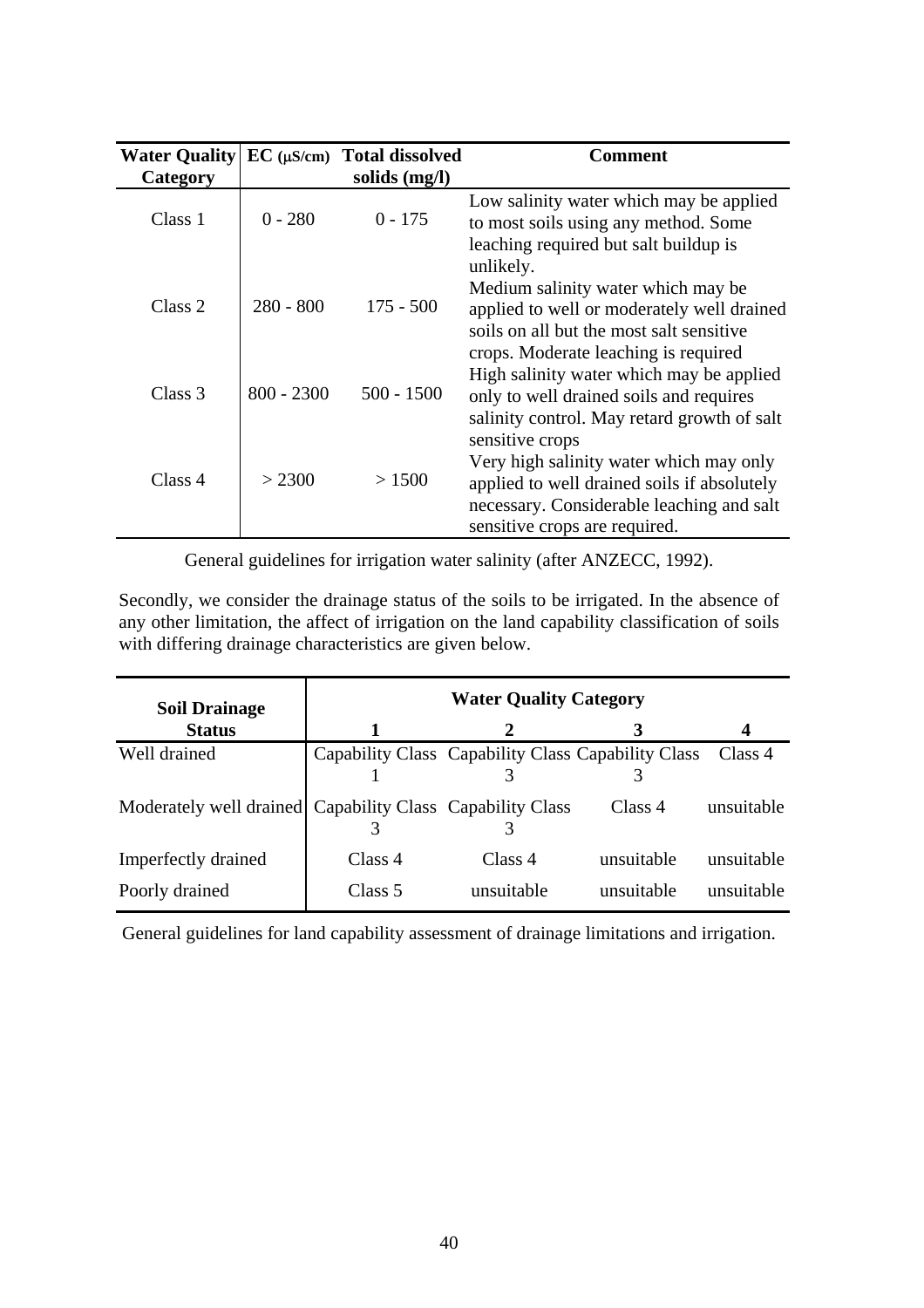| Water Quality Category | EC (μS/cm) | Total dissolved solids (mg/l) | Comment |
|---|---|---|---|
| Class 1 | 0 - 280 | 0 - 175 | Low salinity water which may be applied to most soils using any method. Some leaching required but salt buildup is unlikely. |
| Class 2 | 280 - 800 | 175 - 500 | Medium salinity water which may be applied to well or moderately well drained soils on all but the most salt sensitive crops. Moderate leaching is required |
| Class 3 | 800 - 2300 | 500 - 1500 | High salinity water which may be applied only to well drained soils and requires salinity control. May retard growth of salt sensitive crops |
| Class 4 | > 2300 | > 1500 | Very high salinity water which may only applied to well drained soils if absolutely necessary. Considerable leaching and salt sensitive crops are required. |

General guidelines for irrigation water salinity (after ANZECC, 1992).

Secondly, we consider the drainage status of the soils to be irrigated. In the absence of any other limitation, the affect of irrigation on the land capability classification of soils with differing drainage characteristics are given below.

| Soil Drainage Status | Water Quality Category | | | |
|---|---|---|---|---|
| | 1 | 2 | 3 | 4 |
| Well drained | Capability Class 1 | Capability Class 3 | Capability Class 3 | Class 4 |
| Moderately well drained | Capability Class 3 | Capability Class 3 | Class 4 | unsuitable |
| Imperfectly drained | Class 4 | Class 4 | unsuitable | unsuitable |
| Poorly drained | Class 5 | unsuitable | unsuitable | unsuitable |

General guidelines for land capability assessment of drainage limitations and irrigation.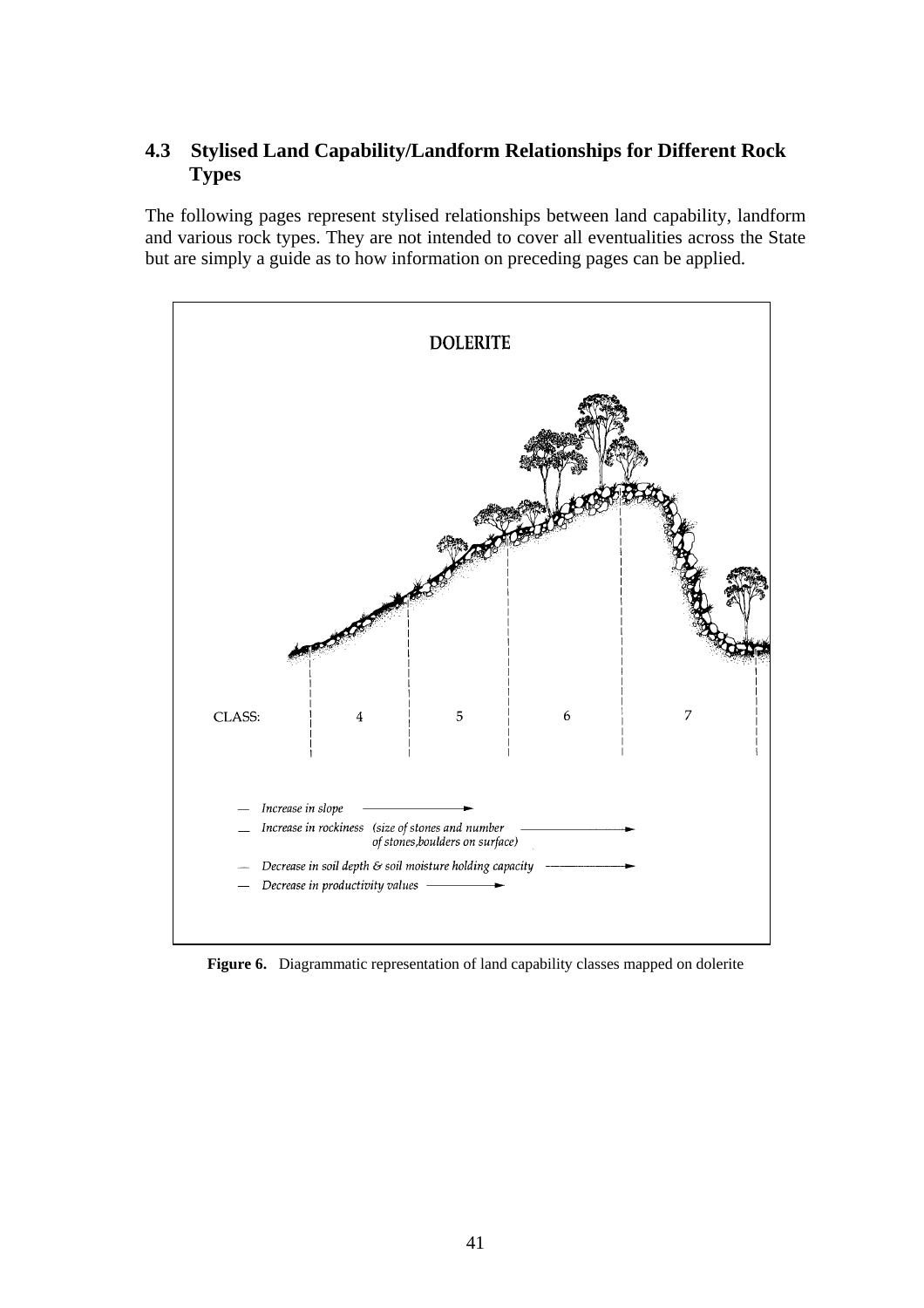## 4.3 Stylised Land Capability/Landform Relationships for Different Rock Types

The following pages represent stylised relationships between land capability, landform and various rock types. They are not intended to cover all eventualities across the State but are simply a guide as to how information on preceding pages can be applied.

**DOLERITE**

| CLASS: | 4 | 5 | 6 | 7 |
|---|---|---|---|---|

- *Increase in slope* →
- *Increase in rockiness (size of stones and number of stones, boulders on surface)* →
- *Decrease in soil depth & soil moisture holding capacity* →
- *Decrease in productivity values* →

**Figure 6.** Diagrammatic representation of land capability classes mapped on dolerite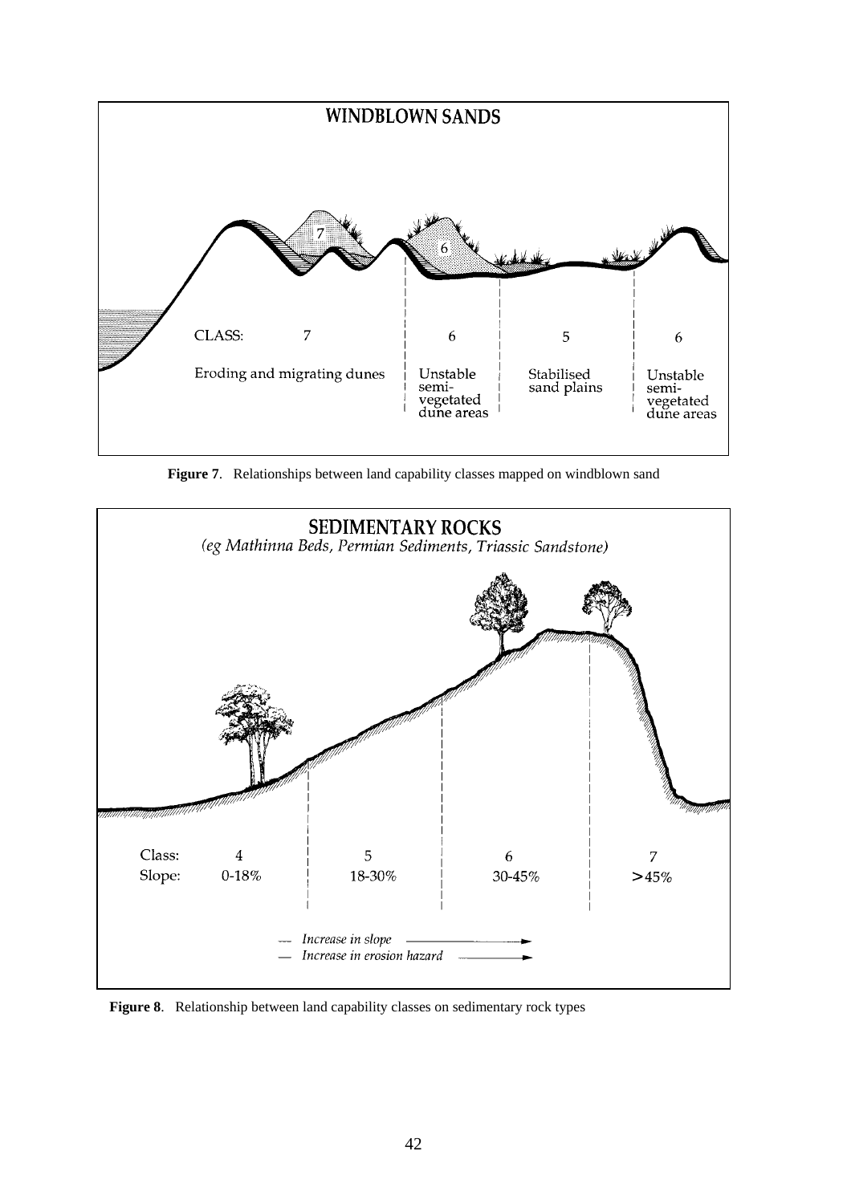**WINDBLOWN SANDS**

| CLASS: | 7 | 6 | 5 | 6 |
|---|---|---|---|---|
| | Eroding and migrating dunes | Unstable semi-vegetated dune areas | Stabilised sand plains | Unstable semi-vegetated dune areas |

**Figure 7**. Relationships between land capability classes mapped on windblown sand

**SEDIMENTARY ROCKS**

*(eg Mathinna Beds, Permian Sediments, Triassic Sandstone)*

| Class: | 4 | 5 | 6 | 7 |
|---|---|---|---|---|
| Slope: | 0-18% | 18-30% | 30-45% | >45% |

*Increase in slope* ⟶

*Increase in erosion hazard* ⟶

**Figure 8**. Relationship between land capability classes on sedimentary rock types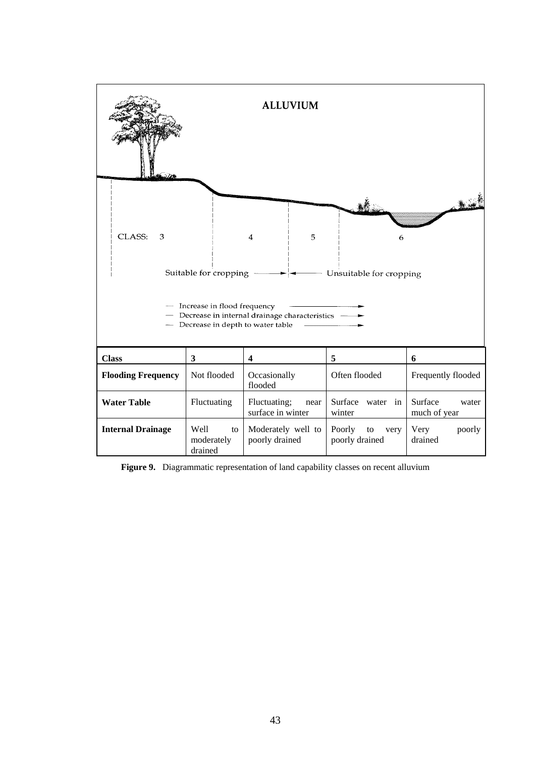ALLUVIUM

CLASS: 3 | 4 | 5 | 6

Suitable for cropping → | ← Unsuitable for cropping

— Increase in flood frequency →
— Decrease in internal drainage characteristics →
— Decrease in depth to water table →

| **Class** | **3** | **4** | **5** | **6** |
| --- | --- | --- | --- | --- |
| **Flooding Frequency** | Not flooded | Occasionally flooded | Often flooded | Frequently flooded |
| **Water Table** | Fluctuating | Fluctuating; near surface in winter | Surface water in winter | Surface water much of year |
| **Internal Drainage** | Well to moderately drained | Moderately well to poorly drained | Poorly to very poorly drained | Very poorly drained |

**Figure 9.** Diagrammatic representation of land capability classes on recent alluvium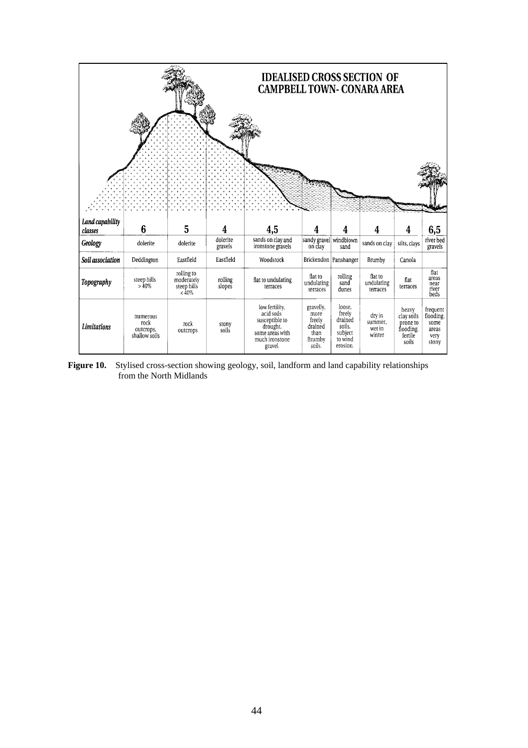**IDEALISED CROSS SECTION OF CAMPBELL TOWN- CONARA AREA**

| *Land capability classes* | 6 | 5 | 4 | 4,5 | 4 | 4 | 4 | 4 | 6,5 |
|---|---|---|---|---|---|---|---|---|---|
| *Geology* | dolerite | dolerite | dolerite gravels | sands on clay and ironstone gravels | sandy gravel on clay | windblown sand | sands on clay | silts, clays | river bed gravels |
| *Soil association* | Deddington | Eastfield | Eastfield | Woodstock | Brickendon | Panshanger | Brumby | Canola | |
| *Topography* | steep hills > 40% | rolling to moderately steep hills < 40% | rolling slopes | flat to undulating terraces | flat to undulating terraces | rolling sand dunes | flat to undulating terraces | flat terraces | flat areas near river beds |
| *Limitations* | numerous rock outcrops, shallow soils | rock outcrops | stony soils | low fertility, acid soils susceptible to drought, some areas with much ironstone gravel. | gravelly, more freely drained than Brumby soils. | loose, freely drained soils, subject to wind erosion. | dry in summer, wet in winter | heavy clay soils prone to flooding, fertile soils | frequent flooding, some areas very stony |

**Figure 10.** Stylised cross-section showing geology, soil, landform and land capability relationships from the North Midlands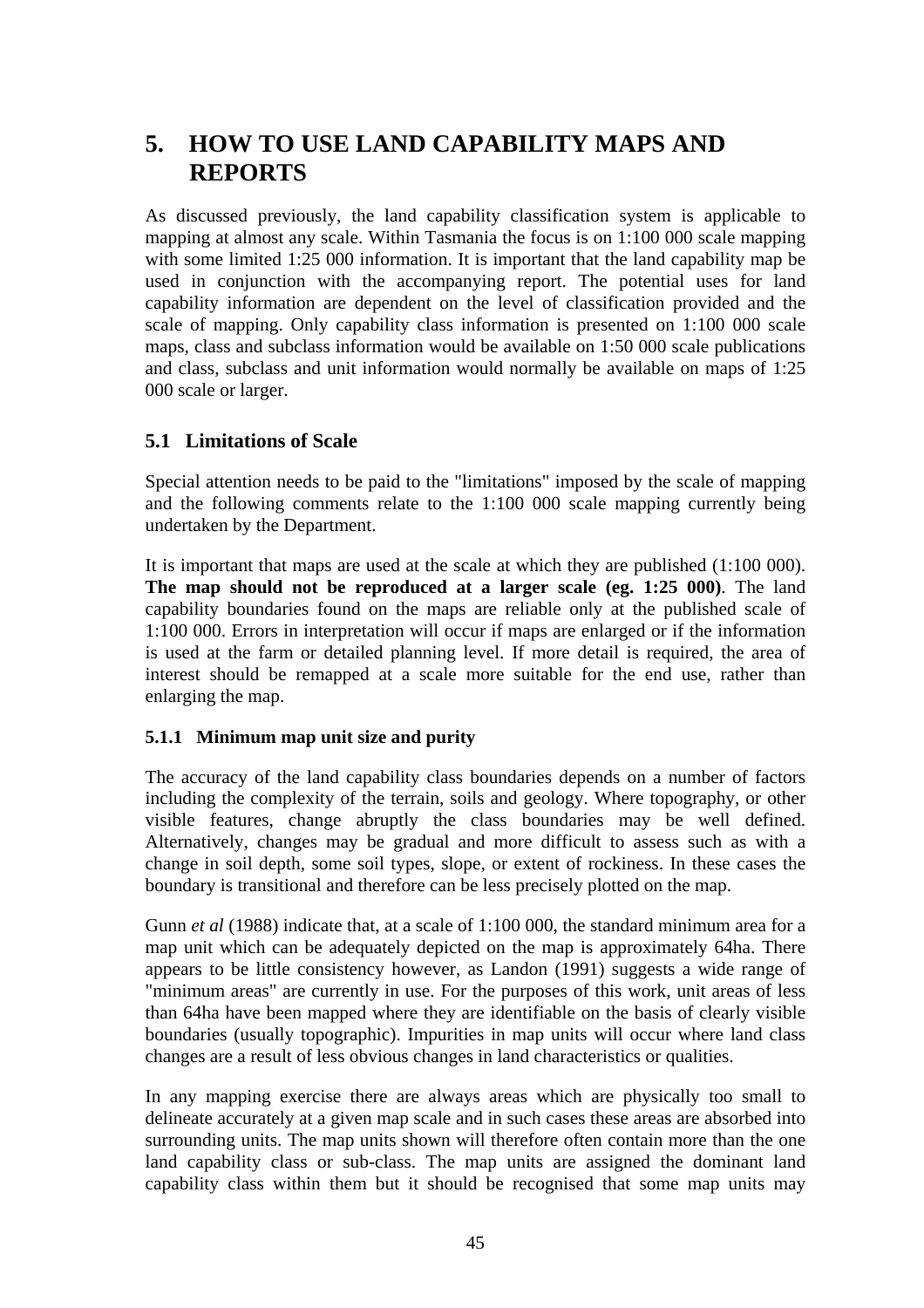# 5. HOW TO USE LAND CAPABILITY MAPS AND REPORTS

As discussed previously, the land capability classification system is applicable to mapping at almost any scale. Within Tasmania the focus is on 1:100 000 scale mapping with some limited 1:25 000 information. It is important that the land capability map be used in conjunction with the accompanying report. The potential uses for land capability information are dependent on the level of classification provided and the scale of mapping. Only capability class information is presented on 1:100 000 scale maps, class and subclass information would be available on 1:50 000 scale publications and class, subclass and unit information would normally be available on maps of 1:25 000 scale or larger.

## 5.1 Limitations of Scale

Special attention needs to be paid to the "limitations" imposed by the scale of mapping and the following comments relate to the 1:100 000 scale mapping currently being undertaken by the Department.

It is important that maps are used at the scale at which they are published (1:100 000). **The map should not be reproduced at a larger scale (eg. 1:25 000)**. The land capability boundaries found on the maps are reliable only at the published scale of 1:100 000. Errors in interpretation will occur if maps are enlarged or if the information is used at the farm or detailed planning level. If more detail is required, the area of interest should be remapped at a scale more suitable for the end use, rather than enlarging the map.

### 5.1.1 Minimum map unit size and purity

The accuracy of the land capability class boundaries depends on a number of factors including the complexity of the terrain, soils and geology. Where topography, or other visible features, change abruptly the class boundaries may be well defined. Alternatively, changes may be gradual and more difficult to assess such as with a change in soil depth, some soil types, slope, or extent of rockiness. In these cases the boundary is transitional and therefore can be less precisely plotted on the map.

Gunn *et al* (1988) indicate that, at a scale of 1:100 000, the standard minimum area for a map unit which can be adequately depicted on the map is approximately 64ha. There appears to be little consistency however, as Landon (1991) suggests a wide range of "minimum areas" are currently in use. For the purposes of this work, unit areas of less than 64ha have been mapped where they are identifiable on the basis of clearly visible boundaries (usually topographic). Impurities in map units will occur where land class changes are a result of less obvious changes in land characteristics or qualities.

In any mapping exercise there are always areas which are physically too small to delineate accurately at a given map scale and in such cases these areas are absorbed into surrounding units. The map units shown will therefore often contain more than the one land capability class or sub-class. The map units are assigned the dominant land capability class within them but it should be recognised that some map units may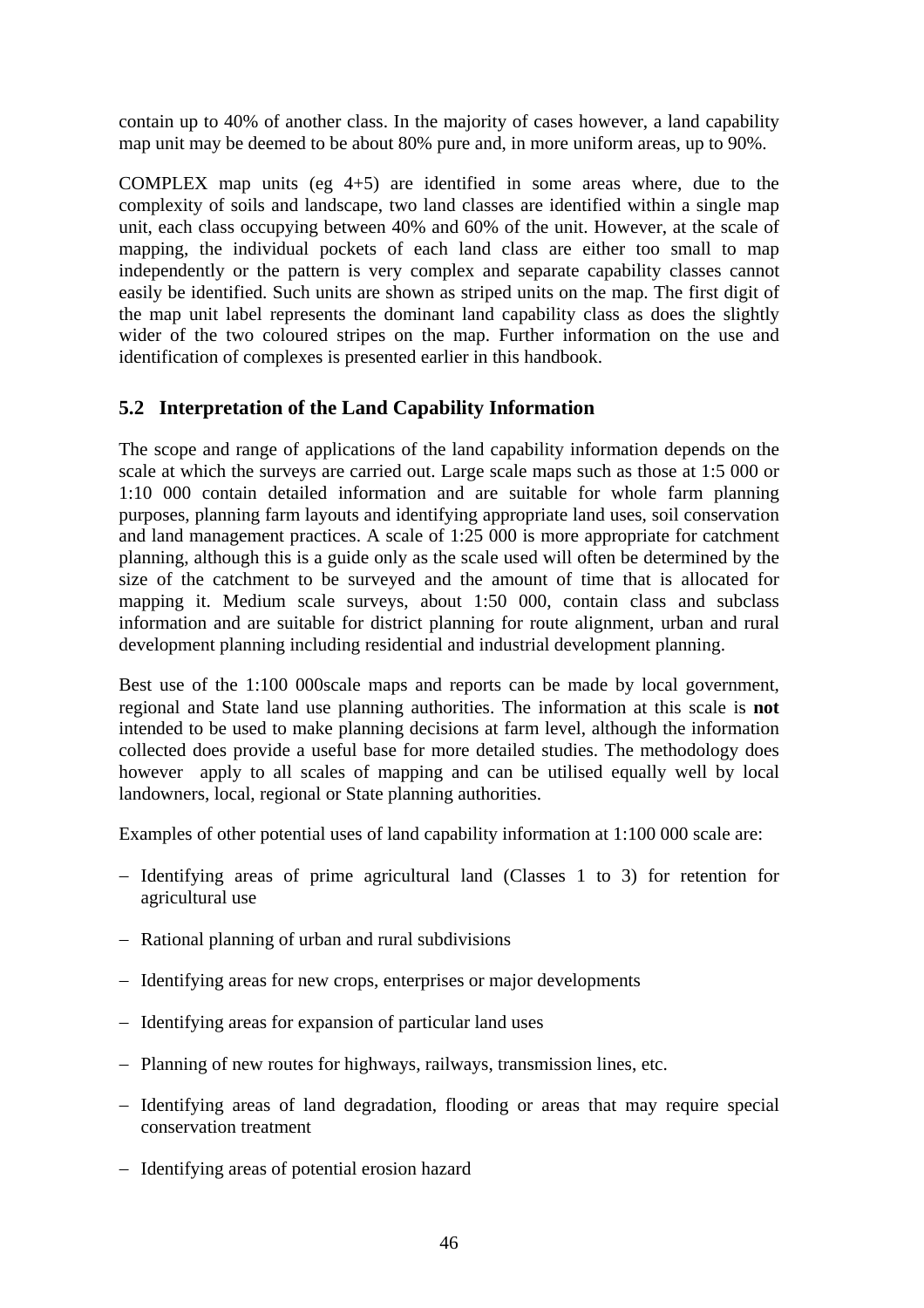contain up to 40% of another class. In the majority of cases however, a land capability map unit may be deemed to be about 80% pure and, in more uniform areas, up to 90%.

COMPLEX map units (eg 4+5) are identified in some areas where, due to the complexity of soils and landscape, two land classes are identified within a single map unit, each class occupying between 40% and 60% of the unit. However, at the scale of mapping, the individual pockets of each land class are either too small to map independently or the pattern is very complex and separate capability classes cannot easily be identified. Such units are shown as striped units on the map. The first digit of the map unit label represents the dominant land capability class as does the slightly wider of the two coloured stripes on the map. Further information on the use and identification of complexes is presented earlier in this handbook.

## 5.2 Interpretation of the Land Capability Information

The scope and range of applications of the land capability information depends on the scale at which the surveys are carried out. Large scale maps such as those at 1:5 000 or 1:10 000 contain detailed information and are suitable for whole farm planning purposes, planning farm layouts and identifying appropriate land uses, soil conservation and land management practices. A scale of 1:25 000 is more appropriate for catchment planning, although this is a guide only as the scale used will often be determined by the size of the catchment to be surveyed and the amount of time that is allocated for mapping it. Medium scale surveys, about 1:50 000, contain class and subclass information and are suitable for district planning for route alignment, urban and rural development planning including residential and industrial development planning.

Best use of the 1:100 000scale maps and reports can be made by local government, regional and State land use planning authorities. The information at this scale is **not** intended to be used to make planning decisions at farm level, although the information collected does provide a useful base for more detailed studies. The methodology does however apply to all scales of mapping and can be utilised equally well by local landowners, local, regional or State planning authorities.

Examples of other potential uses of land capability information at 1:100 000 scale are:

- Identifying areas of prime agricultural land (Classes 1 to 3) for retention for agricultural use
- Rational planning of urban and rural subdivisions
- Identifying areas for new crops, enterprises or major developments
- Identifying areas for expansion of particular land uses
- Planning of new routes for highways, railways, transmission lines, etc.
- Identifying areas of land degradation, flooding or areas that may require special conservation treatment
- Identifying areas of potential erosion hazard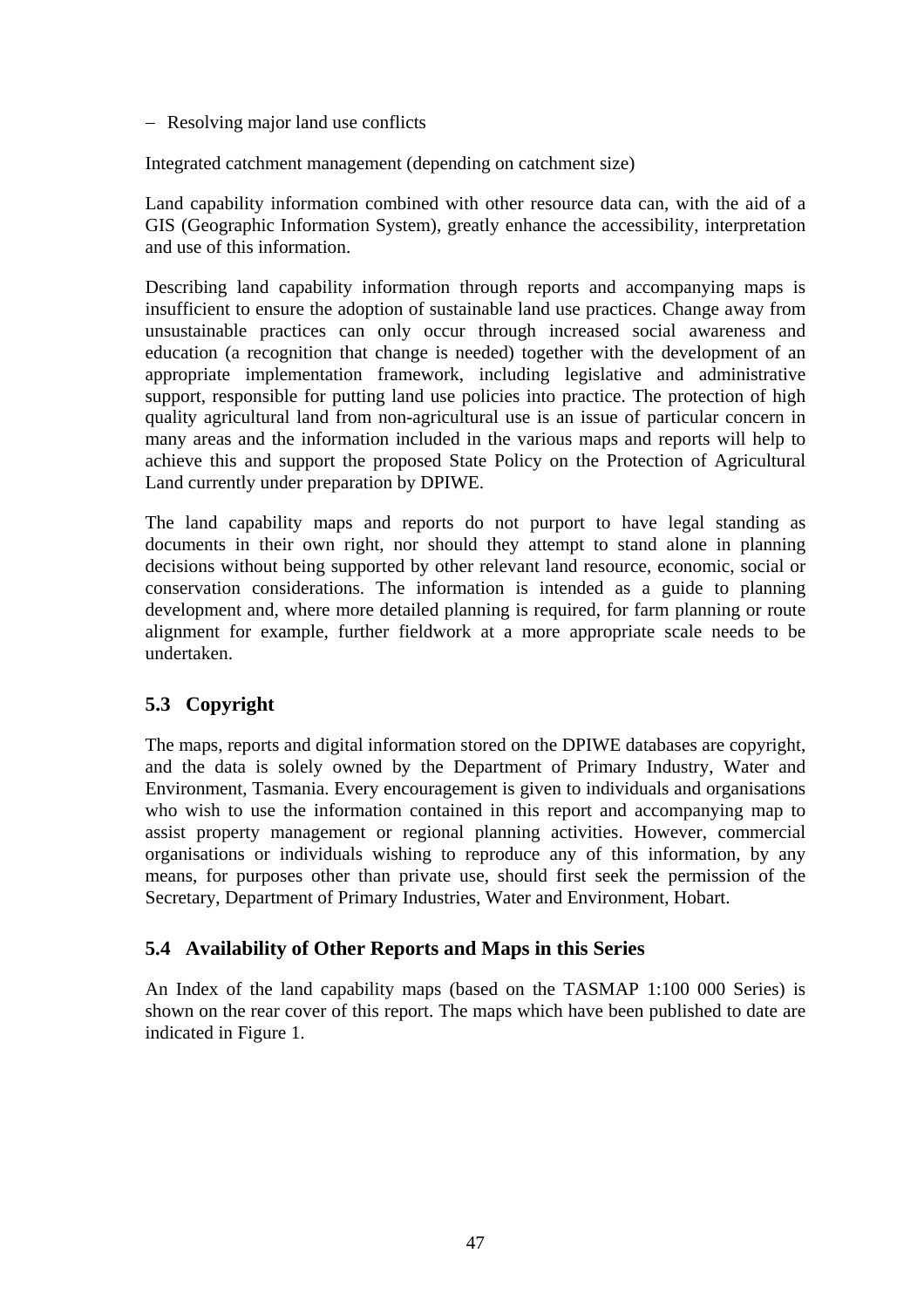- Resolving major land use conflicts

Integrated catchment management (depending on catchment size)

Land capability information combined with other resource data can, with the aid of a GIS (Geographic Information System), greatly enhance the accessibility, interpretation and use of this information.

Describing land capability information through reports and accompanying maps is insufficient to ensure the adoption of sustainable land use practices. Change away from unsustainable practices can only occur through increased social awareness and education (a recognition that change is needed) together with the development of an appropriate implementation framework, including legislative and administrative support, responsible for putting land use policies into practice. The protection of high quality agricultural land from non-agricultural use is an issue of particular concern in many areas and the information included in the various maps and reports will help to achieve this and support the proposed State Policy on the Protection of Agricultural Land currently under preparation by DPIWE.

The land capability maps and reports do not purport to have legal standing as documents in their own right, nor should they attempt to stand alone in planning decisions without being supported by other relevant land resource, economic, social or conservation considerations. The information is intended as a guide to planning development and, where more detailed planning is required, for farm planning or route alignment for example, further fieldwork at a more appropriate scale needs to be undertaken.

## 5.3 Copyright

The maps, reports and digital information stored on the DPIWE databases are copyright, and the data is solely owned by the Department of Primary Industry, Water and Environment, Tasmania. Every encouragement is given to individuals and organisations who wish to use the information contained in this report and accompanying map to assist property management or regional planning activities. However, commercial organisations or individuals wishing to reproduce any of this information, by any means, for purposes other than private use, should first seek the permission of the Secretary, Department of Primary Industries, Water and Environment, Hobart.

## 5.4 Availability of Other Reports and Maps in this Series

An Index of the land capability maps (based on the TASMAP 1:100 000 Series) is shown on the rear cover of this report. The maps which have been published to date are indicated in Figure 1.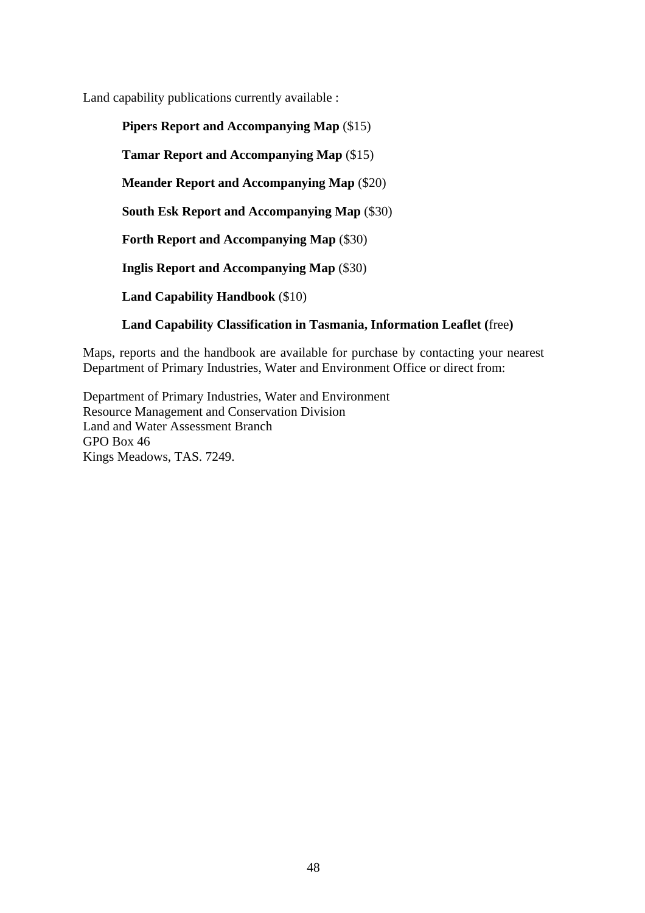Land capability publications currently available :

**Pipers Report and Accompanying Map** ($15)

**Tamar Report and Accompanying Map** ($15)

**Meander Report and Accompanying Map** ($20)

**South Esk Report and Accompanying Map** ($30)

**Forth Report and Accompanying Map** ($30)

**Inglis Report and Accompanying Map** ($30)

**Land Capability Handbook** ($10)

**Land Capability Classification in Tasmania, Information Leaflet (**free**)**

Maps, reports and the handbook are available for purchase by contacting your nearest Department of Primary Industries, Water and Environment Office or direct from:

Department of Primary Industries, Water and Environment
Resource Management and Conservation Division
Land and Water Assessment Branch
GPO Box 46
Kings Meadows, TAS. 7249.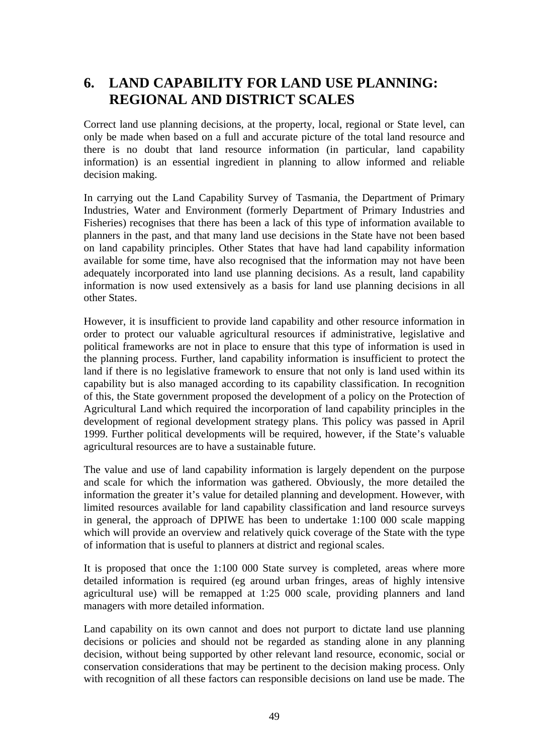# 6. LAND CAPABILITY FOR LAND USE PLANNING: REGIONAL AND DISTRICT SCALES

Correct land use planning decisions, at the property, local, regional or State level, can only be made when based on a full and accurate picture of the total land resource and there is no doubt that land resource information (in particular, land capability information) is an essential ingredient in planning to allow informed and reliable decision making.

In carrying out the Land Capability Survey of Tasmania, the Department of Primary Industries, Water and Environment (formerly Department of Primary Industries and Fisheries) recognises that there has been a lack of this type of information available to planners in the past, and that many land use decisions in the State have not been based on land capability principles. Other States that have had land capability information available for some time, have also recognised that the information may not have been adequately incorporated into land use planning decisions. As a result, land capability information is now used extensively as a basis for land use planning decisions in all other States.

However, it is insufficient to provide land capability and other resource information in order to protect our valuable agricultural resources if administrative, legislative and political frameworks are not in place to ensure that this type of information is used in the planning process. Further, land capability information is insufficient to protect the land if there is no legislative framework to ensure that not only is land used within its capability but is also managed according to its capability classification. In recognition of this, the State government proposed the development of a policy on the Protection of Agricultural Land which required the incorporation of land capability principles in the development of regional development strategy plans. This policy was passed in April 1999. Further political developments will be required, however, if the State's valuable agricultural resources are to have a sustainable future.

The value and use of land capability information is largely dependent on the purpose and scale for which the information was gathered. Obviously, the more detailed the information the greater it's value for detailed planning and development. However, with limited resources available for land capability classification and land resource surveys in general, the approach of DPIWE has been to undertake 1:100 000 scale mapping which will provide an overview and relatively quick coverage of the State with the type of information that is useful to planners at district and regional scales.

It is proposed that once the 1:100 000 State survey is completed, areas where more detailed information is required (eg around urban fringes, areas of highly intensive agricultural use) will be remapped at 1:25 000 scale, providing planners and land managers with more detailed information.

Land capability on its own cannot and does not purport to dictate land use planning decisions or policies and should not be regarded as standing alone in any planning decision, without being supported by other relevant land resource, economic, social or conservation considerations that may be pertinent to the decision making process. Only with recognition of all these factors can responsible decisions on land use be made. The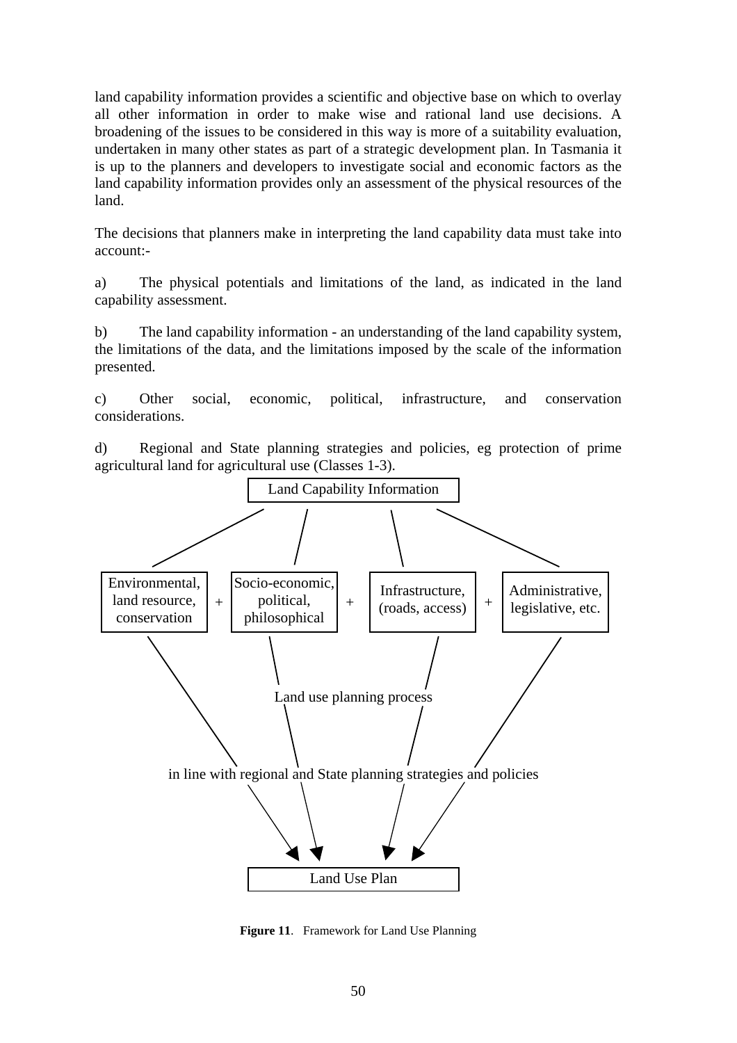land capability information provides a scientific and objective base on which to overlay all other information in order to make wise and rational land use decisions. A broadening of the issues to be considered in this way is more of a suitability evaluation, undertaken in many other states as part of a strategic development plan. In Tasmania it is up to the planners and developers to investigate social and economic factors as the land capability information provides only an assessment of the physical resources of the land.

The decisions that planners make in interpreting the land capability data must take into account:-

a) The physical potentials and limitations of the land, as indicated in the land capability assessment.

b) The land capability information - an understanding of the land capability system, the limitations of the data, and the limitations imposed by the scale of the information presented.

c) Other social, economic, political, infrastructure, and conservation considerations.

d) Regional and State planning strategies and policies, eg protection of prime agricultural land for agricultural use (Classes 1-3).

Land Capability Information

Environmental, land resource, conservation + Socio-economic, political, philosophical + Infrastructure, (roads, access) + Administrative, legislative, etc.

Land use planning process

in line with regional and State planning strategies and policies

Land Use Plan

**Figure 11**. Framework for Land Use Planning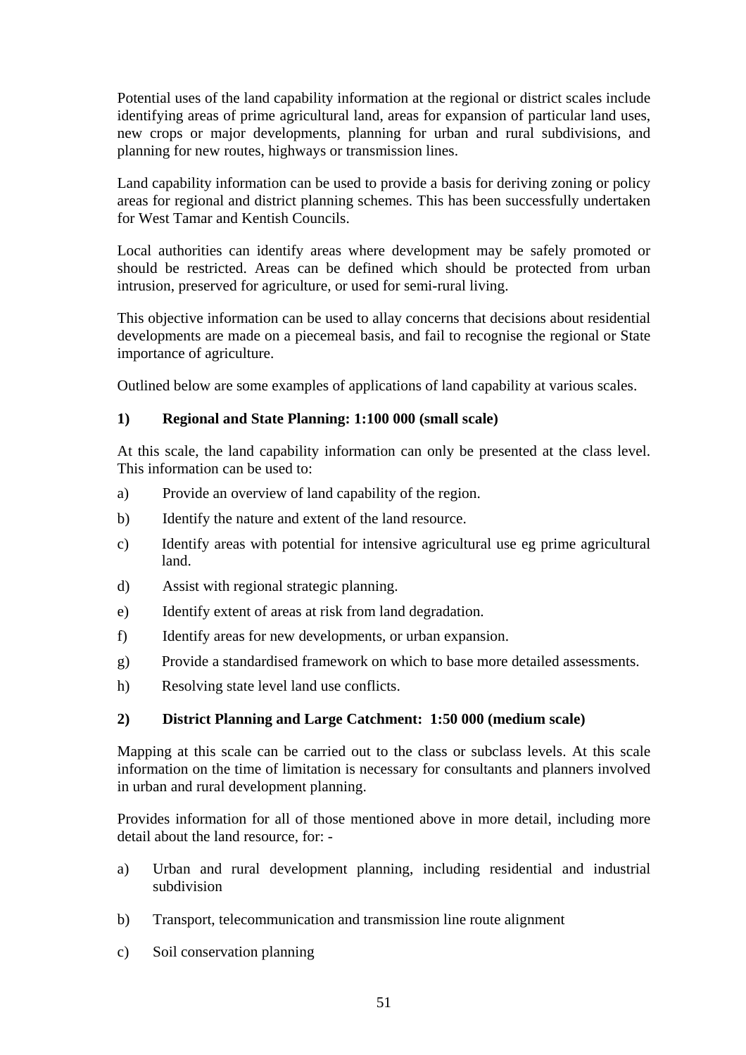Potential uses of the land capability information at the regional or district scales include identifying areas of prime agricultural land, areas for expansion of particular land uses, new crops or major developments, planning for urban and rural subdivisions, and planning for new routes, highways or transmission lines.

Land capability information can be used to provide a basis for deriving zoning or policy areas for regional and district planning schemes. This has been successfully undertaken for West Tamar and Kentish Councils.

Local authorities can identify areas where development may be safely promoted or should be restricted. Areas can be defined which should be protected from urban intrusion, preserved for agriculture, or used for semi-rural living.

This objective information can be used to allay concerns that decisions about residential developments are made on a piecemeal basis, and fail to recognise the regional or State importance of agriculture.

Outlined below are some examples of applications of land capability at various scales.

**1) Regional and State Planning: 1:100 000 (small scale)**

At this scale, the land capability information can only be presented at the class level. This information can be used to:

a) Provide an overview of land capability of the region.

b) Identify the nature and extent of the land resource.

c) Identify areas with potential for intensive agricultural use eg prime agricultural land.

d) Assist with regional strategic planning.

e) Identify extent of areas at risk from land degradation.

f) Identify areas for new developments, or urban expansion.

g) Provide a standardised framework on which to base more detailed assessments.

h) Resolving state level land use conflicts.

**2) District Planning and Large Catchment: 1:50 000 (medium scale)**

Mapping at this scale can be carried out to the class or subclass levels. At this scale information on the time of limitation is necessary for consultants and planners involved in urban and rural development planning.

Provides information for all of those mentioned above in more detail, including more detail about the land resource, for: -

a) Urban and rural development planning, including residential and industrial subdivision

b) Transport, telecommunication and transmission line route alignment

c) Soil conservation planning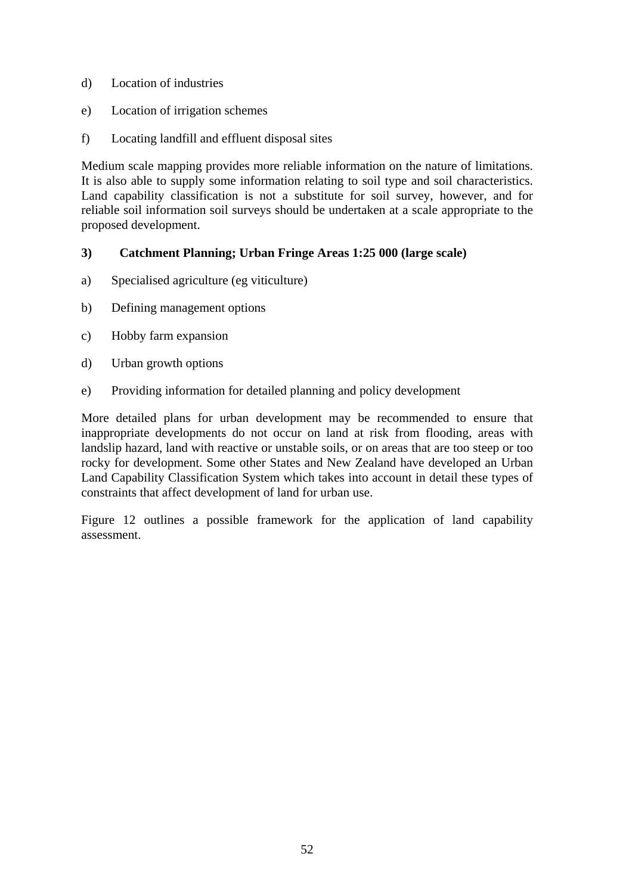d) Location of industries

e) Location of irrigation schemes

f) Locating landfill and effluent disposal sites

Medium scale mapping provides more reliable information on the nature of limitations. It is also able to supply some information relating to soil type and soil characteristics. Land capability classification is not a substitute for soil survey, however, and for reliable soil information soil surveys should be undertaken at a scale appropriate to the proposed development.

**3) Catchment Planning; Urban Fringe Areas 1:25 000 (large scale)**

a) Specialised agriculture (eg viticulture)

b) Defining management options

c) Hobby farm expansion

d) Urban growth options

e) Providing information for detailed planning and policy development

More detailed plans for urban development may be recommended to ensure that inappropriate developments do not occur on land at risk from flooding, areas with landslip hazard, land with reactive or unstable soils, or on areas that are too steep or too rocky for development. Some other States and New Zealand have developed an Urban Land Capability Classification System which takes into account in detail these types of constraints that affect development of land for urban use.

Figure 12 outlines a possible framework for the application of land capability assessment.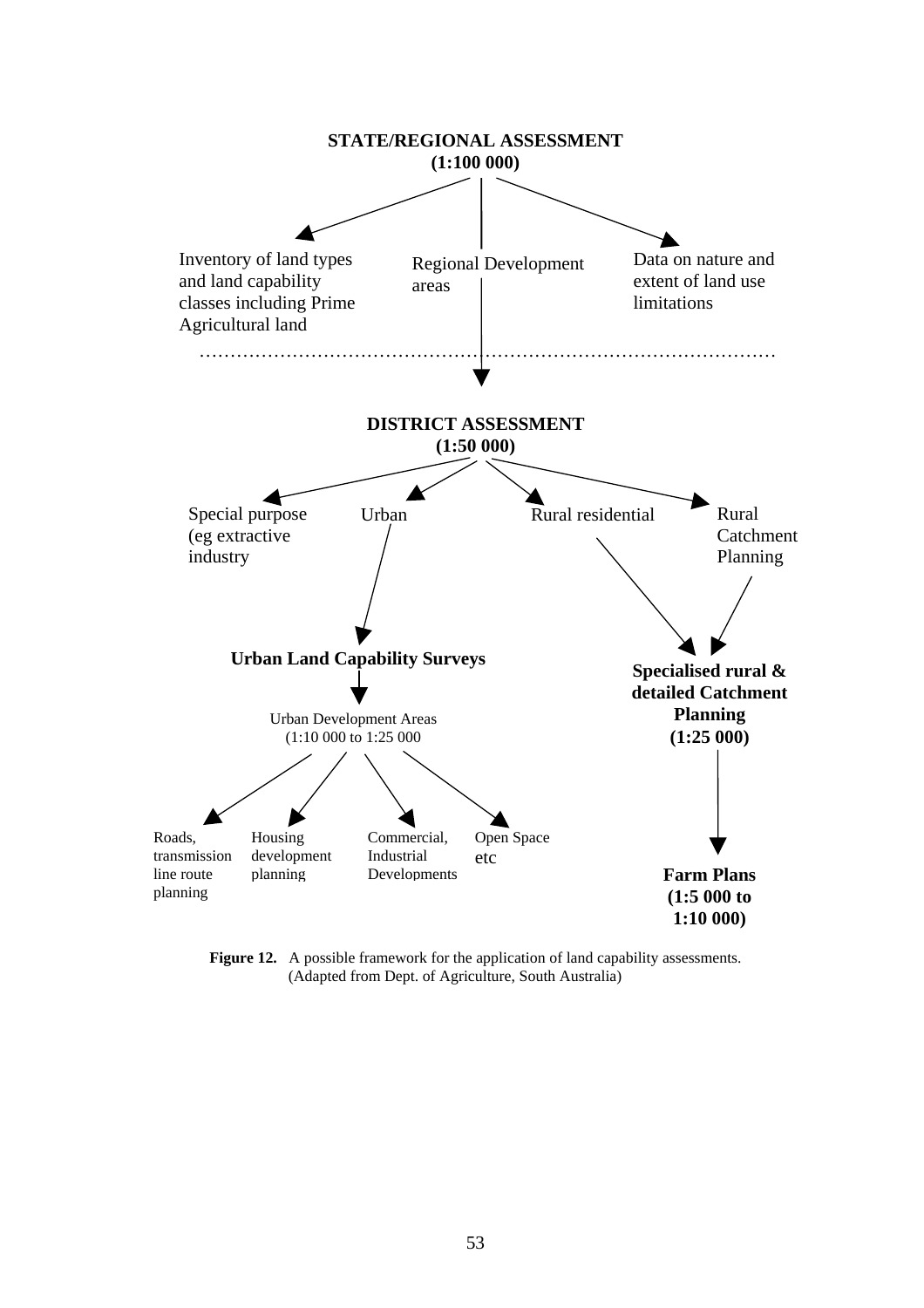**STATE/REGIONAL ASSESSMENT**
**(1:100 000)**

- Inventory of land types and land capability classes including Prime Agricultural land
- Regional Development areas
- Data on nature and extent of land use limitations

**DISTRICT ASSESSMENT**
**(1:50 000)**

- Special purpose (eg extractive industry
- Urban
- Rural residential
- Rural Catchment Planning

**Urban Land Capability Surveys**

Urban Development Areas
(1:10 000 to 1:25 000

- Roads, transmission line route planning
- Housing development planning
- Commercial, Industrial Developments
- Open Space etc

**Specialised rural & detailed Catchment Planning**
**(1:25 000)**

**Farm Plans**
**(1:5 000 to 1:10 000)**

**Figure 12.** A possible framework for the application of land capability assessments. (Adapted from Dept. of Agriculture, South Australia)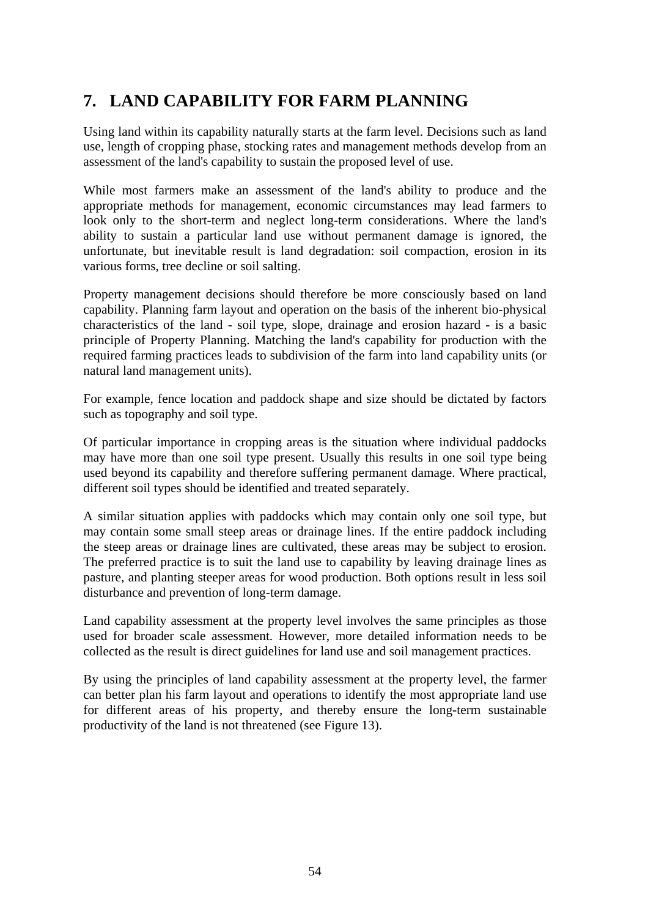# 7. LAND CAPABILITY FOR FARM PLANNING

Using land within its capability naturally starts at the farm level. Decisions such as land use, length of cropping phase, stocking rates and management methods develop from an assessment of the land's capability to sustain the proposed level of use.

While most farmers make an assessment of the land's ability to produce and the appropriate methods for management, economic circumstances may lead farmers to look only to the short-term and neglect long-term considerations. Where the land's ability to sustain a particular land use without permanent damage is ignored, the unfortunate, but inevitable result is land degradation: soil compaction, erosion in its various forms, tree decline or soil salting.

Property management decisions should therefore be more consciously based on land capability. Planning farm layout and operation on the basis of the inherent bio-physical characteristics of the land - soil type, slope, drainage and erosion hazard - is a basic principle of Property Planning. Matching the land's capability for production with the required farming practices leads to subdivision of the farm into land capability units (or natural land management units).

For example, fence location and paddock shape and size should be dictated by factors such as topography and soil type.

Of particular importance in cropping areas is the situation where individual paddocks may have more than one soil type present. Usually this results in one soil type being used beyond its capability and therefore suffering permanent damage. Where practical, different soil types should be identified and treated separately.

A similar situation applies with paddocks which may contain only one soil type, but may contain some small steep areas or drainage lines. If the entire paddock including the steep areas or drainage lines are cultivated, these areas may be subject to erosion. The preferred practice is to suit the land use to capability by leaving drainage lines as pasture, and planting steeper areas for wood production. Both options result in less soil disturbance and prevention of long-term damage.

Land capability assessment at the property level involves the same principles as those used for broader scale assessment. However, more detailed information needs to be collected as the result is direct guidelines for land use and soil management practices.

By using the principles of land capability assessment at the property level, the farmer can better plan his farm layout and operations to identify the most appropriate land use for different areas of his property, and thereby ensure the long-term sustainable productivity of the land is not threatened (see Figure 13).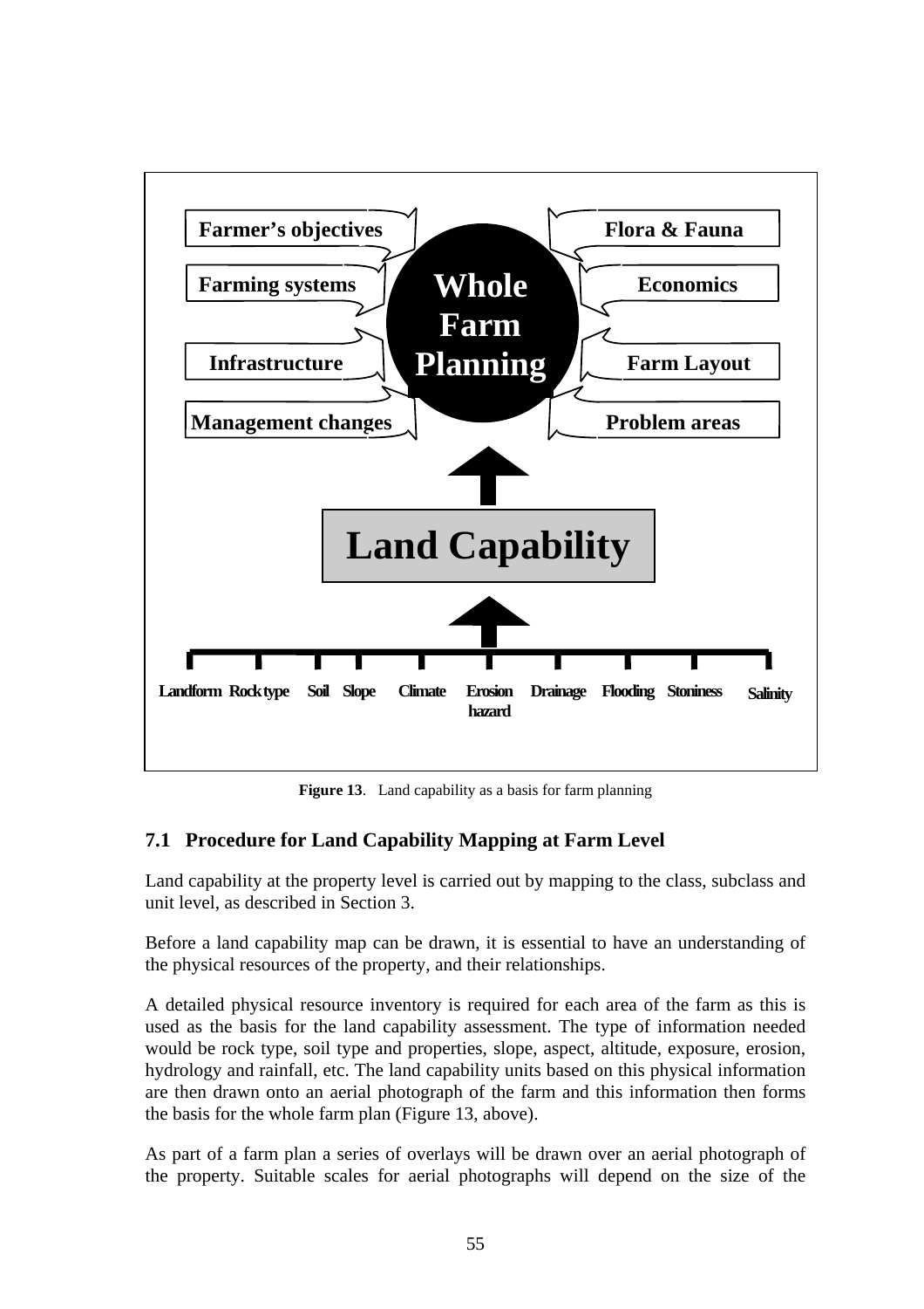Farmer's objectives

Farming systems

Infrastructure

Management changes

Flora & Fauna

Economics

Farm Layout

Problem areas

Whole Farm Planning

Land Capability

Landform Rock type Soil Slope Climate Erosion hazard Drainage Flooding Stoniness Salinity

**Figure 13**. Land capability as a basis for farm planning

## 7.1 Procedure for Land Capability Mapping at Farm Level

Land capability at the property level is carried out by mapping to the class, subclass and unit level, as described in Section 3.

Before a land capability map can be drawn, it is essential to have an understanding of the physical resources of the property, and their relationships.

A detailed physical resource inventory is required for each area of the farm as this is used as the basis for the land capability assessment. The type of information needed would be rock type, soil type and properties, slope, aspect, altitude, exposure, erosion, hydrology and rainfall, etc. The land capability units based on this physical information are then drawn onto an aerial photograph of the farm and this information then forms the basis for the whole farm plan (Figure 13, above).

As part of a farm plan a series of overlays will be drawn over an aerial photograph of the property. Suitable scales for aerial photographs will depend on the size of the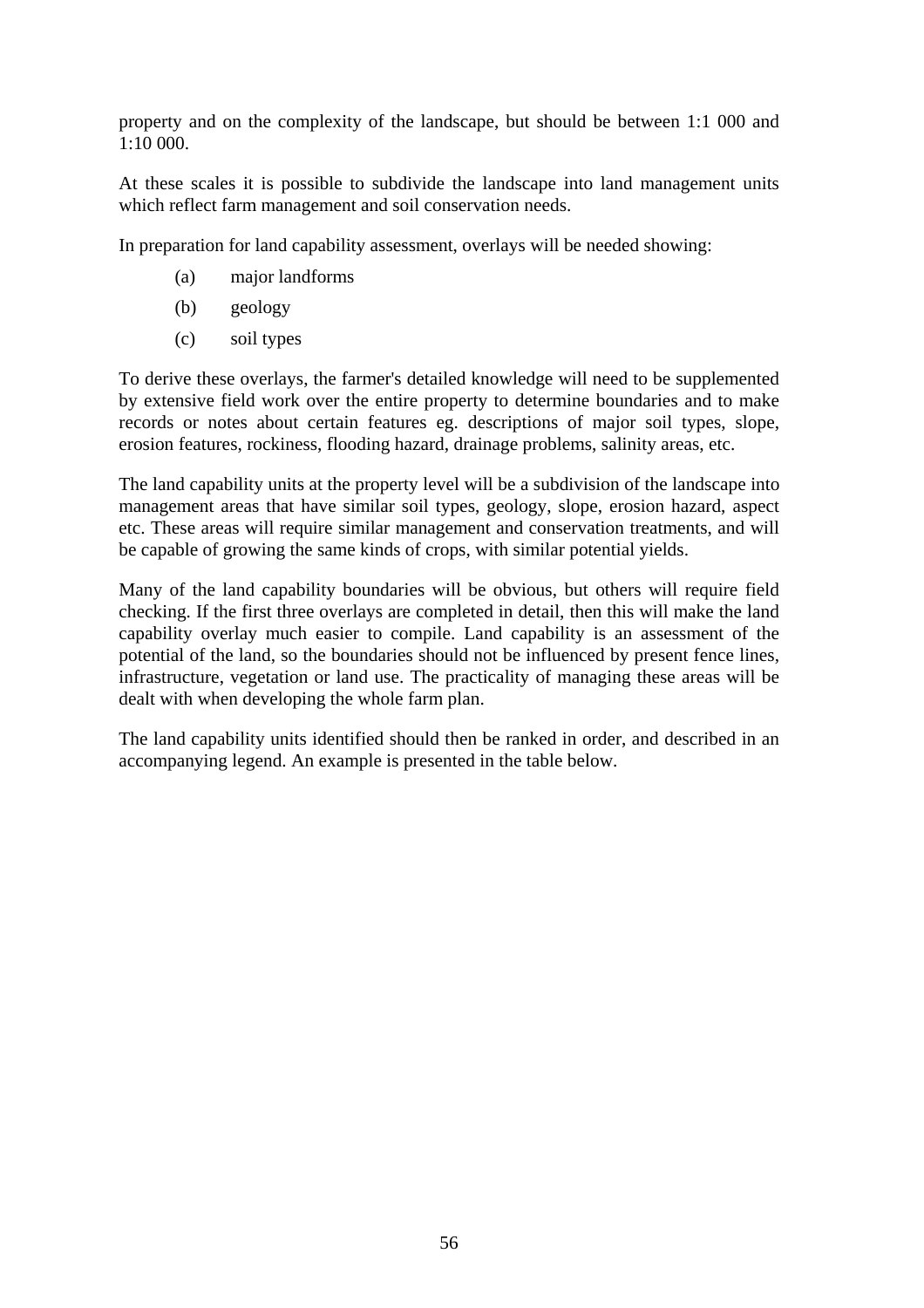property and on the complexity of the landscape, but should be between 1:1 000 and 1:10 000.

At these scales it is possible to subdivide the landscape into land management units which reflect farm management and soil conservation needs.

In preparation for land capability assessment, overlays will be needed showing:

(a) major landforms

(b) geology

(c) soil types

To derive these overlays, the farmer's detailed knowledge will need to be supplemented by extensive field work over the entire property to determine boundaries and to make records or notes about certain features eg. descriptions of major soil types, slope, erosion features, rockiness, flooding hazard, drainage problems, salinity areas, etc.

The land capability units at the property level will be a subdivision of the landscape into management areas that have similar soil types, geology, slope, erosion hazard, aspect etc. These areas will require similar management and conservation treatments, and will be capable of growing the same kinds of crops, with similar potential yields.

Many of the land capability boundaries will be obvious, but others will require field checking. If the first three overlays are completed in detail, then this will make the land capability overlay much easier to compile. Land capability is an assessment of the potential of the land, so the boundaries should not be influenced by present fence lines, infrastructure, vegetation or land use. The practicality of managing these areas will be dealt with when developing the whole farm plan.

The land capability units identified should then be ranked in order, and described in an accompanying legend. An example is presented in the table below.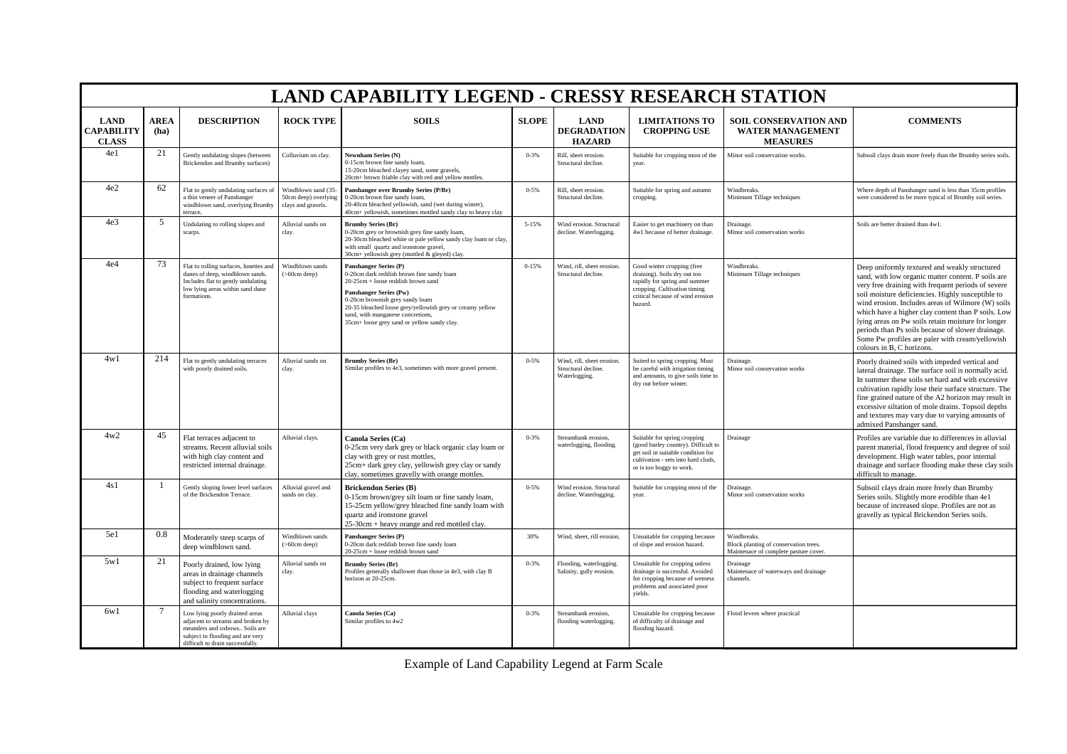# LAND CAPABILITY LEGEND - CRESSY RESEARCH STATION

| LAND CAPABILITY CLASS | AREA (ha) | DESCRIPTION | ROCK TYPE | SOILS | SLOPE | LAND DEGRADATION HAZARD | LIMITATIONS TO CROPPING USE | SOIL CONSERVATION AND WATER MANAGEMENT MEASURES | COMMENTS |
|---|---|---|---|---|---|---|---|---|---|
| 4e1 | 21 | Gently undulating slopes (between Brickendon and Brumby surfaces) | Colluvium on clay. | **Newnham Series (N)** 0-15cm brown fine sandy loam, 15-20cm bleached clayey sand, some gravels, 20cm+ brown friable clay with red and yellow mottles. | 0-3% | Rill, sheet erosion. Structural decline. | Suitable for cropping most of the year. | Minor soil conservation works. | Subsoil clays drain more freely than the Brumby series soils. |
| 4e2 | 62 | Flat to gently undulating surfaces of a thin veneer of Panshanger windblown sand, overlying Brumby terrace, | Windblown sand (35-50cm deep) overlying clays and gravels. | **Panshanger over Brumby Series (P/Br)** 0-20cm brown fine sandy loam, 20-40cm bleached yellowish, sand (wet during winter), 40cm+ yellowish, sometimes mottled sandy clay to heavy clay | 0-5% | Rill, sheet erosion. Structural decline. | Suitable for spring and autumn cropping. | Windbreaks. Minimum Tillage techniques | Where depth of Panshanger sand is less than 35cm profiles were considered to be more typical of Brumby soil series. |
| 4e3 | 5 | Undulating to rolling slopes and scarps. | Alluvial sands on clay. | **Brumby Series (Br)** 0-20cm grey or brownish grey fine sandy loam, 20-30cm bleached white or pale yellow sandy clay loam or clay, with small quartz and ironstone gravel, 30cm+ yellowish grey (mottled & gleyed) clay. | 5-15% | Wind erosion. Structural decline. Waterlogging. | Easier to get machinery on than 4w1 because of better drainage. | Drainage. Minor soil conservation works | Soils are better drained than 4w1. |
| 4e4 | 73 | Flat to rolling surfaces, lunettes and dunes of deep, windblown sands. Includes flat to gently undulating low lying areas within sand dune formations. | Windblown sands (>60cm deep) | **Panshanger Series (P)** 0-20cm dark reddish brown fine sandy loam 20-25cm + loose reddish brown sand **Panshanger Series (Pw)** 0-20cm brownish grey sandy loam 20-35 bleached loose grey/yellowish grey or creamy yellow sand, with manganese concretions, 35cm+ loose grey sand or yellow sandy clay. | 0-15% | Wind, rill, sheet erosion. Structural decline. | Good winter cropping (free draining). Soils dry out too rapidly for spring and summer cropping. Cultivation timing critical because of wind erosion hazard. | Windbreaks. Minimum Tillage techniques | Deep uniformly textured and weakly structured sand, with low organic matter content. P soils are very free draining with frequent periods of severe soil moisture deficiencies. Highly susceptible to wind erosion. Includes areas of Wilmore (W) soils which have a higher clay content than P soils. Low lying areas on Pw soils retain moisture for longer periods than Ps soils because of slower drainage. Some Pw profiles are paler with cream/yellowish colours in B, C horizons. |
| 4w1 | 214 | Flat to gently undulating terraces with poorly drained soils. | Alluvial sands on clay. | **Brumby Series (Br)** Similar profiles to 4e3, sometimes with more gravel present. | 0-5% | Wind, rill, sheet erosion. Structural decline. Waterlogging. | Suited to spring cropping. Must be careful with irrigation timing and amounts, to give soils time to dry out before winter. | Drainage. Minor soil conservation works | Poorly drained soils with impeded vertical and lateral drainage. The surface soil is normally acid. In summer these soils set hard and with excessive cultivation rapidly lose their surface structure. The fine grained nature of the A2 horizon may result in excessive siltation of mole drains. Topsoil depths and textures may vary due to varying amounts of admixed Panshanger sand. |
| 4w2 | 45 | Flat terraces adjacent to streams. Recent alluvial soils with high clay content and restricted internal drainage. | Alluvial clays. | **Canola Series (Ca)** 0-25cm very dark grey or black organic clay loam or clay with grey or rust mottles, 25cm+ dark grey clay, yellowish grey clay or sandy clay, sometimes gravelly with orange mottles. | 0-3% | Streambank erosion, waterlogging, flooding. | Suitable for spring cropping (good barley country). Difficult to get soil in suitable condition for cultivation - sets into hard clods, or is too boggy to work. | Drainage | Profiles are variable due to differences in alluvial parent material, flood frequency and degree of soil development. High water tables, poor internal drainage and surface flooding make these clay soils difficult to manage. |
| 4s1 | 1 | Gently sloping lower level surfaces of the Brickendon Terrace. | Alluvial gravel and sands on clay. | **Brickendon Series (B)** 0-15cm brown/grey silt loam or fine sandy loam, 15-25cm yellow/grey bleached fine sandy loam with quartz and ironstone gravel 25-30cm + heavy orange and red mottled clay. | 0-5% | Wind erosion. Structural decline. Waterlogging. | Suitable for cropping most of the year. | Drainage. Minor soil conservation works | Subsoil clays drain more freely than Brumby Series soils. Slightly more erodible than 4e1 because of increased slope. Profiles are not as gravelly as typical Brickendon Series soils. |
| 5e1 | 0.8 | Moderately steep scarps of deep windblown sand. | Windblown sands (>60cm deep) | **Panshanger Series (P)** 0-20cm dark reddish brown fine sandy loam 20-25cm + loose reddish brown sand | 30% | Wind, sheet, rill erosion. | Unsuitable for cropping because of slope and erosion hazard. | Windbreaks. Block planting of conservation trees. Maintenace of complete pasture cover. | |
| 5w1 | 21 | Poorly drained, low lying areas in drainage channels subject to frequent surface flooding and waterlogging and salinity concentrations. | Alluvial sands on clay. | **Brumby Series (Br)** Profiles generally shallower than those in 4e3, with clay B horizon at 20-25cm. | 0-3% | Flooding, waterlogging. Salinity, gully erosion. | Unsuitable for cropping unless drainage is successful. Avoided for cropping because of wetness problems and associated poor yields. | Drainage Maintenace of waterways and drainage channels. | |
| 6w1 | 7 | Low lying poorly drained areas adjacent to streams and broken by meanders and oxbows.. Soils are subject to flooding and are very difficult to drain successfully. | Alluvial clays | **Canola Series (Ca)** Similar profiles to 4w2 | 0-3% | Streambank erosion, flooding waterlogging. | Unsuitable for cropping because of difficulty of drainage and flooding hazard. | Flood levees where practical | |

Example of Land Capability Legend at Farm Scale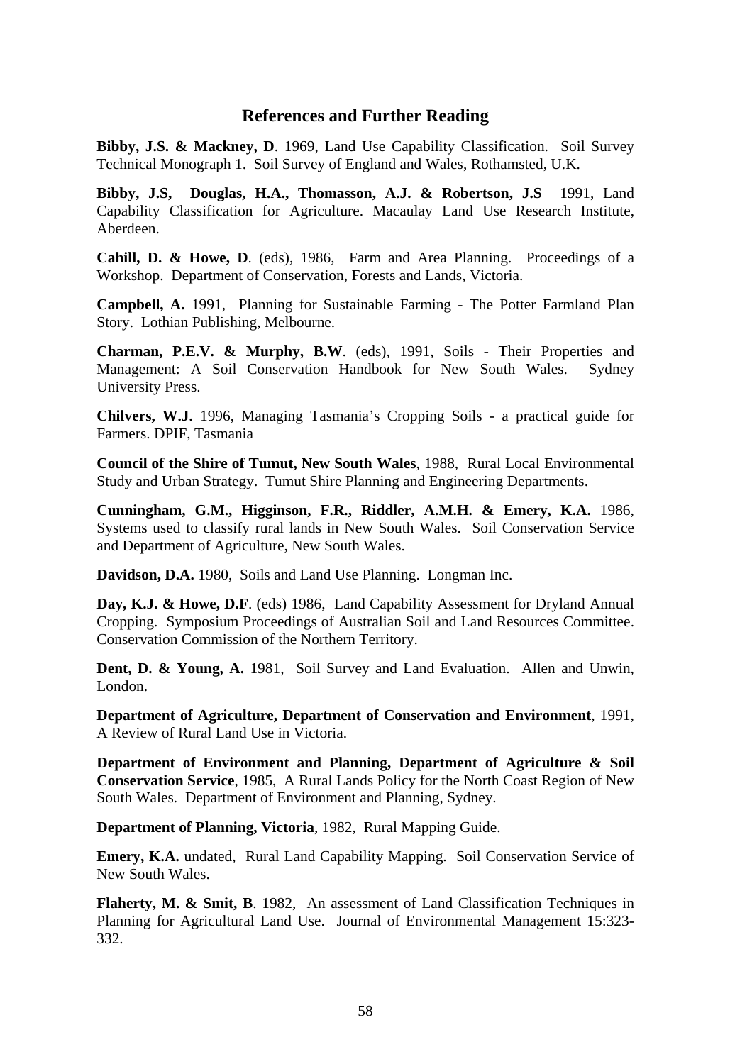## References and Further Reading

**Bibby, J.S. & Mackney, D**. 1969, Land Use Capability Classification. Soil Survey Technical Monograph 1. Soil Survey of England and Wales, Rothamsted, U.K.

**Bibby, J.S, Douglas, H.A., Thomasson, A.J. & Robertson, J.S** 1991, Land Capability Classification for Agriculture. Macaulay Land Use Research Institute, Aberdeen.

**Cahill, D. & Howe, D**. (eds), 1986, Farm and Area Planning. Proceedings of a Workshop. Department of Conservation, Forests and Lands, Victoria.

**Campbell, A.** 1991, Planning for Sustainable Farming - The Potter Farmland Plan Story. Lothian Publishing, Melbourne.

**Charman, P.E.V. & Murphy, B.W**. (eds), 1991, Soils - Their Properties and Management: A Soil Conservation Handbook for New South Wales. Sydney University Press.

**Chilvers, W.J.** 1996, Managing Tasmania's Cropping Soils - a practical guide for Farmers. DPIF, Tasmania

**Council of the Shire of Tumut, New South Wales**, 1988, Rural Local Environmental Study and Urban Strategy. Tumut Shire Planning and Engineering Departments.

**Cunningham, G.M., Higginson, F.R., Riddler, A.M.H. & Emery, K.A.** 1986, Systems used to classify rural lands in New South Wales. Soil Conservation Service and Department of Agriculture, New South Wales.

**Davidson, D.A.** 1980, Soils and Land Use Planning. Longman Inc.

**Day, K.J. & Howe, D.F**. (eds) 1986, Land Capability Assessment for Dryland Annual Cropping. Symposium Proceedings of Australian Soil and Land Resources Committee. Conservation Commission of the Northern Territory.

**Dent, D. & Young, A.** 1981, Soil Survey and Land Evaluation. Allen and Unwin, London.

**Department of Agriculture, Department of Conservation and Environment**, 1991, A Review of Rural Land Use in Victoria.

**Department of Environment and Planning, Department of Agriculture & Soil Conservation Service**, 1985, A Rural Lands Policy for the North Coast Region of New South Wales. Department of Environment and Planning, Sydney.

**Department of Planning, Victoria**, 1982, Rural Mapping Guide.

**Emery, K.A.** undated, Rural Land Capability Mapping. Soil Conservation Service of New South Wales.

**Flaherty, M. & Smit, B**. 1982, An assessment of Land Classification Techniques in Planning for Agricultural Land Use. Journal of Environmental Management 15:323-332.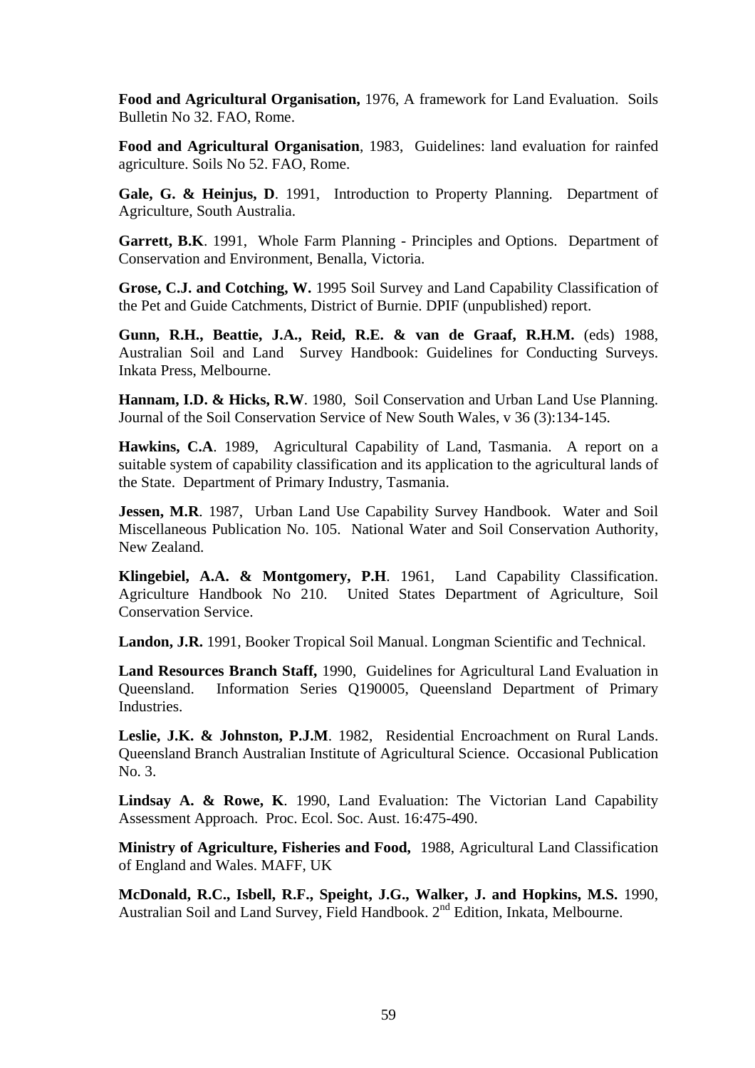**Food and Agricultural Organisation,** 1976, A framework for Land Evaluation. Soils Bulletin No 32. FAO, Rome.

**Food and Agricultural Organisation**, 1983, Guidelines: land evaluation for rainfed agriculture. Soils No 52. FAO, Rome.

**Gale, G. & Heinjus, D**. 1991, Introduction to Property Planning. Department of Agriculture, South Australia.

**Garrett, B.K**. 1991, Whole Farm Planning - Principles and Options. Department of Conservation and Environment, Benalla, Victoria.

**Grose, C.J. and Cotching, W.** 1995 Soil Survey and Land Capability Classification of the Pet and Guide Catchments, District of Burnie. DPIF (unpublished) report.

**Gunn, R.H., Beattie, J.A., Reid, R.E. & van de Graaf, R.H.M.** (eds) 1988, Australian Soil and Land Survey Handbook: Guidelines for Conducting Surveys. Inkata Press, Melbourne.

**Hannam, I.D. & Hicks, R.W**. 1980, Soil Conservation and Urban Land Use Planning. Journal of the Soil Conservation Service of New South Wales, v 36 (3):134-145.

**Hawkins, C.A**. 1989, Agricultural Capability of Land, Tasmania. A report on a suitable system of capability classification and its application to the agricultural lands of the State. Department of Primary Industry, Tasmania.

**Jessen, M.R**. 1987, Urban Land Use Capability Survey Handbook. Water and Soil Miscellaneous Publication No. 105. National Water and Soil Conservation Authority, New Zealand.

**Klingebiel, A.A. & Montgomery, P.H**. 1961, Land Capability Classification. Agriculture Handbook No 210. United States Department of Agriculture, Soil Conservation Service.

**Landon, J.R.** 1991, Booker Tropical Soil Manual. Longman Scientific and Technical.

**Land Resources Branch Staff,** 1990, Guidelines for Agricultural Land Evaluation in Queensland. Information Series Q190005, Queensland Department of Primary Industries.

**Leslie, J.K. & Johnston, P.J.M**. 1982, Residential Encroachment on Rural Lands. Queensland Branch Australian Institute of Agricultural Science. Occasional Publication No. 3.

**Lindsay A. & Rowe, K**. 1990, Land Evaluation: The Victorian Land Capability Assessment Approach. Proc. Ecol. Soc. Aust. 16:475-490.

**Ministry of Agriculture, Fisheries and Food,** 1988, Agricultural Land Classification of England and Wales. MAFF, UK

**McDonald, R.C., Isbell, R.F., Speight, J.G., Walker, J. and Hopkins, M.S.** 1990, Australian Soil and Land Survey, Field Handbook. 2nd Edition, Inkata, Melbourne.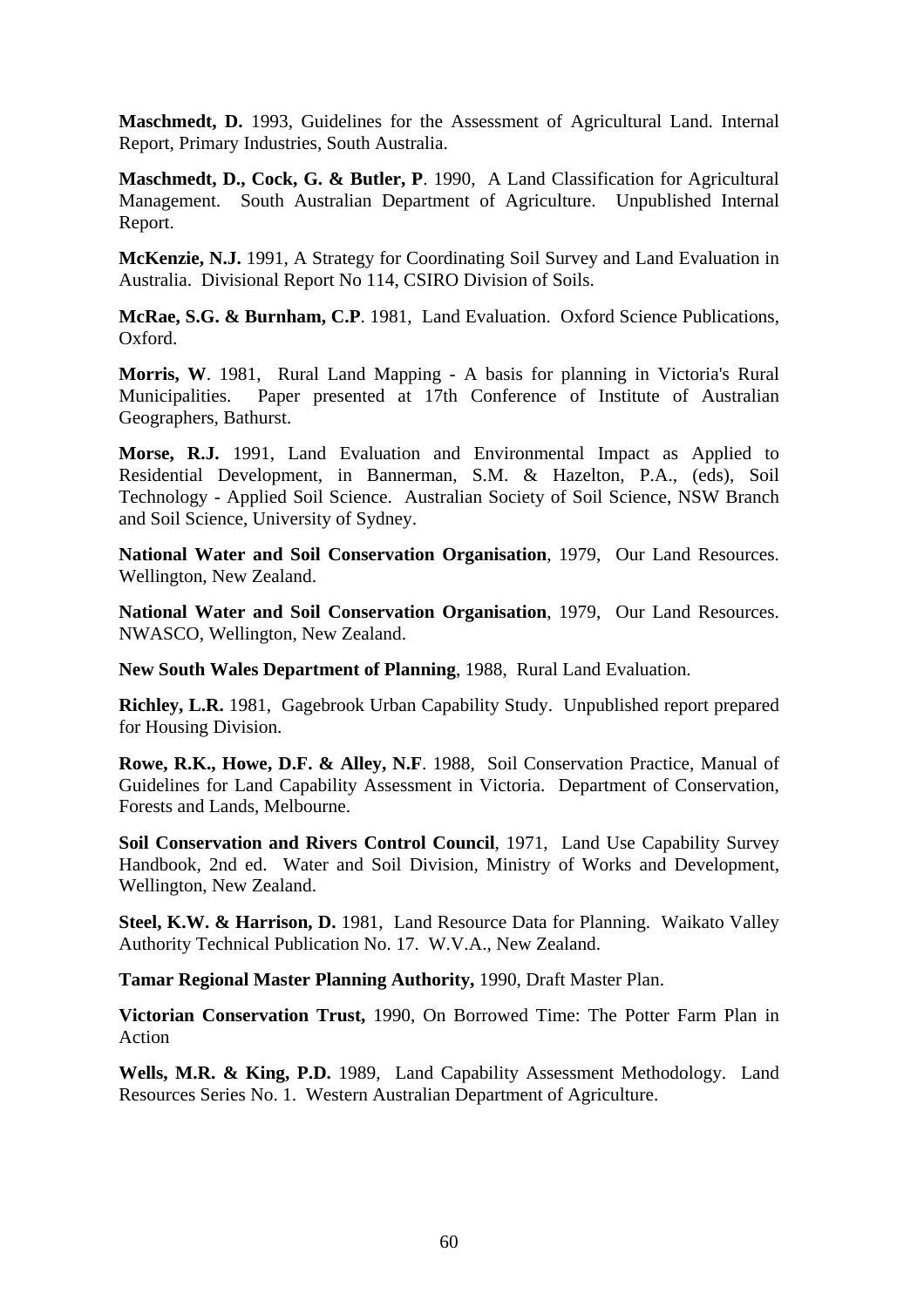**Maschmedt, D.** 1993, Guidelines for the Assessment of Agricultural Land. Internal Report, Primary Industries, South Australia.

**Maschmedt, D., Cock, G. & Butler, P**. 1990, A Land Classification for Agricultural Management. South Australian Department of Agriculture. Unpublished Internal Report.

**McKenzie, N.J.** 1991, A Strategy for Coordinating Soil Survey and Land Evaluation in Australia. Divisional Report No 114, CSIRO Division of Soils.

**McRae, S.G. & Burnham, C.P**. 1981, Land Evaluation. Oxford Science Publications, Oxford.

**Morris, W**. 1981, Rural Land Mapping - A basis for planning in Victoria's Rural Municipalities. Paper presented at 17th Conference of Institute of Australian Geographers, Bathurst.

**Morse, R.J.** 1991, Land Evaluation and Environmental Impact as Applied to Residential Development, in Bannerman, S.M. & Hazelton, P.A., (eds), Soil Technology - Applied Soil Science. Australian Society of Soil Science, NSW Branch and Soil Science, University of Sydney.

**National Water and Soil Conservation Organisation**, 1979, Our Land Resources. Wellington, New Zealand.

**National Water and Soil Conservation Organisation**, 1979, Our Land Resources. NWASCO, Wellington, New Zealand.

**New South Wales Department of Planning**, 1988, Rural Land Evaluation.

**Richley, L.R.** 1981, Gagebrook Urban Capability Study. Unpublished report prepared for Housing Division.

**Rowe, R.K., Howe, D.F. & Alley, N.F**. 1988, Soil Conservation Practice, Manual of Guidelines for Land Capability Assessment in Victoria. Department of Conservation, Forests and Lands, Melbourne.

**Soil Conservation and Rivers Control Council**, 1971, Land Use Capability Survey Handbook, 2nd ed. Water and Soil Division, Ministry of Works and Development, Wellington, New Zealand.

**Steel, K.W. & Harrison, D.** 1981, Land Resource Data for Planning. Waikato Valley Authority Technical Publication No. 17. W.V.A., New Zealand.

**Tamar Regional Master Planning Authority,** 1990, Draft Master Plan.

**Victorian Conservation Trust,** 1990, On Borrowed Time: The Potter Farm Plan in Action

**Wells, M.R. & King, P.D.** 1989, Land Capability Assessment Methodology. Land Resources Series No. 1. Western Australian Department of Agriculture.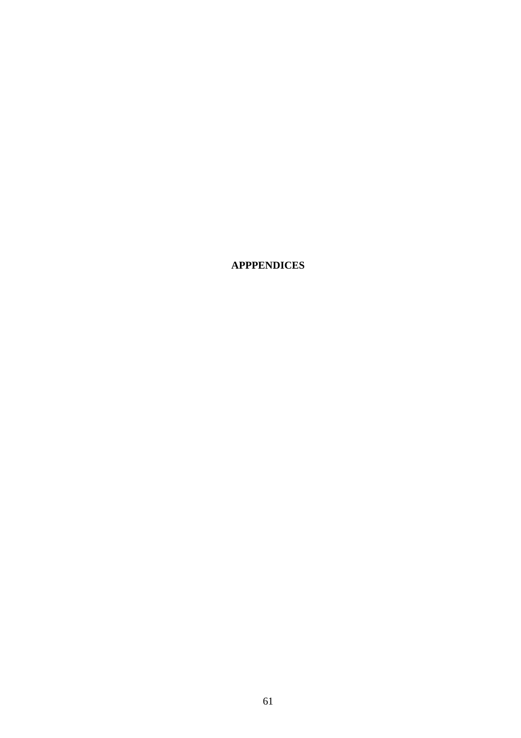# APPPENDICES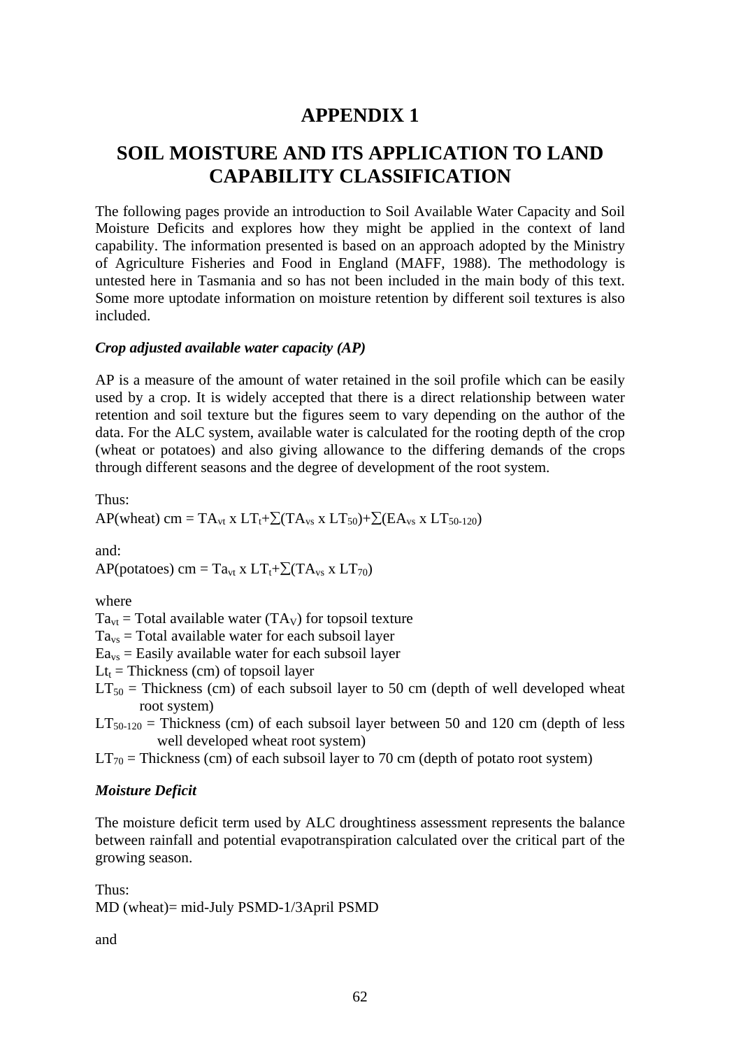# APPENDIX 1

# SOIL MOISTURE AND ITS APPLICATION TO LAND CAPABILITY CLASSIFICATION

The following pages provide an introduction to Soil Available Water Capacity and Soil Moisture Deficits and explores how they might be applied in the context of land capability. The information presented is based on an approach adopted by the Ministry of Agriculture Fisheries and Food in England (MAFF, 1988). The methodology is untested here in Tasmania and so has not been included in the main body of this text. Some more uptodate information on moisture retention by different soil textures is also included.

***Crop adjusted available water capacity (AP)***

AP is a measure of the amount of water retained in the soil profile which can be easily used by a crop. It is widely accepted that there is a direct relationship between water retention and soil texture but the figures seem to vary depending on the author of the data. For the ALC system, available water is calculated for the rooting depth of the crop (wheat or potatoes) and also giving allowance to the differing demands of the crops through different seasons and the degree of development of the root system.

Thus:

AP(wheat) cm = $TA_{vt}$ x $LT_t$+$\sum(TA_{vs}$ x $LT_{50})$+$\sum(EA_{vs}$ x $LT_{50\text{-}120})$

and:

AP(potatoes) cm = $Ta_{vt}$ x $LT_t$+$\sum(TA_{vs}$ x $LT_{70})$

where

$Ta_{vt}$ = Total available water ($TA_V$) for topsoil texture

$Ta_{vs}$ = Total available water for each subsoil layer

$Ea_{vs}$ = Easily available water for each subsoil layer

$Lt_t$ = Thickness (cm) of topsoil layer

$LT_{50}$ = Thickness (cm) of each subsoil layer to 50 cm (depth of well developed wheat root system)

$LT_{50\text{-}120}$ = Thickness (cm) of each subsoil layer between 50 and 120 cm (depth of less well developed wheat root system)

$LT_{70}$ = Thickness (cm) of each subsoil layer to 70 cm (depth of potato root system)

***Moisture Deficit***

The moisture deficit term used by ALC droughtiness assessment represents the balance between rainfall and potential evapotranspiration calculated over the critical part of the growing season.

Thus:

MD (wheat)= mid-July PSMD-1/3April PSMD

and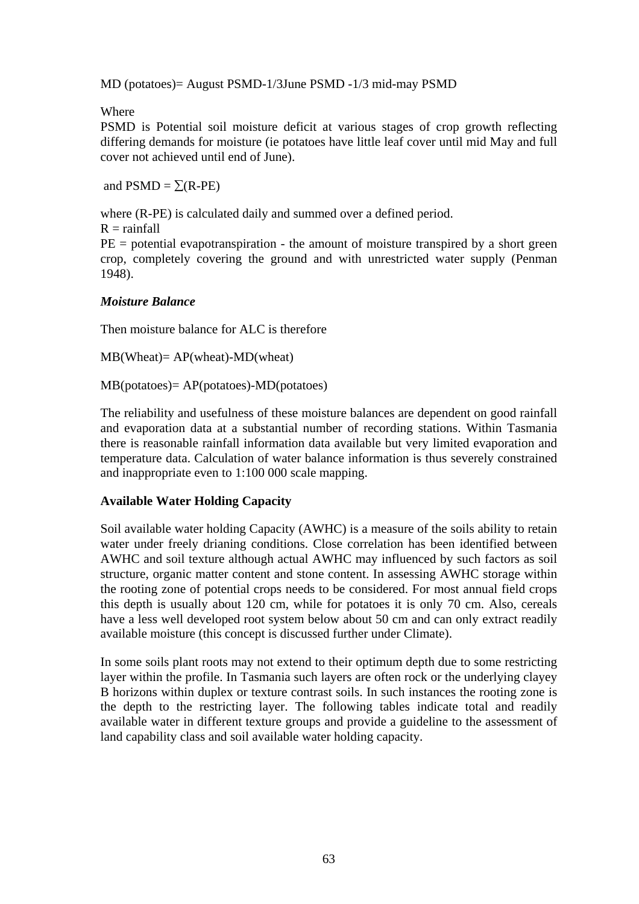MD (potatoes)= August PSMD-1/3June PSMD -1/3 mid-may PSMD

Where
PSMD is Potential soil moisture deficit at various stages of crop growth reflecting differing demands for moisture (ie potatoes have little leaf cover until mid May and full cover not achieved until end of June).

and PSMD = ∑(R-PE)

where (R-PE) is calculated daily and summed over a defined period.
R = rainfall
PE = potential evapotranspiration - the amount of moisture transpired by a short green crop, completely covering the ground and with unrestricted water supply (Penman 1948).

***Moisture Balance***

Then moisture balance for ALC is therefore

MB(Wheat)= AP(wheat)-MD(wheat)

MB(potatoes)= AP(potatoes)-MD(potatoes)

The reliability and usefulness of these moisture balances are dependent on good rainfall and evaporation data at a substantial number of recording stations. Within Tasmania there is reasonable rainfall information data available but very limited evaporation and temperature data. Calculation of water balance information is thus severely constrained and inappropriate even to 1:100 000 scale mapping.

**Available Water Holding Capacity**

Soil available water holding Capacity (AWHC) is a measure of the soils ability to retain water under freely drianing conditions. Close correlation has been identified between AWHC and soil texture although actual AWHC may influenced by such factors as soil structure, organic matter content and stone content. In assessing AWHC storage within the rooting zone of potential crops needs to be considered. For most annual field crops this depth is usually about 120 cm, while for potatoes it is only 70 cm. Also, cereals have a less well developed root system below about 50 cm and can only extract readily available moisture (this concept is discussed further under Climate).

In some soils plant roots may not extend to their optimum depth due to some restricting layer within the profile. In Tasmania such layers are often rock or the underlying clayey B horizons within duplex or texture contrast soils. In such instances the rooting zone is the depth to the restricting layer. The following tables indicate total and readily available water in different texture groups and provide a guideline to the assessment of land capability class and soil available water holding capacity.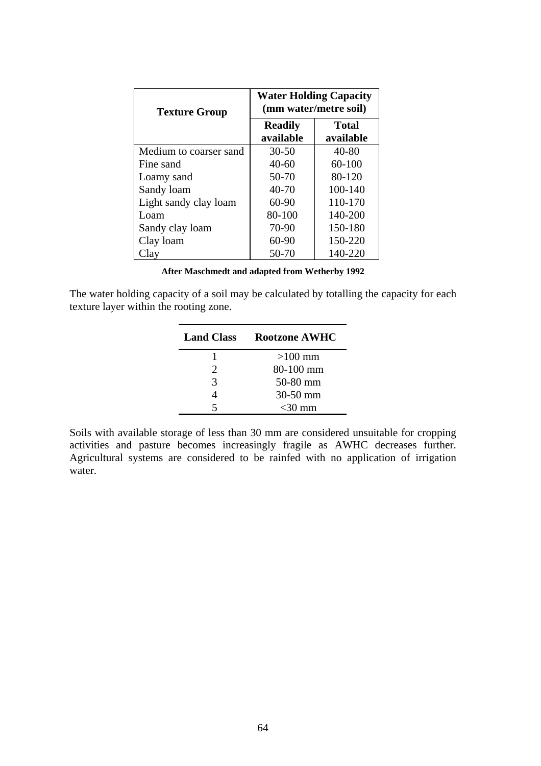| Texture Group | Water Holding Capacity (mm water/metre soil) | |
|---|---|---|
| | **Readily available** | **Total available** |
| Medium to coarser sand | 30-50 | 40-80 |
| Fine sand | 40-60 | 60-100 |
| Loamy sand | 50-70 | 80-120 |
| Sandy loam | 40-70 | 100-140 |
| Light sandy clay loam | 60-90 | 110-170 |
| Loam | 80-100 | 140-200 |
| Sandy clay loam | 70-90 | 150-180 |
| Clay loam | 60-90 | 150-220 |
| Clay | 50-70 | 140-220 |

**After Maschmedt and adapted from Wetherby 1992**

The water holding capacity of a soil may be calculated by totalling the capacity for each texture layer within the rooting zone.

| Land Class | Rootzone AWHC |
|---|---|
| 1 | >100 mm |
| 2 | 80-100 mm |
| 3 | 50-80 mm |
| 4 | 30-50 mm |
| 5 | <30 mm |

Soils with available storage of less than 30 mm are considered unsuitable for cropping activities and pasture becomes increasingly fragile as AWHC decreases further. Agricultural systems are considered to be rainfed with no application of irrigation water.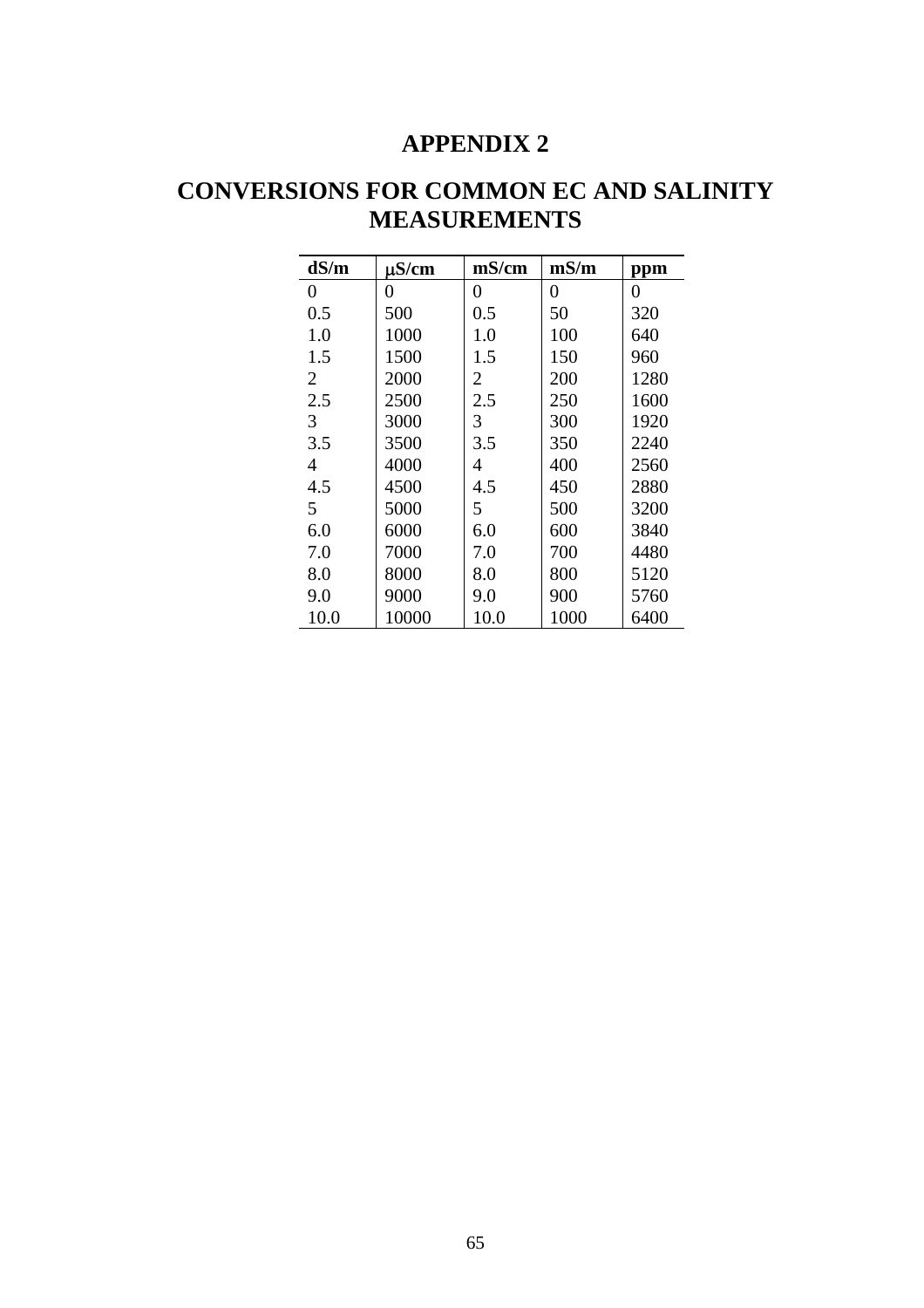# APPENDIX 2

# CONVERSIONS FOR COMMON EC AND SALINITY MEASUREMENTS

| dS/m | μS/cm | mS/cm | mS/m | ppm |
|---|---|---|---|---|
| 0 | 0 | 0 | 0 | 0 |
| 0.5 | 500 | 0.5 | 50 | 320 |
| 1.0 | 1000 | 1.0 | 100 | 640 |
| 1.5 | 1500 | 1.5 | 150 | 960 |
| 2 | 2000 | 2 | 200 | 1280 |
| 2.5 | 2500 | 2.5 | 250 | 1600 |
| 3 | 3000 | 3 | 300 | 1920 |
| 3.5 | 3500 | 3.5 | 350 | 2240 |
| 4 | 4000 | 4 | 400 | 2560 |
| 4.5 | 4500 | 4.5 | 450 | 2880 |
| 5 | 5000 | 5 | 500 | 3200 |
| 6.0 | 6000 | 6.0 | 600 | 3840 |
| 7.0 | 7000 | 7.0 | 700 | 4480 |
| 8.0 | 8000 | 8.0 | 800 | 5120 |
| 9.0 | 9000 | 9.0 | 900 | 5760 |
| 10.0 | 10000 | 10.0 | 1000 | 6400 |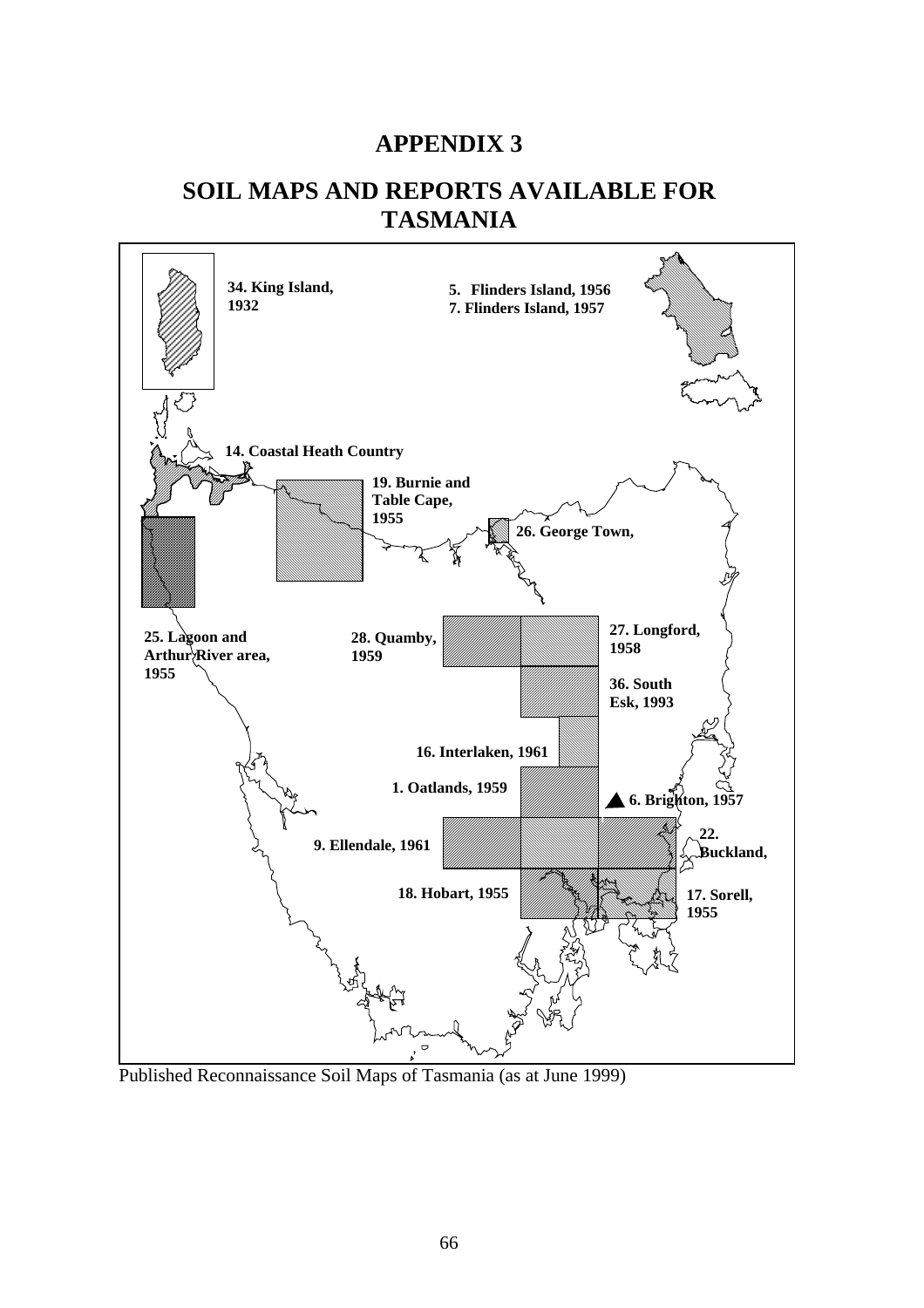# APPENDIX 3

# SOIL MAPS AND REPORTS AVAILABLE FOR TASMANIA

34. King Island, 1932

5. Flinders Island, 1956
7. Flinders Island, 1957

14. Coastal Heath Country

19. Burnie and Table Cape, 1955

26. George Town,

25. Lagoon and Arthur River area, 1955

28. Quamby, 1959

27. Longford, 1958

36. South Esk, 1993

16. Interlaken, 1961

1. Oatlands, 1959

6. Brighton, 1957

9. Ellendale, 1961

22. Buckland,

18. Hobart, 1955

17. Sorell, 1955

Published Reconnaissance Soil Maps of Tasmania (as at June 1999)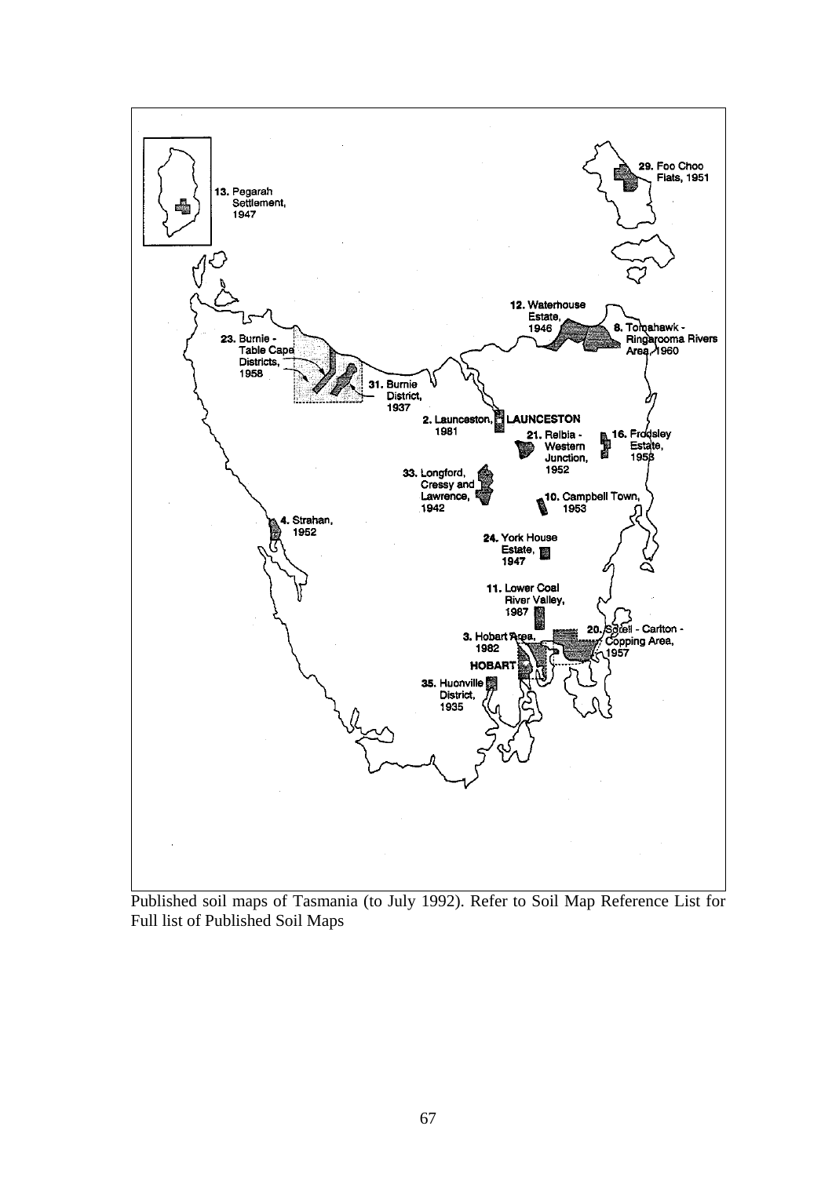Published soil maps of Tasmania (to July 1992). Refer to Soil Map Reference List for Full list of Published Soil Maps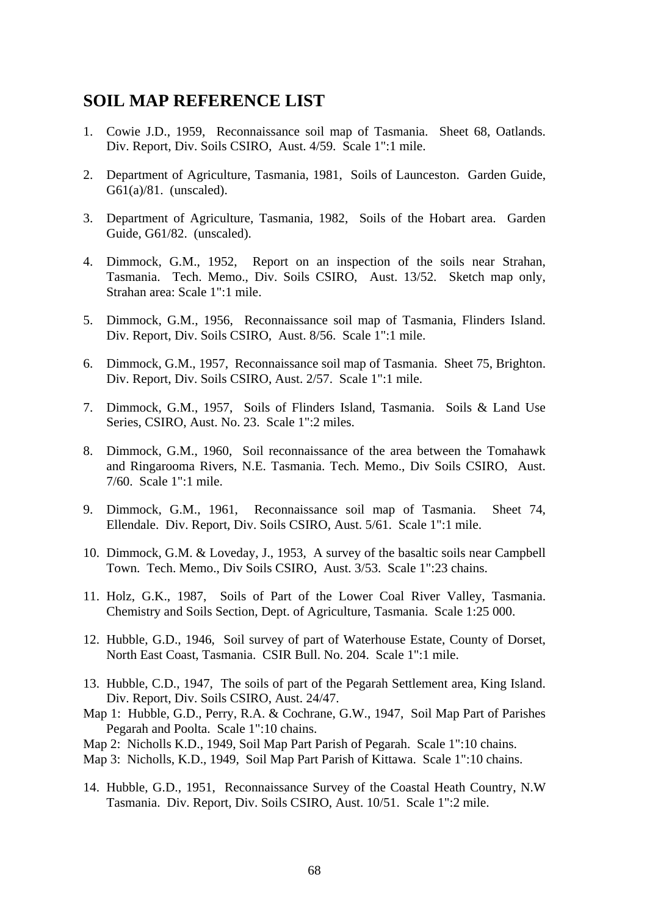## SOIL MAP REFERENCE LIST

1. Cowie J.D., 1959, Reconnaissance soil map of Tasmania. Sheet 68, Oatlands. Div. Report, Div. Soils CSIRO, Aust. 4/59. Scale 1":1 mile.

2. Department of Agriculture, Tasmania, 1981, Soils of Launceston. Garden Guide, G61(a)/81. (unscaled).

3. Department of Agriculture, Tasmania, 1982, Soils of the Hobart area. Garden Guide, G61/82. (unscaled).

4. Dimmock, G.M., 1952, Report on an inspection of the soils near Strahan, Tasmania. Tech. Memo., Div. Soils CSIRO, Aust. 13/52. Sketch map only, Strahan area: Scale 1":1 mile.

5. Dimmock, G.M., 1956, Reconnaissance soil map of Tasmania, Flinders Island. Div. Report, Div. Soils CSIRO, Aust. 8/56. Scale 1":1 mile.

6. Dimmock, G.M., 1957, Reconnaissance soil map of Tasmania. Sheet 75, Brighton. Div. Report, Div. Soils CSIRO, Aust. 2/57. Scale 1":1 mile.

7. Dimmock, G.M., 1957, Soils of Flinders Island, Tasmania. Soils & Land Use Series, CSIRO, Aust. No. 23. Scale 1":2 miles.

8. Dimmock, G.M., 1960, Soil reconnaissance of the area between the Tomahawk and Ringarooma Rivers, N.E. Tasmania. Tech. Memo., Div Soils CSIRO, Aust. 7/60. Scale 1":1 mile.

9. Dimmock, G.M., 1961, Reconnaissance soil map of Tasmania. Sheet 74, Ellendale. Div. Report, Div. Soils CSIRO, Aust. 5/61. Scale 1":1 mile.

10. Dimmock, G.M. & Loveday, J., 1953, A survey of the basaltic soils near Campbell Town. Tech. Memo., Div Soils CSIRO, Aust. 3/53. Scale 1":23 chains.

11. Holz, G.K., 1987, Soils of Part of the Lower Coal River Valley, Tasmania. Chemistry and Soils Section, Dept. of Agriculture, Tasmania. Scale 1:25 000.

12. Hubble, G.D., 1946, Soil survey of part of Waterhouse Estate, County of Dorset, North East Coast, Tasmania. CSIR Bull. No. 204. Scale 1":1 mile.

13. Hubble, C.D., 1947, The soils of part of the Pegarah Settlement area, King Island. Div. Report, Div. Soils CSIRO, Aust. 24/47.

Map 1: Hubble, G.D., Perry, R.A. & Cochrane, G.W., 1947, Soil Map Part of Parishes Pegarah and Poolta. Scale 1":10 chains.

Map 2: Nicholls K.D., 1949, Soil Map Part Parish of Pegarah. Scale 1":10 chains.

Map 3: Nicholls, K.D., 1949, Soil Map Part Parish of Kittawa. Scale 1":10 chains.

14. Hubble, G.D., 1951, Reconnaissance Survey of the Coastal Heath Country, N.W Tasmania. Div. Report, Div. Soils CSIRO, Aust. 10/51. Scale 1":2 mile.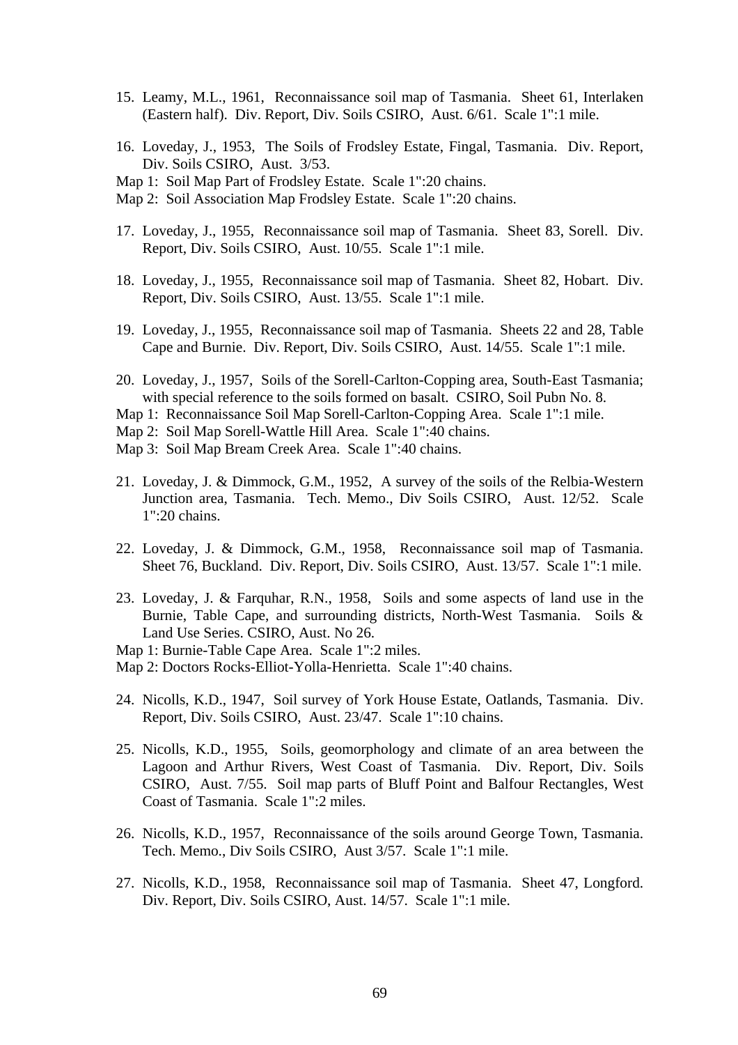15. Leamy, M.L., 1961, Reconnaissance soil map of Tasmania. Sheet 61, Interlaken (Eastern half). Div. Report, Div. Soils CSIRO, Aust. 6/61. Scale 1":1 mile.

16. Loveday, J., 1953, The Soils of Frodsley Estate, Fingal, Tasmania. Div. Report, Div. Soils CSIRO, Aust. 3/53.

Map 1: Soil Map Part of Frodsley Estate. Scale 1":20 chains.

Map 2: Soil Association Map Frodsley Estate. Scale 1":20 chains.

17. Loveday, J., 1955, Reconnaissance soil map of Tasmania. Sheet 83, Sorell. Div. Report, Div. Soils CSIRO, Aust. 10/55. Scale 1":1 mile.

18. Loveday, J., 1955, Reconnaissance soil map of Tasmania. Sheet 82, Hobart. Div. Report, Div. Soils CSIRO, Aust. 13/55. Scale 1":1 mile.

19. Loveday, J., 1955, Reconnaissance soil map of Tasmania. Sheets 22 and 28, Table Cape and Burnie. Div. Report, Div. Soils CSIRO, Aust. 14/55. Scale 1":1 mile.

20. Loveday, J., 1957, Soils of the Sorell-Carlton-Copping area, South-East Tasmania; with special reference to the soils formed on basalt. CSIRO, Soil Pubn No. 8.

Map 1: Reconnaissance Soil Map Sorell-Carlton-Copping Area. Scale 1":1 mile.

Map 2: Soil Map Sorell-Wattle Hill Area. Scale 1":40 chains.

Map 3: Soil Map Bream Creek Area. Scale 1":40 chains.

21. Loveday, J. & Dimmock, G.M., 1952, A survey of the soils of the Relbia-Western Junction area, Tasmania. Tech. Memo., Div Soils CSIRO, Aust. 12/52. Scale 1":20 chains.

22. Loveday, J. & Dimmock, G.M., 1958, Reconnaissance soil map of Tasmania. Sheet 76, Buckland. Div. Report, Div. Soils CSIRO, Aust. 13/57. Scale 1":1 mile.

23. Loveday, J. & Farquhar, R.N., 1958, Soils and some aspects of land use in the Burnie, Table Cape, and surrounding districts, North-West Tasmania. Soils & Land Use Series. CSIRO, Aust. No 26.

Map 1: Burnie-Table Cape Area. Scale 1":2 miles.

Map 2: Doctors Rocks-Elliot-Yolla-Henrietta. Scale 1":40 chains.

24. Nicolls, K.D., 1947, Soil survey of York House Estate, Oatlands, Tasmania. Div. Report, Div. Soils CSIRO, Aust. 23/47. Scale 1":10 chains.

25. Nicolls, K.D., 1955, Soils, geomorphology and climate of an area between the Lagoon and Arthur Rivers, West Coast of Tasmania. Div. Report, Div. Soils CSIRO, Aust. 7/55. Soil map parts of Bluff Point and Balfour Rectangles, West Coast of Tasmania. Scale 1":2 miles.

26. Nicolls, K.D., 1957, Reconnaissance of the soils around George Town, Tasmania. Tech. Memo., Div Soils CSIRO, Aust 3/57. Scale 1":1 mile.

27. Nicolls, K.D., 1958, Reconnaissance soil map of Tasmania. Sheet 47, Longford. Div. Report, Div. Soils CSIRO, Aust. 14/57. Scale 1":1 mile.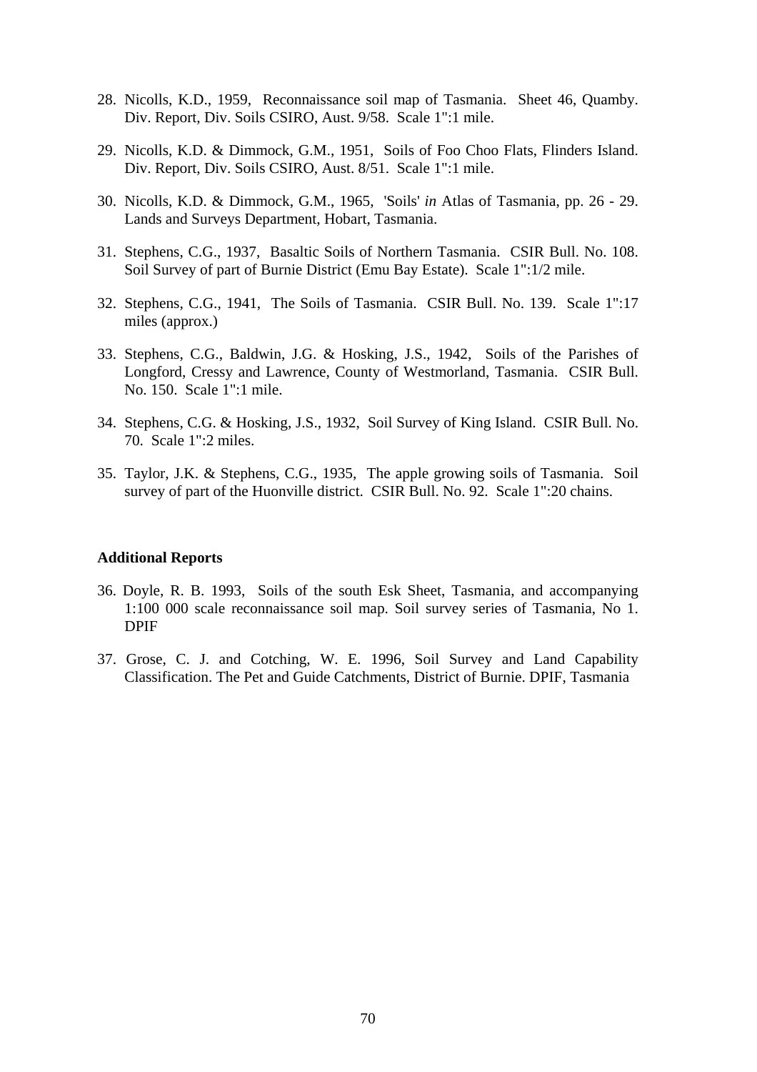28. Nicolls, K.D., 1959, Reconnaissance soil map of Tasmania. Sheet 46, Quamby. Div. Report, Div. Soils CSIRO, Aust. 9/58. Scale 1":1 mile.

29. Nicolls, K.D. & Dimmock, G.M., 1951, Soils of Foo Choo Flats, Flinders Island. Div. Report, Div. Soils CSIRO, Aust. 8/51. Scale 1":1 mile.

30. Nicolls, K.D. & Dimmock, G.M., 1965, 'Soils' *in* Atlas of Tasmania, pp. 26 - 29. Lands and Surveys Department, Hobart, Tasmania.

31. Stephens, C.G., 1937, Basaltic Soils of Northern Tasmania. CSIR Bull. No. 108. Soil Survey of part of Burnie District (Emu Bay Estate). Scale 1":1/2 mile.

32. Stephens, C.G., 1941, The Soils of Tasmania. CSIR Bull. No. 139. Scale 1":17 miles (approx.)

33. Stephens, C.G., Baldwin, J.G. & Hosking, J.S., 1942, Soils of the Parishes of Longford, Cressy and Lawrence, County of Westmorland, Tasmania. CSIR Bull. No. 150. Scale 1":1 mile.

34. Stephens, C.G. & Hosking, J.S., 1932, Soil Survey of King Island. CSIR Bull. No. 70. Scale 1":2 miles.

35. Taylor, J.K. & Stephens, C.G., 1935, The apple growing soils of Tasmania. Soil survey of part of the Huonville district. CSIR Bull. No. 92. Scale 1":20 chains.

**Additional Reports**

36. Doyle, R. B. 1993, Soils of the south Esk Sheet, Tasmania, and accompanying 1:100 000 scale reconnaissance soil map. Soil survey series of Tasmania, No 1. DPIF

37. Grose, C. J. and Cotching, W. E. 1996, Soil Survey and Land Capability Classification. The Pet and Guide Catchments, District of Burnie. DPIF, Tasmania